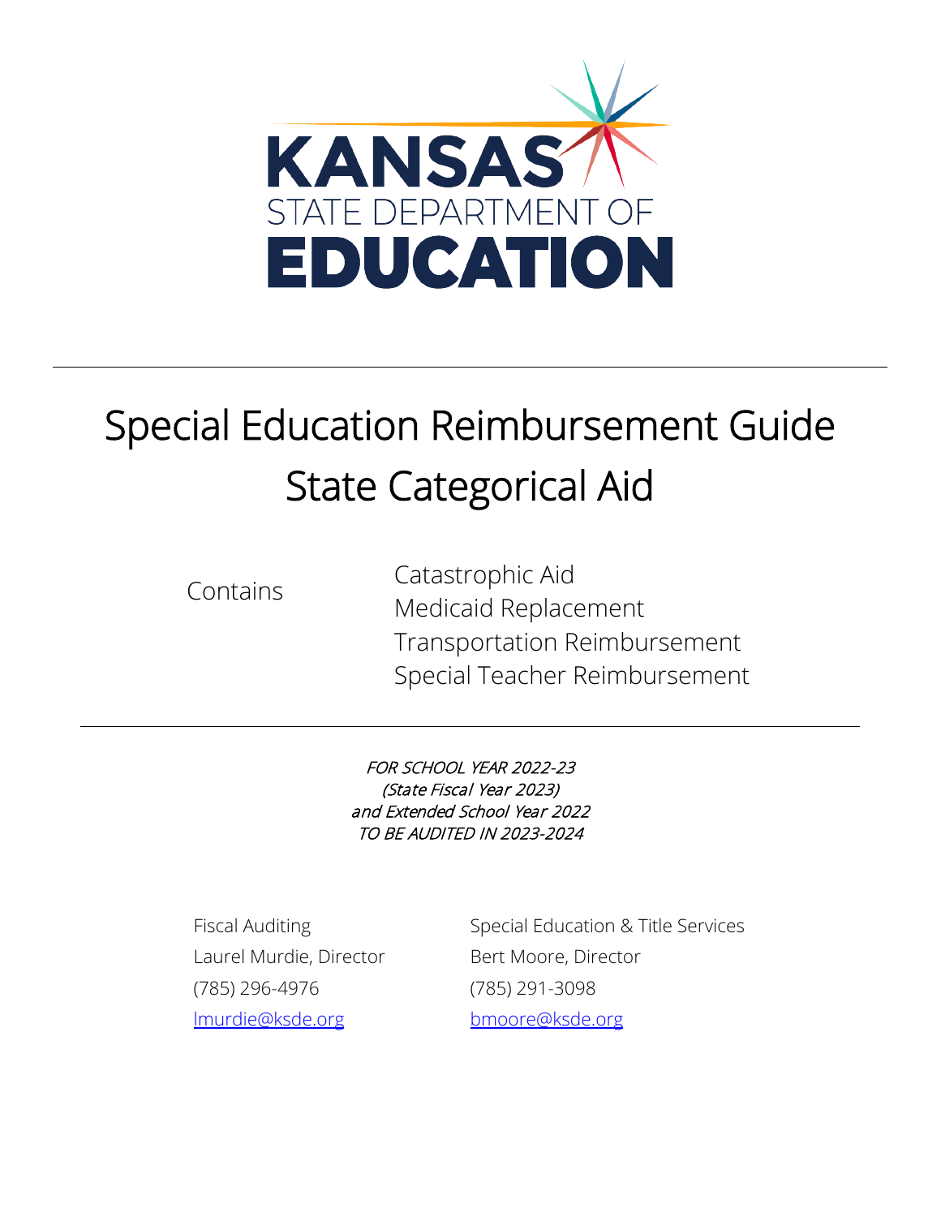KANSAS
STATE DEPARTMENT OF
EDUCATION

---

# Special Education Reimbursement Guide
# State Categorical Aid

Contains
- Catastrophic Aid
- Medicaid Replacement
- Transportation Reimbursement
- Special Teacher Reimbursement

---

*FOR SCHOOL YEAR 2022-23*
*(State Fiscal Year 2023)*
*and Extended School Year 2022*
*TO BE AUDITED IN 2023-2024*

Fiscal Auditing
Laurel Murdie, Director
(785) 296-4976
lmurdie@ksde.org

Special Education & Title Services
Bert Moore, Director
(785) 291-3098
bmoore@ksde.org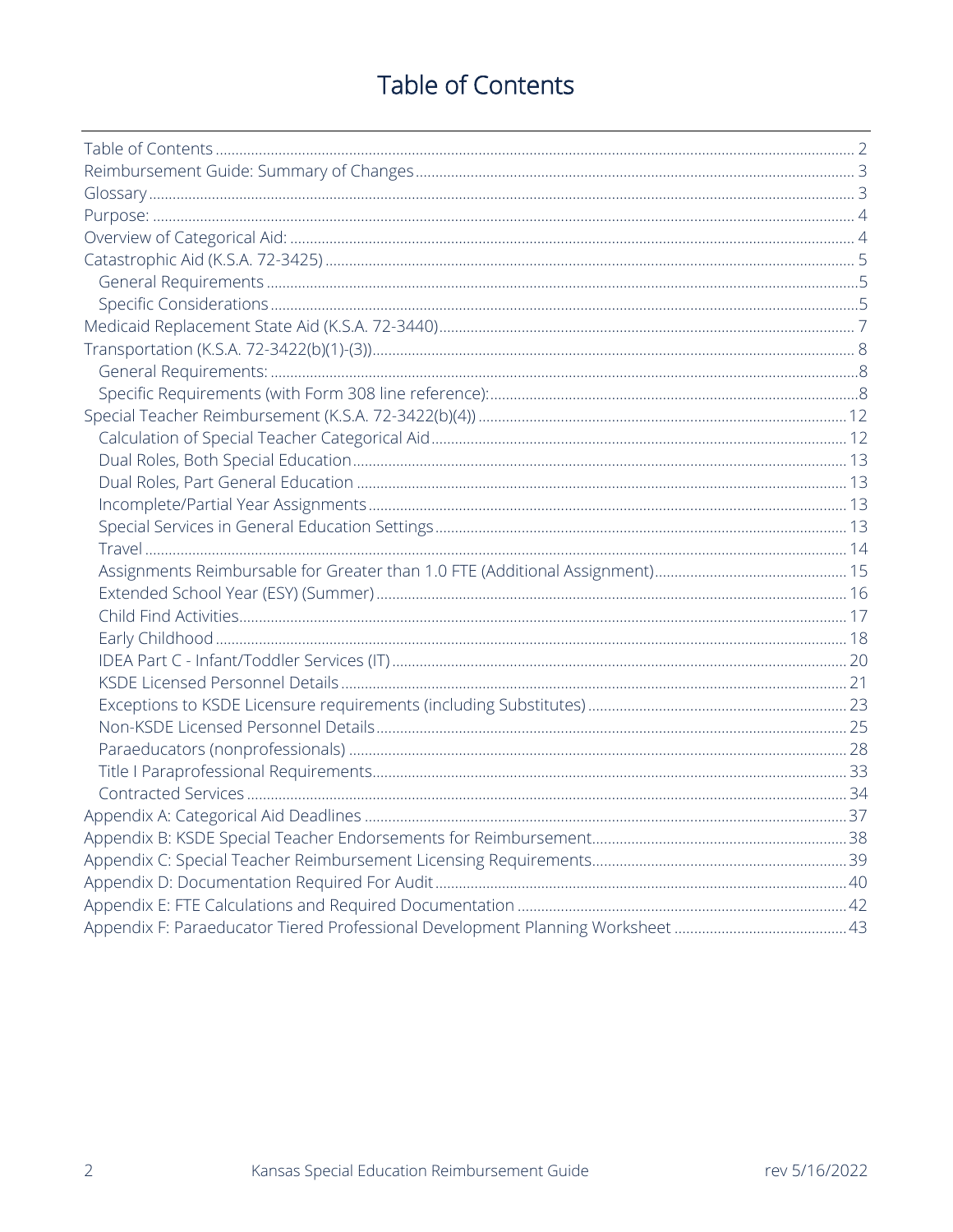# Table of Contents

- Table of Contents ..... 2
- Reimbursement Guide: Summary of Changes ..... 3
- Glossary ..... 3
- Purpose: ..... 4
- Overview of Categorical Aid: ..... 4
- Catastrophic Aid (K.S.A. 72-3425) ..... 5
  - General Requirements ..... 5
  - Specific Considerations ..... 5
- Medicaid Replacement State Aid (K.S.A. 72-3440) ..... 7
- Transportation (K.S.A. 72-3422(b)(1)-(3)) ..... 8
  - General Requirements: ..... 8
  - Specific Requirements (with Form 308 line reference): ..... 8
- Special Teacher Reimbursement (K.S.A. 72-3422(b)(4)) ..... 12
  - Calculation of Special Teacher Categorical Aid ..... 12
  - Dual Roles, Both Special Education ..... 13
  - Dual Roles, Part General Education ..... 13
  - Incomplete/Partial Year Assignments ..... 13
  - Special Services in General Education Settings ..... 13
  - Travel ..... 14
  - Assignments Reimbursable for Greater than 1.0 FTE (Additional Assignment) ..... 15
  - Extended School Year (ESY) (Summer) ..... 16
  - Child Find Activities ..... 17
  - Early Childhood ..... 18
  - IDEA Part C - Infant/Toddler Services (IT) ..... 20
  - KSDE Licensed Personnel Details ..... 21
  - Exceptions to KSDE Licensure requirements (including Substitutes) ..... 23
  - Non-KSDE Licensed Personnel Details ..... 25
  - Paraeducators (nonprofessionals) ..... 28
  - Title I Paraprofessional Requirements ..... 33
  - Contracted Services ..... 34
- Appendix A: Categorical Aid Deadlines ..... 37
- Appendix B: KSDE Special Teacher Endorsements for Reimbursement ..... 38
- Appendix C: Special Teacher Reimbursement Licensing Requirements ..... 39
- Appendix D: Documentation Required For Audit ..... 40
- Appendix E: FTE Calculations and Required Documentation ..... 42
- Appendix F: Paraeducator Tiered Professional Development Planning Worksheet ..... 43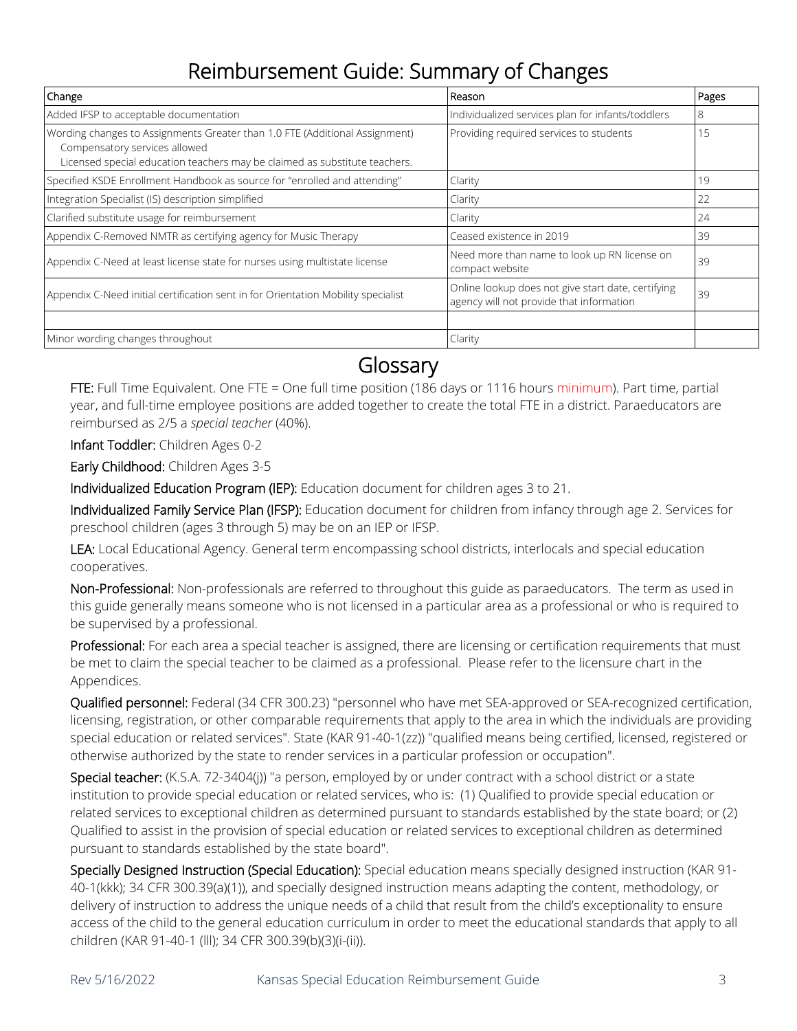# Reimbursement Guide: Summary of Changes

| Change | Reason | Pages |
|---|---|---|
| Added IFSP to acceptable documentation | Individualized services plan for infants/toddlers | 8 |
| Wording changes to Assignments Greater than 1.0 FTE (Additional Assignment)<br>Compensatory services allowed<br>Licensed special education teachers may be claimed as substitute teachers. | Providing required services to students | 15 |
| Specified KSDE Enrollment Handbook as source for "enrolled and attending" | Clarity | 19 |
| Integration Specialist (IS) description simplified | Clarity | 22 |
| Clarified substitute usage for reimbursement | Clarity | 24 |
| Appendix C-Removed NMTR as certifying agency for Music Therapy | Ceased existence in 2019 | 39 |
| Appendix C-Need at least license state for nurses using multistate license | Need more than name to look up RN license on compact website | 39 |
| Appendix C-Need initial certification sent in for Orientation Mobility specialist | Online lookup does not give start date, certifying agency will not provide that information | 39 |
| | | |
| Minor wording changes throughout | Clarity | |

# Glossary

**FTE:** Full Time Equivalent. One FTE = One full time position (186 days or 1116 hours minimum). Part time, partial year, and full-time employee positions are added together to create the total FTE in a district. Paraeducators are reimbursed as 2/5 a *special teacher* (40%).

**Infant Toddler:** Children Ages 0-2

**Early Childhood:** Children Ages 3-5

**Individualized Education Program (IEP):** Education document for children ages 3 to 21.

**Individualized Family Service Plan (IFSP):** Education document for children from infancy through age 2. Services for preschool children (ages 3 through 5) may be on an IEP or IFSP.

**LEA:** Local Educational Agency. General term encompassing school districts, interlocals and special education cooperatives.

**Non-Professional:** Non-professionals are referred to throughout this guide as paraeducators. The term as used in this guide generally means someone who is not licensed in a particular area as a professional or who is required to be supervised by a professional.

**Professional:** For each area a special teacher is assigned, there are licensing or certification requirements that must be met to claim the special teacher to be claimed as a professional. Please refer to the licensure chart in the Appendices.

**Qualified personnel:** Federal (34 CFR 300.23) "personnel who have met SEA-approved or SEA-recognized certification, licensing, registration, or other comparable requirements that apply to the area in which the individuals are providing special education or related services". State (KAR 91-40-1(zz)) "qualified means being certified, licensed, registered or otherwise authorized by the state to render services in a particular profession or occupation".

**Special teacher:** (K.S.A. 72-3404(j)) "a person, employed by or under contract with a school district or a state institution to provide special education or related services, who is: (1) Qualified to provide special education or related services to exceptional children as determined pursuant to standards established by the state board; or (2) Qualified to assist in the provision of special education or related services to exceptional children as determined pursuant to standards established by the state board".

**Specially Designed Instruction (Special Education):** Special education means specially designed instruction (KAR 91-40-1(kkk); 34 CFR 300.39(a)(1)), and specially designed instruction means adapting the content, methodology, or delivery of instruction to address the unique needs of a child that result from the child's exceptionality to ensure access of the child to the general education curriculum in order to meet the educational standards that apply to all children (KAR 91-40-1 (lll); 34 CFR 300.39(b)(3)(i-(ii)).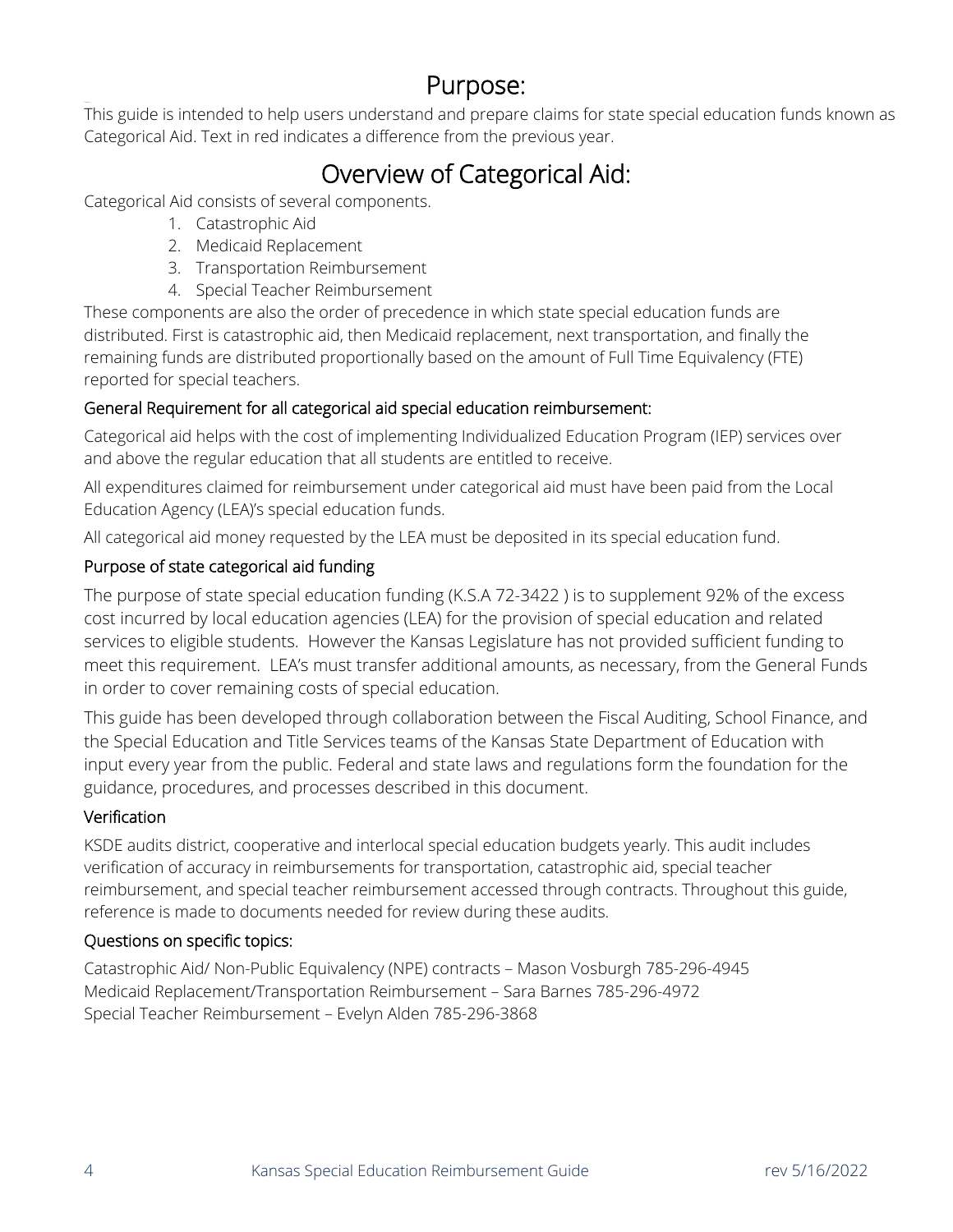# Purpose:

This guide is intended to help users understand and prepare claims for state special education funds known as Categorical Aid. Text in red indicates a difference from the previous year.

# Overview of Categorical Aid:

Categorical Aid consists of several components.

1. Catastrophic Aid
2. Medicaid Replacement
3. Transportation Reimbursement
4. Special Teacher Reimbursement

These components are also the order of precedence in which state special education funds are distributed. First is catastrophic aid, then Medicaid replacement, next transportation, and finally the remaining funds are distributed proportionally based on the amount of Full Time Equivalency (FTE) reported for special teachers.

### General Requirement for all categorical aid special education reimbursement:

Categorical aid helps with the cost of implementing Individualized Education Program (IEP) services over and above the regular education that all students are entitled to receive.

All expenditures claimed for reimbursement under categorical aid must have been paid from the Local Education Agency (LEA)'s special education funds.

All categorical aid money requested by the LEA must be deposited in its special education fund.

### Purpose of state categorical aid funding

The purpose of state special education funding (K.S.A 72-3422 ) is to supplement 92% of the excess cost incurred by local education agencies (LEA) for the provision of special education and related services to eligible students. However the Kansas Legislature has not provided sufficient funding to meet this requirement. LEA's must transfer additional amounts, as necessary, from the General Funds in order to cover remaining costs of special education.

This guide has been developed through collaboration between the Fiscal Auditing, School Finance, and the Special Education and Title Services teams of the Kansas State Department of Education with input every year from the public. Federal and state laws and regulations form the foundation for the guidance, procedures, and processes described in this document.

### Verification

KSDE audits district, cooperative and interlocal special education budgets yearly. This audit includes verification of accuracy in reimbursements for transportation, catastrophic aid, special teacher reimbursement, and special teacher reimbursement accessed through contracts. Throughout this guide, reference is made to documents needed for review during these audits.

### Questions on specific topics:

Catastrophic Aid/ Non-Public Equivalency (NPE) contracts – Mason Vosburgh 785-296-4945
Medicaid Replacement/Transportation Reimbursement – Sara Barnes 785-296-4972
Special Teacher Reimbursement – Evelyn Alden 785-296-3868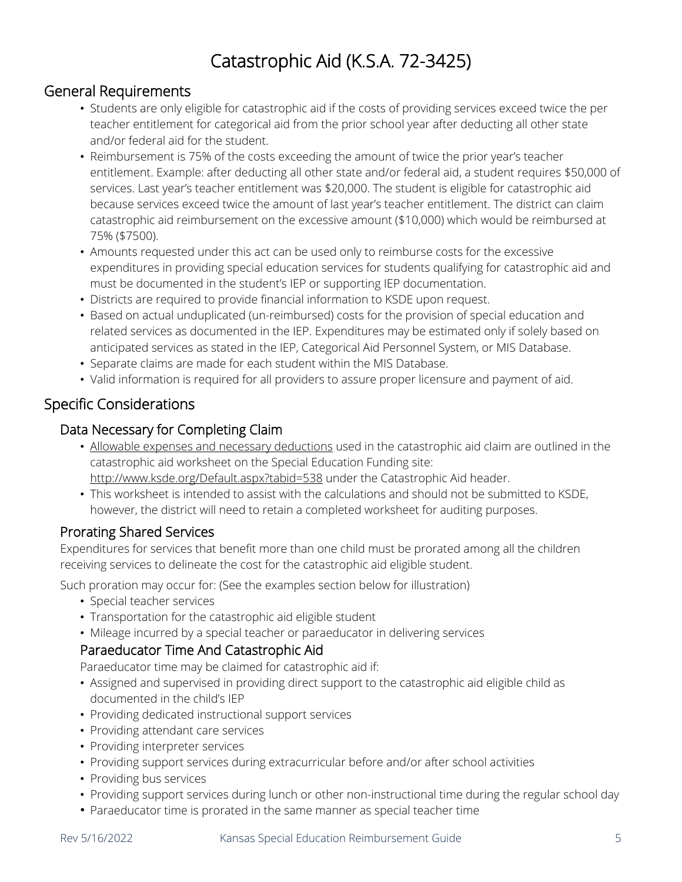# Catastrophic Aid (K.S.A. 72-3425)

## General Requirements

- Students are only eligible for catastrophic aid if the costs of providing services exceed twice the per teacher entitlement for categorical aid from the prior school year after deducting all other state and/or federal aid for the student.
- Reimbursement is 75% of the costs exceeding the amount of twice the prior year's teacher entitlement. Example: after deducting all other state and/or federal aid, a student requires $50,000 of services. Last year's teacher entitlement was $20,000. The student is eligible for catastrophic aid because services exceed twice the amount of last year's teacher entitlement. The district can claim catastrophic aid reimbursement on the excessive amount ($10,000) which would be reimbursed at 75% ($7500).
- Amounts requested under this act can be used only to reimburse costs for the excessive expenditures in providing special education services for students qualifying for catastrophic aid and must be documented in the student's IEP or supporting IEP documentation.
- Districts are required to provide financial information to KSDE upon request.
- Based on actual unduplicated (un-reimbursed) costs for the provision of special education and related services as documented in the IEP. Expenditures may be estimated only if solely based on anticipated services as stated in the IEP, Categorical Aid Personnel System, or MIS Database.
- Separate claims are made for each student within the MIS Database.
- Valid information is required for all providers to assure proper licensure and payment of aid.

## Specific Considerations

### Data Necessary for Completing Claim

- Allowable expenses and necessary deductions used in the catastrophic aid claim are outlined in the catastrophic aid worksheet on the Special Education Funding site: http://www.ksde.org/Default.aspx?tabid=538 under the Catastrophic Aid header.
- This worksheet is intended to assist with the calculations and should not be submitted to KSDE, however, the district will need to retain a completed worksheet for auditing purposes.

### Prorating Shared Services

Expenditures for services that benefit more than one child must be prorated among all the children receiving services to delineate the cost for the catastrophic aid eligible student.

Such proration may occur for: (See the examples section below for illustration)

- Special teacher services
- Transportation for the catastrophic aid eligible student
- Mileage incurred by a special teacher or paraeducator in delivering services

#### Paraeducator Time And Catastrophic Aid

Paraeducator time may be claimed for catastrophic aid if:

- Assigned and supervised in providing direct support to the catastrophic aid eligible child as documented in the child's IEP
- Providing dedicated instructional support services
- Providing attendant care services
- Providing interpreter services
- Providing support services during extracurricular before and/or after school activities
- Providing bus services
- Providing support services during lunch or other non-instructional time during the regular school day
- Paraeducator time is prorated in the same manner as special teacher time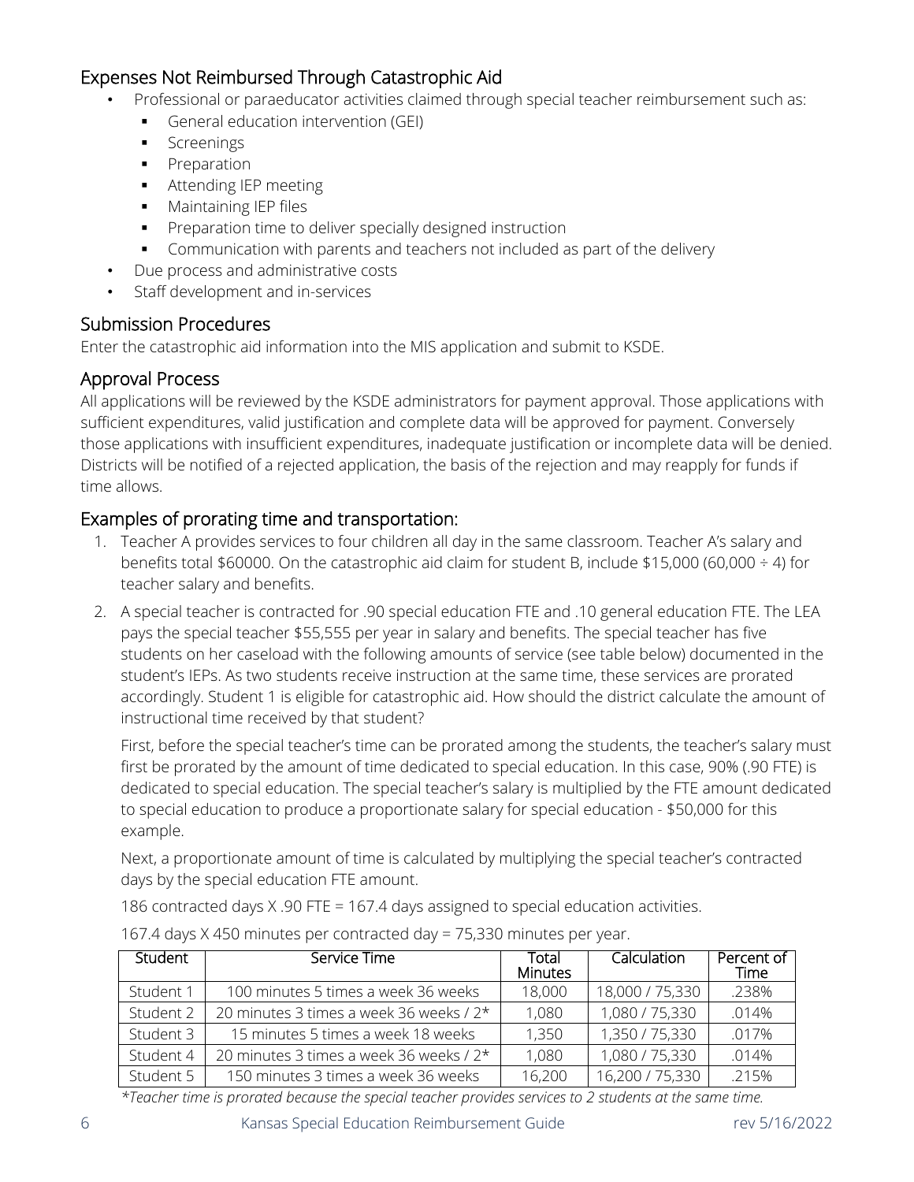## Expenses Not Reimbursed Through Catastrophic Aid

- Professional or paraeducator activities claimed through special teacher reimbursement such as:
  - General education intervention (GEI)
  - Screenings
  - Preparation
  - Attending IEP meeting
  - Maintaining IEP files
  - Preparation time to deliver specially designed instruction
  - Communication with parents and teachers not included as part of the delivery
- Due process and administrative costs
- Staff development and in-services

## Submission Procedures

Enter the catastrophic aid information into the MIS application and submit to KSDE.

## Approval Process

All applications will be reviewed by the KSDE administrators for payment approval. Those applications with sufficient expenditures, valid justification and complete data will be approved for payment. Conversely those applications with insufficient expenditures, inadequate justification or incomplete data will be denied. Districts will be notified of a rejected application, the basis of the rejection and may reapply for funds if time allows.

## Examples of prorating time and transportation:

1. Teacher A provides services to four children all day in the same classroom. Teacher A's salary and benefits total $60000. On the catastrophic aid claim for student B, include $15,000 (60,000 ÷ 4) for teacher salary and benefits.
2. A special teacher is contracted for .90 special education FTE and .10 general education FTE. The LEA pays the special teacher $55,555 per year in salary and benefits. The special teacher has five students on her caseload with the following amounts of service (see table below) documented in the student's IEPs. As two students receive instruction at the same time, these services are prorated accordingly. Student 1 is eligible for catastrophic aid. How should the district calculate the amount of instructional time received by that student?

   First, before the special teacher's time can be prorated among the students, the teacher's salary must first be prorated by the amount of time dedicated to special education. In this case, 90% (.90 FTE) is dedicated to special education. The special teacher's salary is multiplied by the FTE amount dedicated to special education to produce a proportionate salary for special education - $50,000 for this example.

   Next, a proportionate amount of time is calculated by multiplying the special teacher's contracted days by the special education FTE amount.

   186 contracted days X .90 FTE = 167.4 days assigned to special education activities.

   167.4 days X 450 minutes per contracted day = 75,330 minutes per year.

| Student | Service Time | Total Minutes | Calculation | Percent of Time |
|---|---|---|---|---|
| Student 1 | 100 minutes 5 times a week 36 weeks | 18,000 | 18,000 / 75,330 | .238% |
| Student 2 | 20 minutes 3 times a week 36 weeks / 2* | 1,080 | 1,080 / 75,330 | .014% |
| Student 3 | 15 minutes 5 times a week 18 weeks | 1,350 | 1,350 / 75,330 | .017% |
| Student 4 | 20 minutes 3 times a week 36 weeks / 2* | 1,080 | 1,080 / 75,330 | .014% |
| Student 5 | 150 minutes 3 times a week 36 weeks | 16,200 | 16,200 / 75,330 | .215% |

*\*Teacher time is prorated because the special teacher provides services to 2 students at the same time.*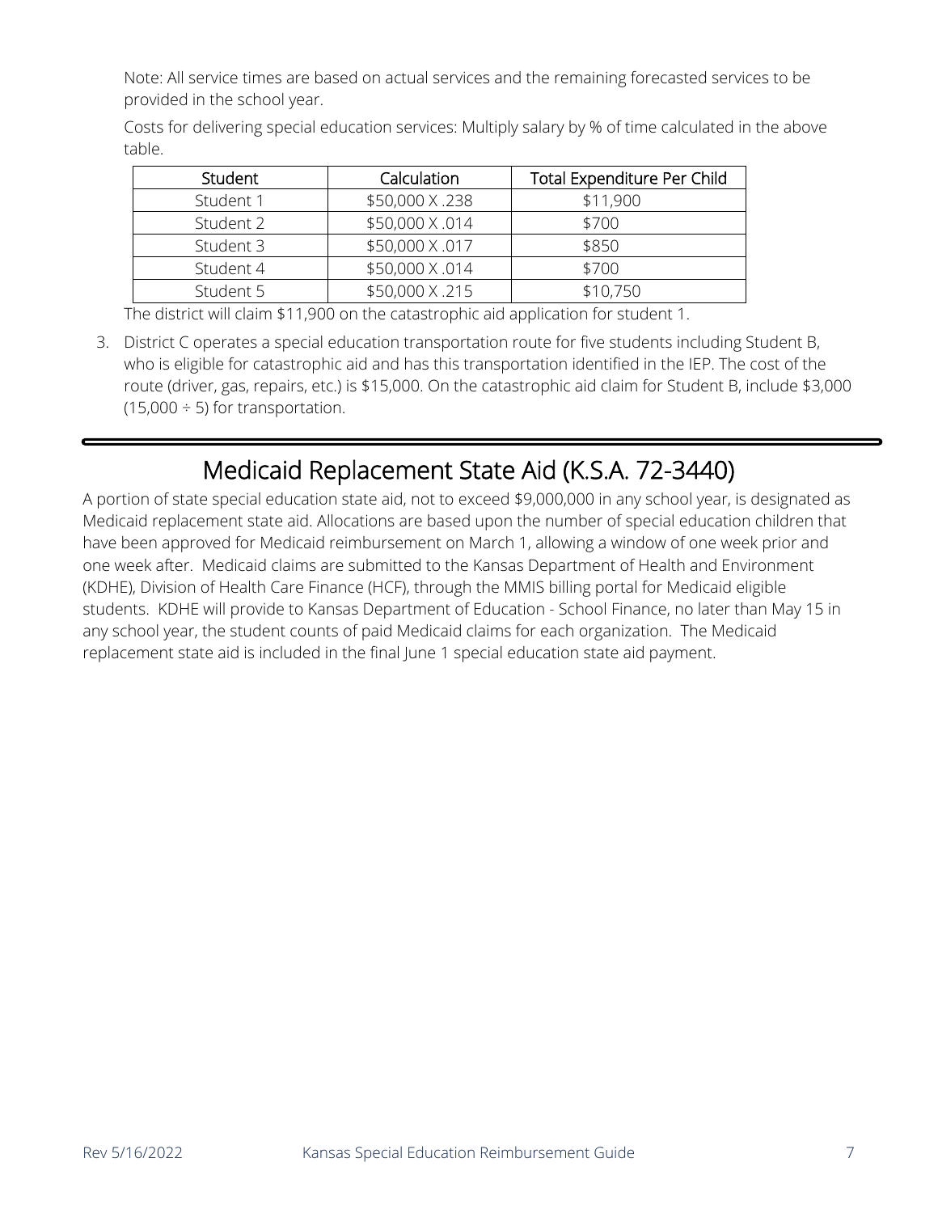Note: All service times are based on actual services and the remaining forecasted services to be provided in the school year.

Costs for delivering special education services: Multiply salary by % of time calculated in the above table.

| Student | Calculation | Total Expenditure Per Child |
|---|---|---|
| Student 1 | \$50,000 X .238 | \$11,900 |
| Student 2 | \$50,000 X .014 | \$700 |
| Student 3 | \$50,000 X .017 | \$850 |
| Student 4 | \$50,000 X .014 | \$700 |
| Student 5 | \$50,000 X .215 | \$10,750 |

The district will claim \$11,900 on the catastrophic aid application for student 1.

3. District C operates a special education transportation route for five students including Student B, who is eligible for catastrophic aid and has this transportation identified in the IEP. The cost of the route (driver, gas, repairs, etc.) is \$15,000. On the catastrophic aid claim for Student B, include \$3,000 (15,000 ÷ 5) for transportation.

---

# Medicaid Replacement State Aid (K.S.A. 72-3440)

A portion of state special education state aid, not to exceed \$9,000,000 in any school year, is designated as Medicaid replacement state aid. Allocations are based upon the number of special education children that have been approved for Medicaid reimbursement on March 1, allowing a window of one week prior and one week after. Medicaid claims are submitted to the Kansas Department of Health and Environment (KDHE), Division of Health Care Finance (HCF), through the MMIS billing portal for Medicaid eligible students. KDHE will provide to Kansas Department of Education - School Finance, no later than May 15 in any school year, the student counts of paid Medicaid claims for each organization. The Medicaid replacement state aid is included in the final June 1 special education state aid payment.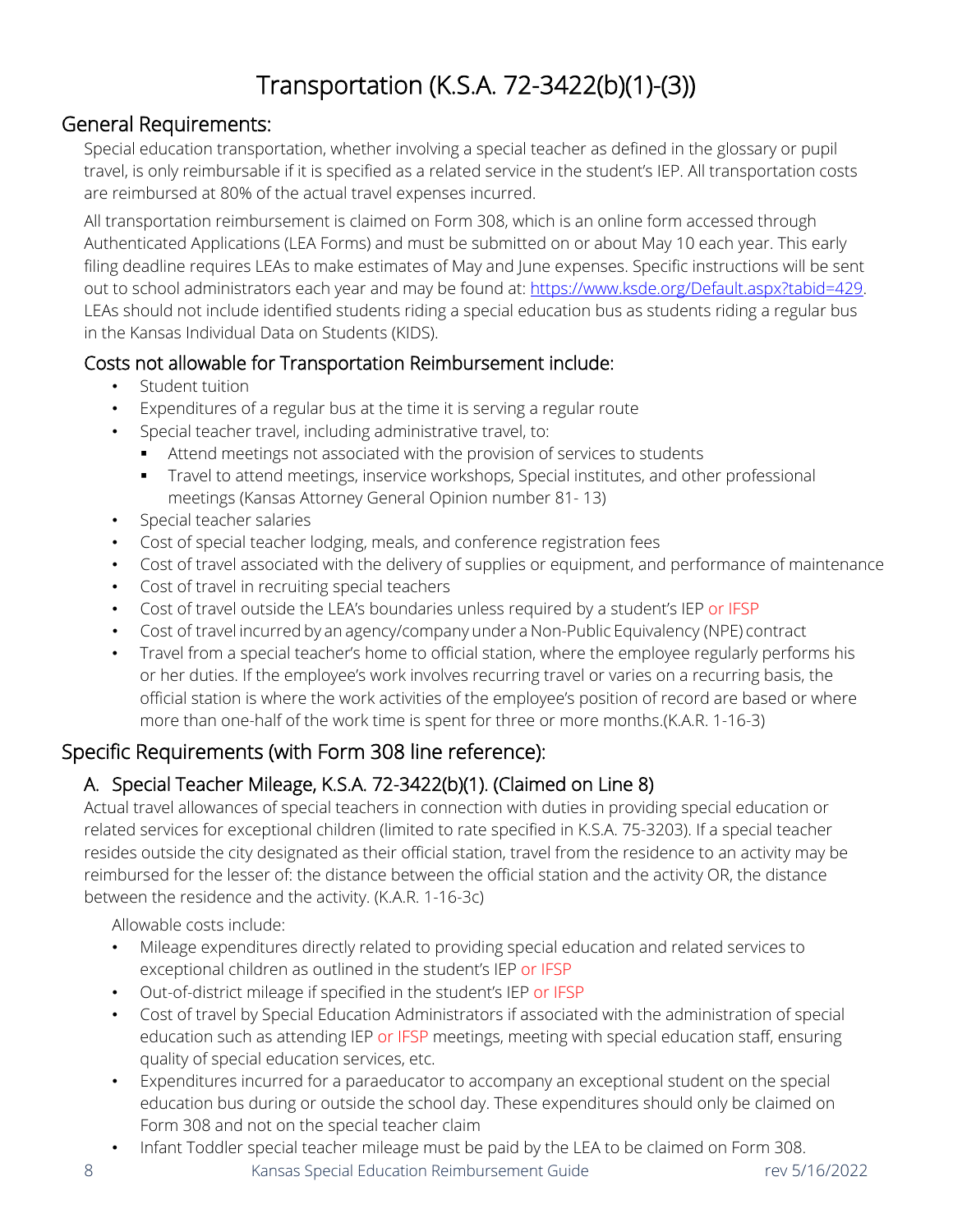# Transportation (K.S.A. 72-3422(b)(1)-(3))

## General Requirements:

Special education transportation, whether involving a special teacher as defined in the glossary or pupil travel, is only reimbursable if it is specified as a related service in the student's IEP. All transportation costs are reimbursed at 80% of the actual travel expenses incurred.

All transportation reimbursement is claimed on Form 308, which is an online form accessed through Authenticated Applications (LEA Forms) and must be submitted on or about May 10 each year. This early filing deadline requires LEAs to make estimates of May and June expenses. Specific instructions will be sent out to school administrators each year and may be found at: https://www.ksde.org/Default.aspx?tabid=429. LEAs should not include identified students riding a special education bus as students riding a regular bus in the Kansas Individual Data on Students (KIDS).

### Costs not allowable for Transportation Reimbursement include:

- Student tuition
- Expenditures of a regular bus at the time it is serving a regular route
- Special teacher travel, including administrative travel, to:
  - Attend meetings not associated with the provision of services to students
  - Travel to attend meetings, inservice workshops, Special institutes, and other professional meetings (Kansas Attorney General Opinion number 81- 13)
- Special teacher salaries
- Cost of special teacher lodging, meals, and conference registration fees
- Cost of travel associated with the delivery of supplies or equipment, and performance of maintenance
- Cost of travel in recruiting special teachers
- Cost of travel outside the LEA's boundaries unless required by a student's IEP or IFSP
- Cost of travel incurred by an agency/company under a Non-Public Equivalency (NPE) contract
- Travel from a special teacher's home to official station, where the employee regularly performs his or her duties. If the employee's work involves recurring travel or varies on a recurring basis, the official station is where the work activities of the employee's position of record are based or where more than one-half of the work time is spent for three or more months.(K.A.R. 1-16-3)

## Specific Requirements (with Form 308 line reference):

### A. Special Teacher Mileage, K.S.A. 72-3422(b)(1). (Claimed on Line 8)

Actual travel allowances of special teachers in connection with duties in providing special education or related services for exceptional children (limited to rate specified in K.S.A. 75-3203). If a special teacher resides outside the city designated as their official station, travel from the residence to an activity may be reimbursed for the lesser of: the distance between the official station and the activity OR, the distance between the residence and the activity. (K.A.R. 1-16-3c)

Allowable costs include:

- Mileage expenditures directly related to providing special education and related services to exceptional children as outlined in the student's IEP or IFSP
- Out-of-district mileage if specified in the student's IEP or IFSP
- Cost of travel by Special Education Administrators if associated with the administration of special education such as attending IEP or IFSP meetings, meeting with special education staff, ensuring quality of special education services, etc.
- Expenditures incurred for a paraeducator to accompany an exceptional student on the special education bus during or outside the school day. These expenditures should only be claimed on Form 308 and not on the special teacher claim
- Infant Toddler special teacher mileage must be paid by the LEA to be claimed on Form 308.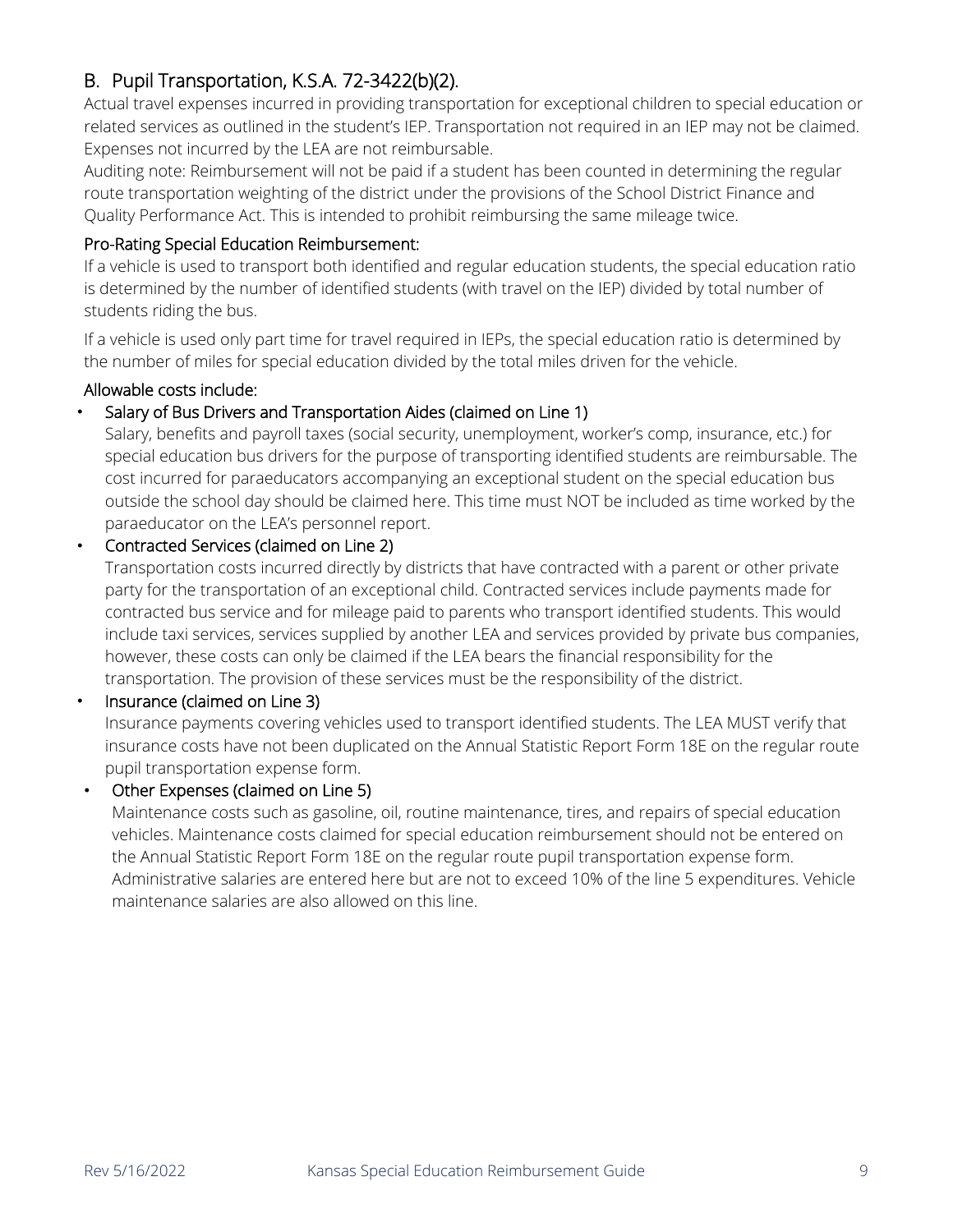## B. Pupil Transportation, K.S.A. 72-3422(b)(2).

Actual travel expenses incurred in providing transportation for exceptional children to special education or related services as outlined in the student's IEP. Transportation not required in an IEP may not be claimed. Expenses not incurred by the LEA are not reimbursable.

Auditing note: Reimbursement will not be paid if a student has been counted in determining the regular route transportation weighting of the district under the provisions of the School District Finance and Quality Performance Act. This is intended to prohibit reimbursing the same mileage twice.

### Pro-Rating Special Education Reimbursement:

If a vehicle is used to transport both identified and regular education students, the special education ratio is determined by the number of identified students (with travel on the IEP) divided by total number of students riding the bus.

If a vehicle is used only part time for travel required in IEPs, the special education ratio is determined by the number of miles for special education divided by the total miles driven for the vehicle.

### Allowable costs include:

- Salary of Bus Drivers and Transportation Aides (claimed on Line 1)
  Salary, benefits and payroll taxes (social security, unemployment, worker's comp, insurance, etc.) for special education bus drivers for the purpose of transporting identified students are reimbursable. The cost incurred for paraeducators accompanying an exceptional student on the special education bus outside the school day should be claimed here. This time must NOT be included as time worked by the paraeducator on the LEA's personnel report.
- Contracted Services (claimed on Line 2)
  Transportation costs incurred directly by districts that have contracted with a parent or other private party for the transportation of an exceptional child. Contracted services include payments made for contracted bus service and for mileage paid to parents who transport identified students. This would include taxi services, services supplied by another LEA and services provided by private bus companies, however, these costs can only be claimed if the LEA bears the financial responsibility for the transportation. The provision of these services must be the responsibility of the district.
- Insurance (claimed on Line 3)
  Insurance payments covering vehicles used to transport identified students. The LEA MUST verify that insurance costs have not been duplicated on the Annual Statistic Report Form 18E on the regular route pupil transportation expense form.
- Other Expenses (claimed on Line 5)
  Maintenance costs such as gasoline, oil, routine maintenance, tires, and repairs of special education vehicles. Maintenance costs claimed for special education reimbursement should not be entered on the Annual Statistic Report Form 18E on the regular route pupil transportation expense form. Administrative salaries are entered here but are not to exceed 10% of the line 5 expenditures. Vehicle maintenance salaries are also allowed on this line.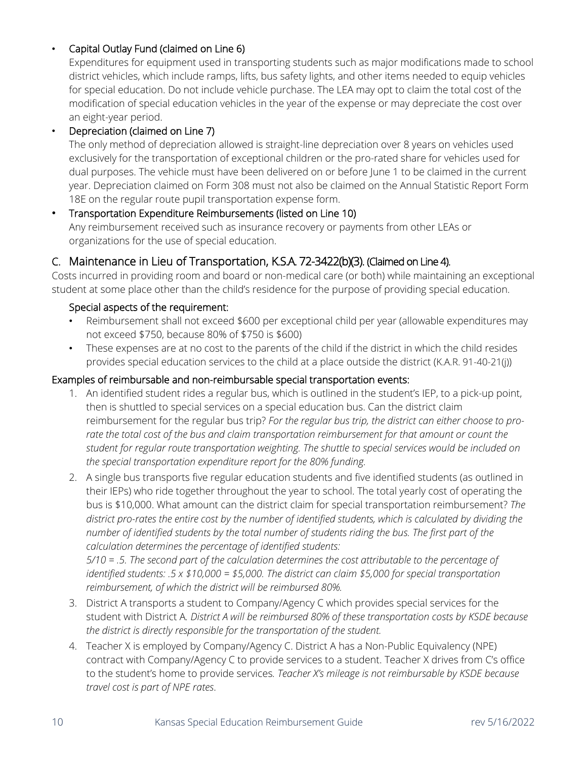- Capital Outlay Fund (claimed on Line 6)

  Expenditures for equipment used in transporting students such as major modifications made to school district vehicles, which include ramps, lifts, bus safety lights, and other items needed to equip vehicles for special education. Do not include vehicle purchase. The LEA may opt to claim the total cost of the modification of special education vehicles in the year of the expense or may depreciate the cost over an eight-year period.
- Depreciation (claimed on Line 7)

  The only method of depreciation allowed is straight-line depreciation over 8 years on vehicles used exclusively for the transportation of exceptional children or the pro-rated share for vehicles used for dual purposes. The vehicle must have been delivered on or before June 1 to be claimed in the current year. Depreciation claimed on Form 308 must not also be claimed on the Annual Statistic Report Form 18E on the regular route pupil transportation expense form.
- Transportation Expenditure Reimbursements (listed on Line 10)

  Any reimbursement received such as insurance recovery or payments from other LEAs or organizations for the use of special education.

## C. Maintenance in Lieu of Transportation, K.S.A. 72-3422(b)(3). (Claimed on Line 4).

Costs incurred in providing room and board or non-medical care (or both) while maintaining an exceptional student at some place other than the child's residence for the purpose of providing special education.

### Special aspects of the requirement:

- Reimbursement shall not exceed $600 per exceptional child per year (allowable expenditures may not exceed $750, because 80% of $750 is $600)
- These expenses are at no cost to the parents of the child if the district in which the child resides provides special education services to the child at a place outside the district (K.A.R. 91-40-21(j))

### Examples of reimbursable and non-reimbursable special transportation events:

1. An identified student rides a regular bus, which is outlined in the student's IEP, to a pick-up point, then is shuttled to special services on a special education bus. Can the district claim reimbursement for the regular bus trip? *For the regular bus trip, the district can either choose to pro-rate the total cost of the bus and claim transportation reimbursement for that amount or count the student for regular route transportation weighting. The shuttle to special services would be included on the special transportation expenditure report for the 80% funding.*
2. A single bus transports five regular education students and five identified students (as outlined in their IEPs) who ride together throughout the year to school. The total yearly cost of operating the bus is $10,000. What amount can the district claim for special transportation reimbursement? *The district pro-rates the entire cost by the number of identified students, which is calculated by dividing the number of identified students by the total number of students riding the bus. The first part of the calculation determines the percentage of identified students:*

   *5/10 = .5. The second part of the calculation determines the cost attributable to the percentage of identified students: .5 x $10,000 = $5,000. The district can claim $5,000 for special transportation reimbursement, of which the district will be reimbursed 80%.*
3. District A transports a student to Company/Agency C which provides special services for the student with District A. *District A will be reimbursed 80% of these transportation costs by KSDE because the district is directly responsible for the transportation of the student.*
4. Teacher X is employed by Company/Agency C. District A has a Non-Public Equivalency (NPE) contract with Company/Agency C to provide services to a student. Teacher X drives from C's office to the student's home to provide services. *Teacher X's mileage is not reimbursable by KSDE because travel cost is part of NPE rates*.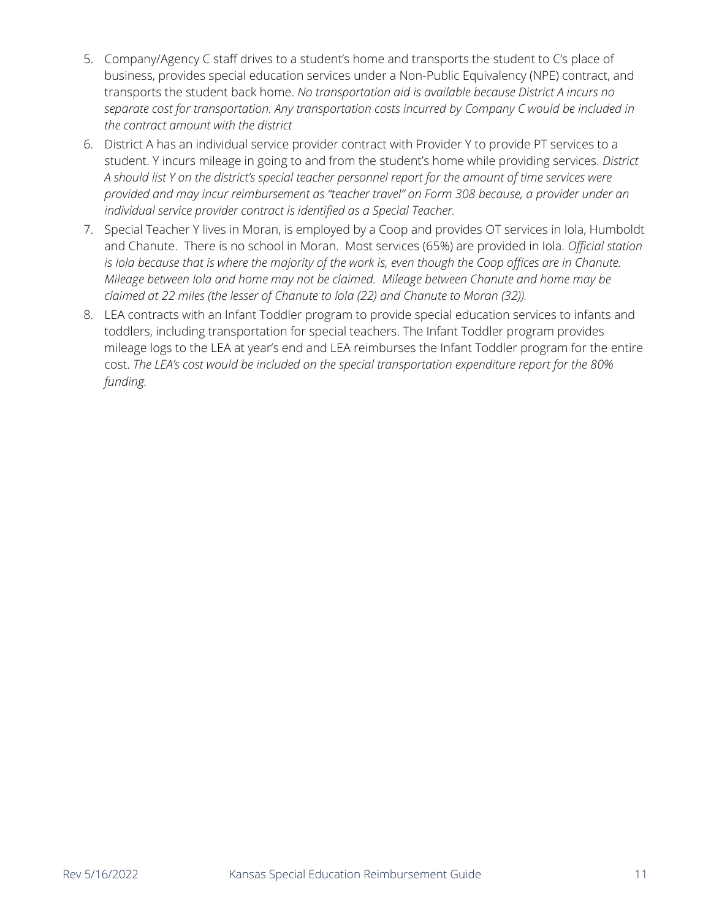5. Company/Agency C staff drives to a student's home and transports the student to C's place of business, provides special education services under a Non-Public Equivalency (NPE) contract, and transports the student back home. *No transportation aid is available because District A incurs no separate cost for transportation. Any transportation costs incurred by Company C would be included in the contract amount with the district*
6. District A has an individual service provider contract with Provider Y to provide PT services to a student. Y incurs mileage in going to and from the student's home while providing services. *District A should list Y on the district's special teacher personnel report for the amount of time services were provided and may incur reimbursement as "teacher travel" on Form 308 because, a provider under an individual service provider contract is identified as a Special Teacher.*
7. Special Teacher Y lives in Moran, is employed by a Coop and provides OT services in Iola, Humboldt and Chanute. There is no school in Moran. Most services (65%) are provided in Iola. *Official station is Iola because that is where the majority of the work is, even though the Coop offices are in Chanute. Mileage between Iola and home may not be claimed. Mileage between Chanute and home may be claimed at 22 miles (the lesser of Chanute to Iola (22) and Chanute to Moran (32)).*
8. LEA contracts with an Infant Toddler program to provide special education services to infants and toddlers, including transportation for special teachers. The Infant Toddler program provides mileage logs to the LEA at year's end and LEA reimburses the Infant Toddler program for the entire cost. *The LEA's cost would be included on the special transportation expenditure report for the 80% funding.*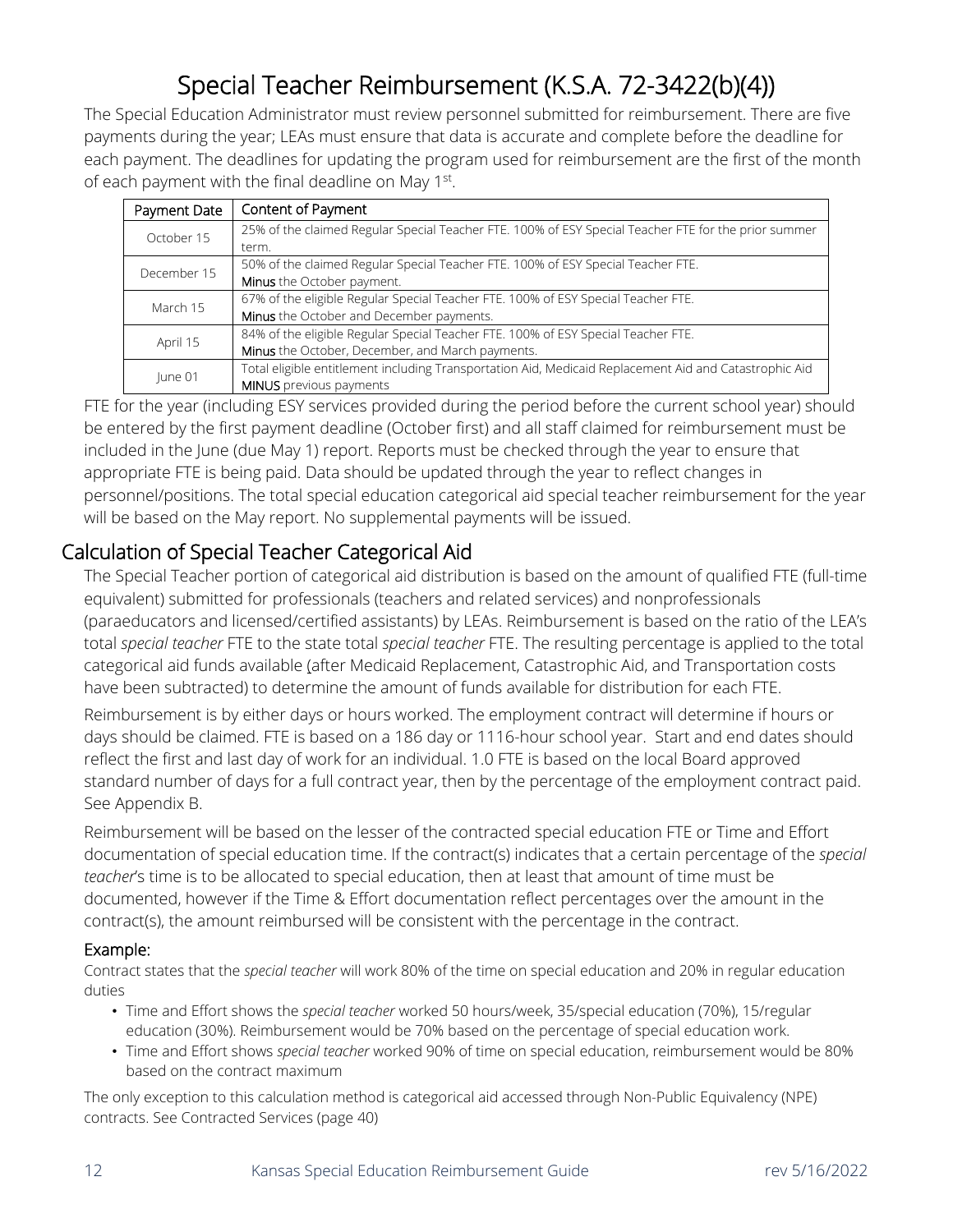# Special Teacher Reimbursement (K.S.A. 72-3422(b)(4))

The Special Education Administrator must review personnel submitted for reimbursement. There are five payments during the year; LEAs must ensure that data is accurate and complete before the deadline for each payment. The deadlines for updating the program used for reimbursement are the first of the month of each payment with the final deadline on May 1st.

| Payment Date | Content of Payment |
| --- | --- |
| October 15 | 25% of the claimed Regular Special Teacher FTE. 100% of ESY Special Teacher FTE for the prior summer term. |
| December 15 | 50% of the claimed Regular Special Teacher FTE. 100% of ESY Special Teacher FTE. **Minus** the October payment. |
| March 15 | 67% of the eligible Regular Special Teacher FTE. 100% of ESY Special Teacher FTE. **Minus** the October and December payments. |
| April 15 | 84% of the eligible Regular Special Teacher FTE. 100% of ESY Special Teacher FTE. **Minus** the October, December, and March payments. |
| June 01 | Total eligible entitlement including Transportation Aid, Medicaid Replacement Aid and Catastrophic Aid **MINUS** previous payments |

FTE for the year (including ESY services provided during the period before the current school year) should be entered by the first payment deadline (October first) and all staff claimed for reimbursement must be included in the June (due May 1) report. Reports must be checked through the year to ensure that appropriate FTE is being paid. Data should be updated through the year to reflect changes in personnel/positions. The total special education categorical aid special teacher reimbursement for the year will be based on the May report. No supplemental payments will be issued.

## Calculation of Special Teacher Categorical Aid

The Special Teacher portion of categorical aid distribution is based on the amount of qualified FTE (full-time equivalent) submitted for professionals (teachers and related services) and nonprofessionals (paraeducators and licensed/certified assistants) by LEAs. Reimbursement is based on the ratio of the LEA's total *special teacher* FTE to the state total *special teacher* FTE. The resulting percentage is applied to the total categorical aid funds available (after Medicaid Replacement, Catastrophic Aid, and Transportation costs have been subtracted) to determine the amount of funds available for distribution for each FTE.

Reimbursement is by either days or hours worked. The employment contract will determine if hours or days should be claimed. FTE is based on a 186 day or 1116-hour school year. Start and end dates should reflect the first and last day of work for an individual. 1.0 FTE is based on the local Board approved standard number of days for a full contract year, then by the percentage of the employment contract paid. See Appendix B.

Reimbursement will be based on the lesser of the contracted special education FTE or Time and Effort documentation of special education time. If the contract(s) indicates that a certain percentage of the *special teacher*'s time is to be allocated to special education, then at least that amount of time must be documented, however if the Time & Effort documentation reflect percentages over the amount in the contract(s), the amount reimbursed will be consistent with the percentage in the contract.

### Example:

Contract states that the *special teacher* will work 80% of the time on special education and 20% in regular education duties

- Time and Effort shows the *special teacher* worked 50 hours/week, 35/special education (70%), 15/regular education (30%). Reimbursement would be 70% based on the percentage of special education work.
- Time and Effort shows *special teacher* worked 90% of time on special education, reimbursement would be 80% based on the contract maximum

The only exception to this calculation method is categorical aid accessed through Non-Public Equivalency (NPE) contracts. See Contracted Services (page 40)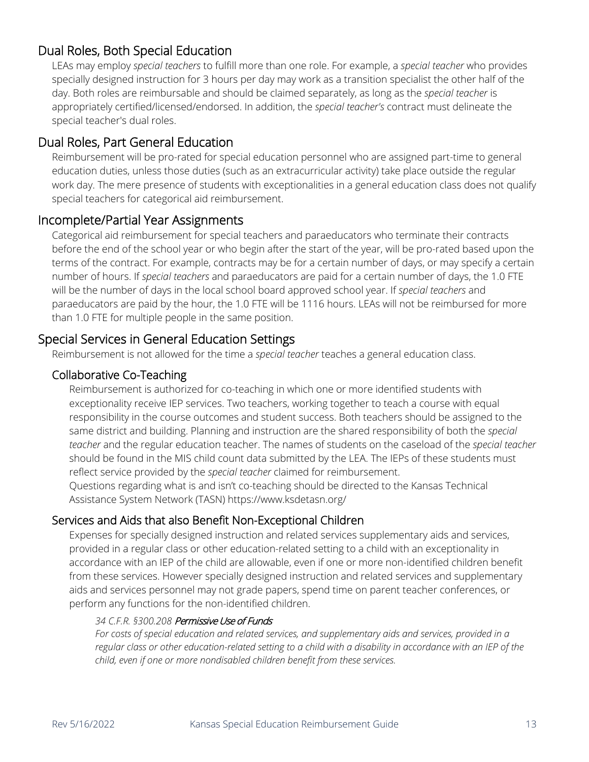## Dual Roles, Both Special Education

LEAs may employ *special teachers* to fulfill more than one role. For example, a *special teacher* who provides specially designed instruction for 3 hours per day may work as a transition specialist the other half of the day. Both roles are reimbursable and should be claimed separately, as long as the *special teacher* is appropriately certified/licensed/endorsed. In addition, the *special teacher's* contract must delineate the special teacher's dual roles.

## Dual Roles, Part General Education

Reimbursement will be pro-rated for special education personnel who are assigned part-time to general education duties, unless those duties (such as an extracurricular activity) take place outside the regular work day. The mere presence of students with exceptionalities in a general education class does not qualify special teachers for categorical aid reimbursement.

## Incomplete/Partial Year Assignments

Categorical aid reimbursement for special teachers and paraeducators who terminate their contracts before the end of the school year or who begin after the start of the year, will be pro-rated based upon the terms of the contract. For example, contracts may be for a certain number of days, or may specify a certain number of hours. If *special teachers* and paraeducators are paid for a certain number of days, the 1.0 FTE will be the number of days in the local school board approved school year. If *special teachers* and paraeducators are paid by the hour, the 1.0 FTE will be 1116 hours. LEAs will not be reimbursed for more than 1.0 FTE for multiple people in the same position.

## Special Services in General Education Settings

Reimbursement is not allowed for the time a *special teacher* teaches a general education class.

### Collaborative Co-Teaching

Reimbursement is authorized for co-teaching in which one or more identified students with exceptionality receive IEP services. Two teachers, working together to teach a course with equal responsibility in the course outcomes and student success. Both teachers should be assigned to the same district and building. Planning and instruction are the shared responsibility of both the *special teacher* and the regular education teacher. The names of students on the caseload of the *special teacher* should be found in the MIS child count data submitted by the LEA. The IEPs of these students must reflect service provided by the *special teacher* claimed for reimbursement.

Questions regarding what is and isn't co-teaching should be directed to the Kansas Technical Assistance System Network (TASN) https://www.ksdetasn.org/

### Services and Aids that also Benefit Non-Exceptional Children

Expenses for specially designed instruction and related services supplementary aids and services, provided in a regular class or other education-related setting to a child with an exceptionality in accordance with an IEP of the child are allowable, even if one or more non-identified children benefit from these services. However specially designed instruction and related services and supplementary aids and services personnel may not grade papers, spend time on parent teacher conferences, or perform any functions for the non-identified children.

*34 C.F.R. §300.208* ***Permissive Use of Funds***

*For costs of special education and related services, and supplementary aids and services, provided in a regular class or other education-related setting to a child with a disability in accordance with an IEP of the child, even if one or more nondisabled children benefit from these services.*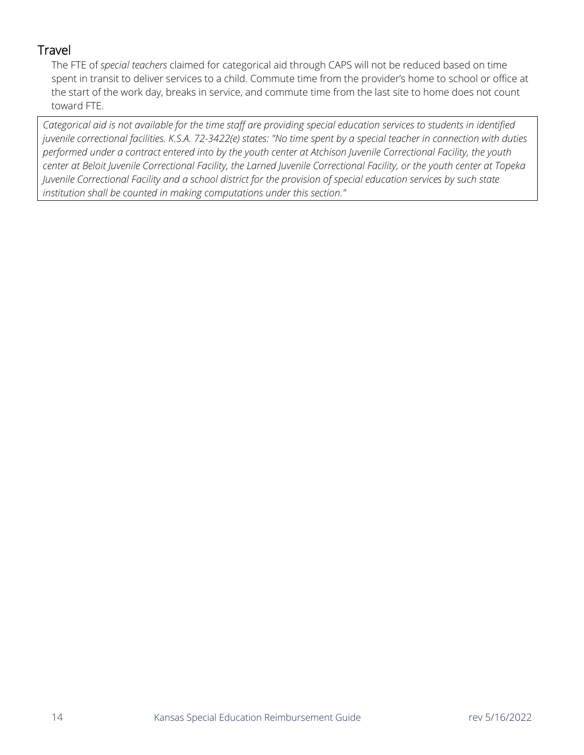## Travel

The FTE of *special teachers* claimed for categorical aid through CAPS will not be reduced based on time spent in transit to deliver services to a child. Commute time from the provider's home to school or office at the start of the work day, breaks in service, and commute time from the last site to home does not count toward FTE.

*Categorical aid is not available for the time staff are providing special education services to students in identified juvenile correctional facilities. K.S.A. 72-3422(e) states: "No time spent by a special teacher in connection with duties performed under a contract entered into by the youth center at Atchison Juvenile Correctional Facility, the youth center at Beloit Juvenile Correctional Facility, the Larned Juvenile Correctional Facility, or the youth center at Topeka Juvenile Correctional Facility and a school district for the provision of special education services by such state institution shall be counted in making computations under this section."*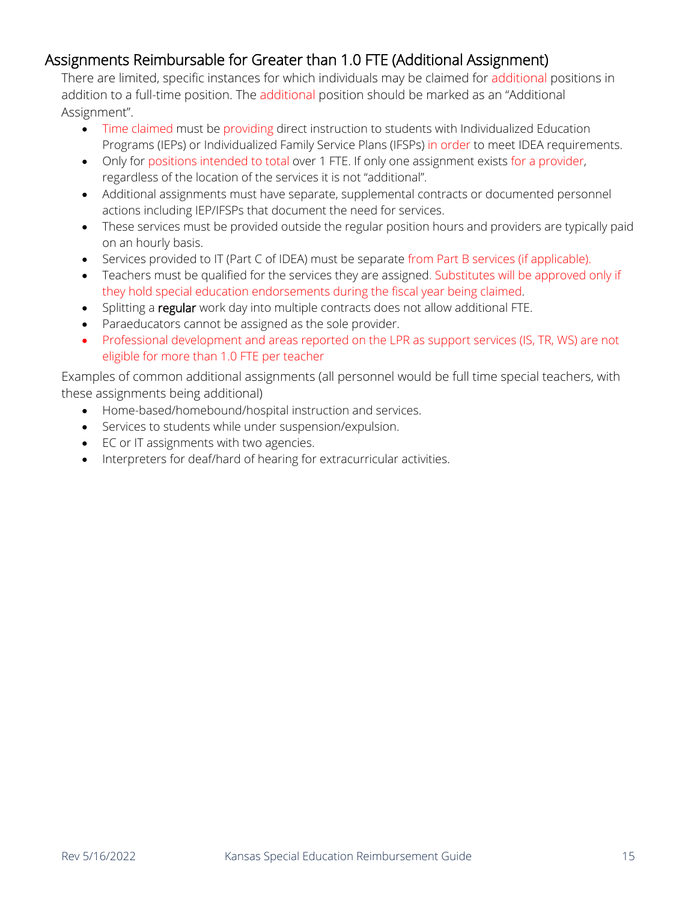## Assignments Reimbursable for Greater than 1.0 FTE (Additional Assignment)

There are limited, specific instances for which individuals may be claimed for additional positions in addition to a full-time position. The additional position should be marked as an "Additional Assignment".

- Time claimed must be providing direct instruction to students with Individualized Education Programs (IEPs) or Individualized Family Service Plans (IFSPs) in order to meet IDEA requirements.
- Only for positions intended to total over 1 FTE. If only one assignment exists for a provider, regardless of the location of the services it is not "additional".
- Additional assignments must have separate, supplemental contracts or documented personnel actions including IEP/IFSPs that document the need for services.
- These services must be provided outside the regular position hours and providers are typically paid on an hourly basis.
- Services provided to IT (Part C of IDEA) must be separate from Part B services (if applicable).
- Teachers must be qualified for the services they are assigned. Substitutes will be approved only if they hold special education endorsements during the fiscal year being claimed.
- Splitting a **regular** work day into multiple contracts does not allow additional FTE.
- Paraeducators cannot be assigned as the sole provider.
- Professional development and areas reported on the LPR as support services (IS, TR, WS) are not eligible for more than 1.0 FTE per teacher

Examples of common additional assignments (all personnel would be full time special teachers, with these assignments being additional)

- Home-based/homebound/hospital instruction and services.
- Services to students while under suspension/expulsion.
- EC or IT assignments with two agencies.
- Interpreters for deaf/hard of hearing for extracurricular activities.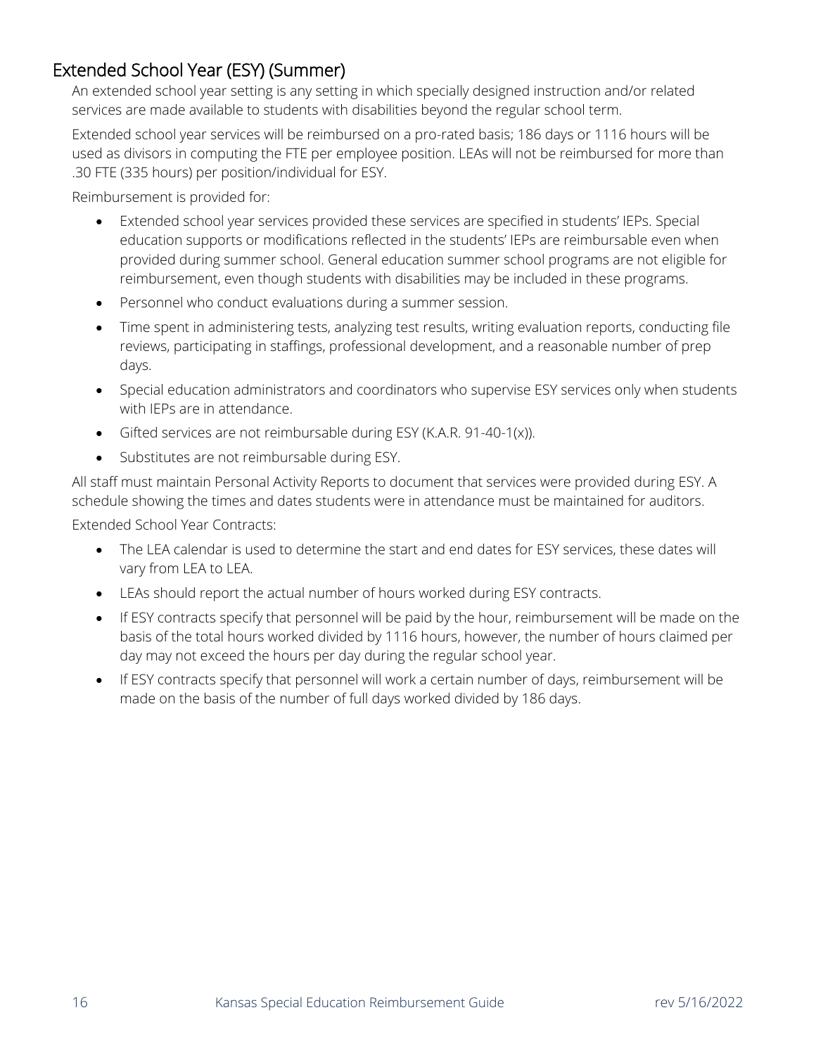## Extended School Year (ESY) (Summer)

An extended school year setting is any setting in which specially designed instruction and/or related services are made available to students with disabilities beyond the regular school term.

Extended school year services will be reimbursed on a pro-rated basis; 186 days or 1116 hours will be used as divisors in computing the FTE per employee position. LEAs will not be reimbursed for more than .30 FTE (335 hours) per position/individual for ESY.

Reimbursement is provided for:

- Extended school year services provided these services are specified in students' IEPs. Special education supports or modifications reflected in the students' IEPs are reimbursable even when provided during summer school. General education summer school programs are not eligible for reimbursement, even though students with disabilities may be included in these programs.
- Personnel who conduct evaluations during a summer session.
- Time spent in administering tests, analyzing test results, writing evaluation reports, conducting file reviews, participating in staffings, professional development, and a reasonable number of prep days.
- Special education administrators and coordinators who supervise ESY services only when students with IEPs are in attendance.
- Gifted services are not reimbursable during ESY (K.A.R. 91-40-1(x)).
- Substitutes are not reimbursable during ESY.

All staff must maintain Personal Activity Reports to document that services were provided during ESY. A schedule showing the times and dates students were in attendance must be maintained for auditors.

Extended School Year Contracts:

- The LEA calendar is used to determine the start and end dates for ESY services, these dates will vary from LEA to LEA.
- LEAs should report the actual number of hours worked during ESY contracts.
- If ESY contracts specify that personnel will be paid by the hour, reimbursement will be made on the basis of the total hours worked divided by 1116 hours, however, the number of hours claimed per day may not exceed the hours per day during the regular school year.
- If ESY contracts specify that personnel will work a certain number of days, reimbursement will be made on the basis of the number of full days worked divided by 186 days.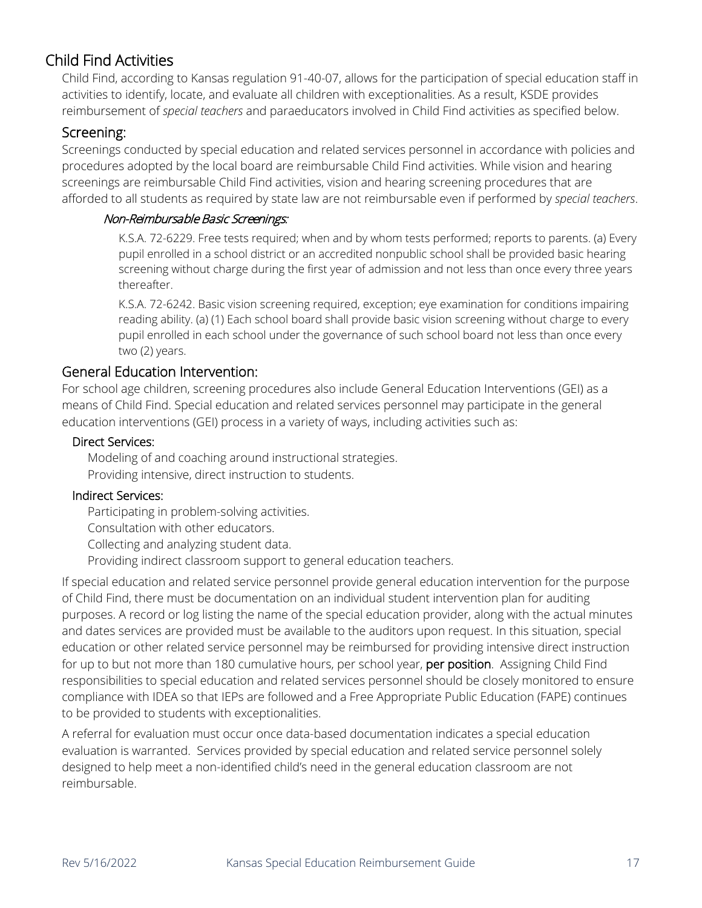## Child Find Activities

Child Find, according to Kansas regulation 91-40-07, allows for the participation of special education staff in activities to identify, locate, and evaluate all children with exceptionalities. As a result, KSDE provides reimbursement of *special teachers* and paraeducators involved in Child Find activities as specified below.

### Screening:

Screenings conducted by special education and related services personnel in accordance with policies and procedures adopted by the local board are reimbursable Child Find activities. While vision and hearing screenings are reimbursable Child Find activities, vision and hearing screening procedures that are afforded to all students as required by state law are not reimbursable even if performed by *special teachers*.

#### *Non-Reimbursable Basic Screenings:*

K.S.A. 72-6229. Free tests required; when and by whom tests performed; reports to parents. (a) Every pupil enrolled in a school district or an accredited nonpublic school shall be provided basic hearing screening without charge during the first year of admission and not less than once every three years thereafter.

K.S.A. 72-6242. Basic vision screening required, exception; eye examination for conditions impairing reading ability. (a) (1) Each school board shall provide basic vision screening without charge to every pupil enrolled in each school under the governance of such school board not less than once every two (2) years.

### General Education Intervention:

For school age children, screening procedures also include General Education Interventions (GEI) as a means of Child Find. Special education and related services personnel may participate in the general education interventions (GEI) process in a variety of ways, including activities such as:

#### Direct Services:

Modeling of and coaching around instructional strategies.
Providing intensive, direct instruction to students.

#### Indirect Services:

Participating in problem-solving activities.
Consultation with other educators.
Collecting and analyzing student data.
Providing indirect classroom support to general education teachers.

If special education and related service personnel provide general education intervention for the purpose of Child Find, there must be documentation on an individual student intervention plan for auditing purposes. A record or log listing the name of the special education provider, along with the actual minutes and dates services are provided must be available to the auditors upon request. In this situation, special education or other related service personnel may be reimbursed for providing intensive direct instruction for up to but not more than 180 cumulative hours, per school year, **per position**. Assigning Child Find responsibilities to special education and related services personnel should be closely monitored to ensure compliance with IDEA so that IEPs are followed and a Free Appropriate Public Education (FAPE) continues to be provided to students with exceptionalities.

A referral for evaluation must occur once data-based documentation indicates a special education evaluation is warranted. Services provided by special education and related service personnel solely designed to help meet a non-identified child's need in the general education classroom are not reimbursable.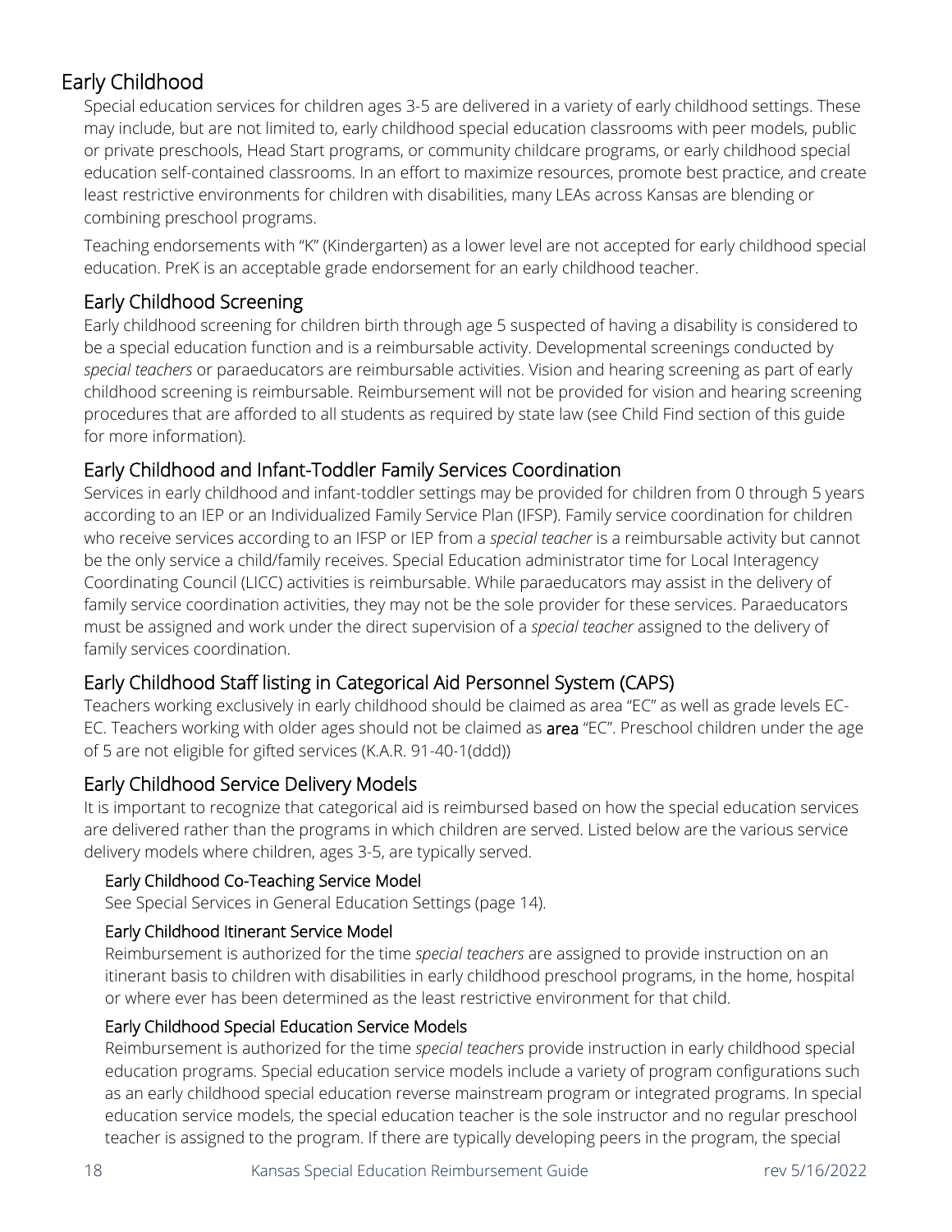## Early Childhood

Special education services for children ages 3-5 are delivered in a variety of early childhood settings. These may include, but are not limited to, early childhood special education classrooms with peer models, public or private preschools, Head Start programs, or community childcare programs, or early childhood special education self-contained classrooms. In an effort to maximize resources, promote best practice, and create least restrictive environments for children with disabilities, many LEAs across Kansas are blending or combining preschool programs.

Teaching endorsements with "K" (Kindergarten) as a lower level are not accepted for early childhood special education. PreK is an acceptable grade endorsement for an early childhood teacher.

### Early Childhood Screening

Early childhood screening for children birth through age 5 suspected of having a disability is considered to be a special education function and is a reimbursable activity. Developmental screenings conducted by *special teachers* or paraeducators are reimbursable activities. Vision and hearing screening as part of early childhood screening is reimbursable. Reimbursement will not be provided for vision and hearing screening procedures that are afforded to all students as required by state law (see Child Find section of this guide for more information).

### Early Childhood and Infant-Toddler Family Services Coordination

Services in early childhood and infant-toddler settings may be provided for children from 0 through 5 years according to an IEP or an Individualized Family Service Plan (IFSP). Family service coordination for children who receive services according to an IFSP or IEP from a *special teacher* is a reimbursable activity but cannot be the only service a child/family receives. Special Education administrator time for Local Interagency Coordinating Council (LICC) activities is reimbursable. While paraeducators may assist in the delivery of family service coordination activities, they may not be the sole provider for these services. Paraeducators must be assigned and work under the direct supervision of a *special teacher* assigned to the delivery of family services coordination.

### Early Childhood Staff listing in Categorical Aid Personnel System (CAPS)

Teachers working exclusively in early childhood should be claimed as area "EC" as well as grade levels EC-EC. Teachers working with older ages should not be claimed as **area** "EC". Preschool children under the age of 5 are not eligible for gifted services (K.A.R. 91-40-1(ddd))

### Early Childhood Service Delivery Models

It is important to recognize that categorical aid is reimbursed based on how the special education services are delivered rather than the programs in which children are served. Listed below are the various service delivery models where children, ages 3-5, are typically served.

#### Early Childhood Co-Teaching Service Model

See Special Services in General Education Settings (page 14).

#### Early Childhood Itinerant Service Model

Reimbursement is authorized for the time *special teachers* are assigned to provide instruction on an itinerant basis to children with disabilities in early childhood preschool programs, in the home, hospital or where ever has been determined as the least restrictive environment for that child.

#### Early Childhood Special Education Service Models

Reimbursement is authorized for the time *special teachers* provide instruction in early childhood special education programs. Special education service models include a variety of program configurations such as an early childhood special education reverse mainstream program or integrated programs. In special education service models, the special education teacher is the sole instructor and no regular preschool teacher is assigned to the program. If there are typically developing peers in the program, the special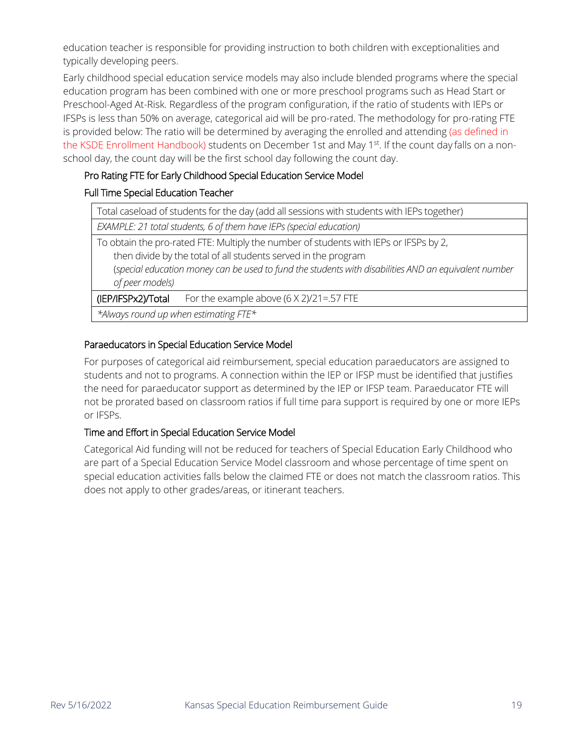education teacher is responsible for providing instruction to both children with exceptionalities and typically developing peers.

Early childhood special education service models may also include blended programs where the special education program has been combined with one or more preschool programs such as Head Start or Preschool-Aged At-Risk. Regardless of the program configuration, if the ratio of students with IEPs or IFSPs is less than 50% on average, categorical aid will be pro-rated. The methodology for pro-rating FTE is provided below: The ratio will be determined by averaging the enrolled and attending (as defined in the KSDE Enrollment Handbook) students on December 1st and May 1st. If the count day falls on a non-school day, the count day will be the first school day following the count day.

### Pro Rating FTE for Early Childhood Special Education Service Model

#### Full Time Special Education Teacher

| Total caseload of students for the day (add all sessions with students with IEPs together) |
|---|
| *EXAMPLE: 21 total students, 6 of them have IEPs (special education)* |
| To obtain the pro-rated FTE: Multiply the number of students with IEPs or IFSPs by 2, then divide by the total of all students served in the program (*special education money can be used to fund the students with disabilities AND an equivalent number of peer models)* |
| **(IEP/IFSPx2)/Total** For the example above (6 X 2)/21=.57 FTE |
| *\*Always round up when estimating FTE\** |

### Paraeducators in Special Education Service Model

For purposes of categorical aid reimbursement, special education paraeducators are assigned to students and not to programs. A connection within the IEP or IFSP must be identified that justifies the need for paraeducator support as determined by the IEP or IFSP team. Paraeducator FTE will not be prorated based on classroom ratios if full time para support is required by one or more IEPs or IFSPs.

### Time and Effort in Special Education Service Model

Categorical Aid funding will not be reduced for teachers of Special Education Early Childhood who are part of a Special Education Service Model classroom and whose percentage of time spent on special education activities falls below the claimed FTE or does not match the classroom ratios. This does not apply to other grades/areas, or itinerant teachers.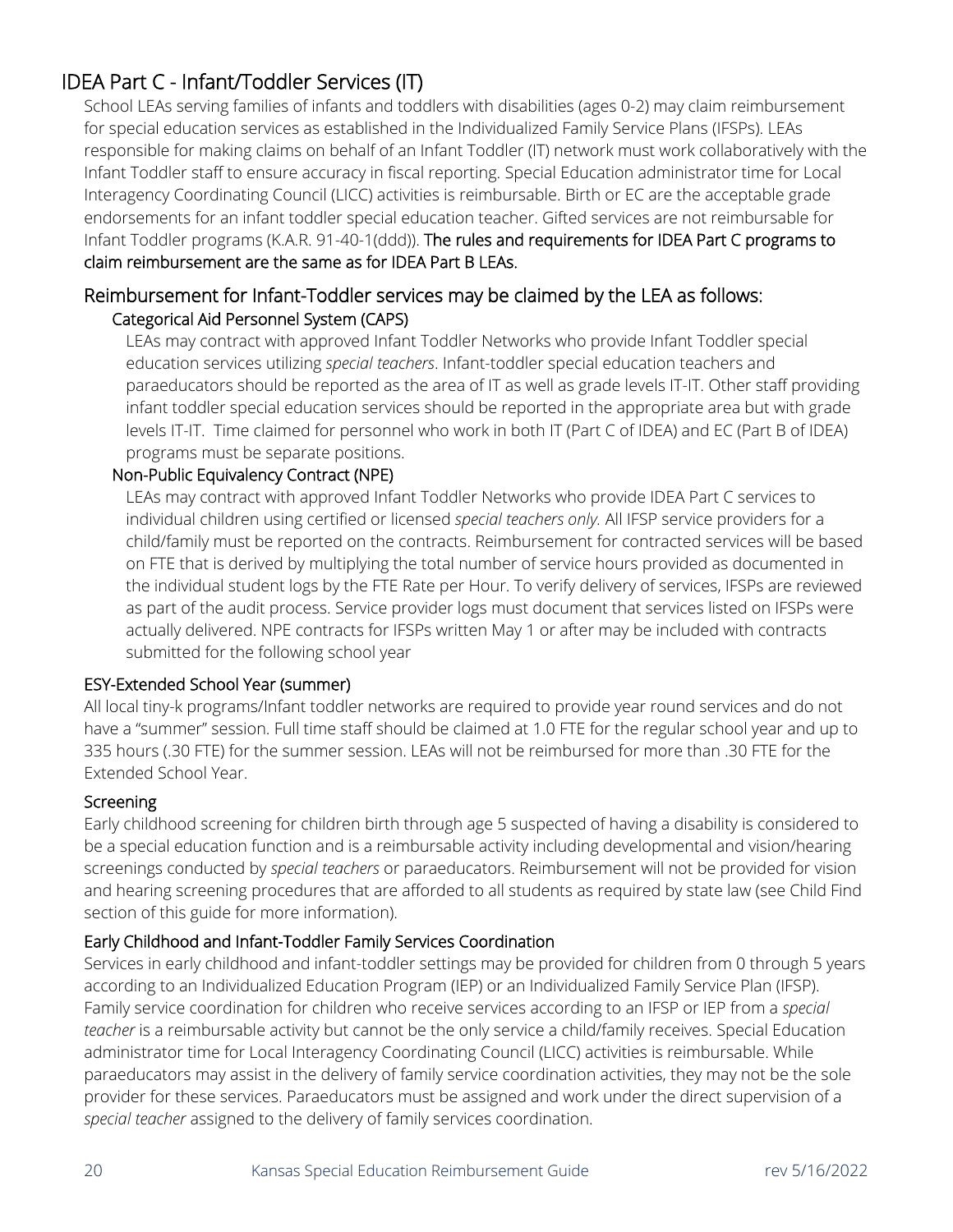## IDEA Part C - Infant/Toddler Services (IT)

School LEAs serving families of infants and toddlers with disabilities (ages 0-2) may claim reimbursement for special education services as established in the Individualized Family Service Plans (IFSPs). LEAs responsible for making claims on behalf of an Infant Toddler (IT) network must work collaboratively with the Infant Toddler staff to ensure accuracy in fiscal reporting. Special Education administrator time for Local Interagency Coordinating Council (LICC) activities is reimbursable. Birth or EC are the acceptable grade endorsements for an infant toddler special education teacher. Gifted services are not reimbursable for Infant Toddler programs (K.A.R. 91-40-1(ddd)). **The rules and requirements for IDEA Part C programs to claim reimbursement are the same as for IDEA Part B LEAs.**

### Reimbursement for Infant-Toddler services may be claimed by the LEA as follows:

#### Categorical Aid Personnel System (CAPS)

LEAs may contract with approved Infant Toddler Networks who provide Infant Toddler special education services utilizing *special teachers*. Infant-toddler special education teachers and paraeducators should be reported as the area of IT as well as grade levels IT-IT. Other staff providing infant toddler special education services should be reported in the appropriate area but with grade levels IT-IT. Time claimed for personnel who work in both IT (Part C of IDEA) and EC (Part B of IDEA) programs must be separate positions.

#### Non-Public Equivalency Contract (NPE)

LEAs may contract with approved Infant Toddler Networks who provide IDEA Part C services to individual children using certified or licensed *special teachers only.* All IFSP service providers for a child/family must be reported on the contracts. Reimbursement for contracted services will be based on FTE that is derived by multiplying the total number of service hours provided as documented in the individual student logs by the FTE Rate per Hour. To verify delivery of services, IFSPs are reviewed as part of the audit process. Service provider logs must document that services listed on IFSPs were actually delivered. NPE contracts for IFSPs written May 1 or after may be included with contracts submitted for the following school year

#### ESY-Extended School Year (summer)

All local tiny-k programs/Infant toddler networks are required to provide year round services and do not have a "summer" session. Full time staff should be claimed at 1.0 FTE for the regular school year and up to 335 hours (.30 FTE) for the summer session. LEAs will not be reimbursed for more than .30 FTE for the Extended School Year.

#### Screening

Early childhood screening for children birth through age 5 suspected of having a disability is considered to be a special education function and is a reimbursable activity including developmental and vision/hearing screenings conducted by *special teachers* or paraeducators. Reimbursement will not be provided for vision and hearing screening procedures that are afforded to all students as required by state law (see Child Find section of this guide for more information).

#### Early Childhood and Infant-Toddler Family Services Coordination

Services in early childhood and infant-toddler settings may be provided for children from 0 through 5 years according to an Individualized Education Program (IEP) or an Individualized Family Service Plan (IFSP). Family service coordination for children who receive services according to an IFSP or IEP from a *special teacher* is a reimbursable activity but cannot be the only service a child/family receives. Special Education administrator time for Local Interagency Coordinating Council (LICC) activities is reimbursable. While paraeducators may assist in the delivery of family service coordination activities, they may not be the sole provider for these services. Paraeducators must be assigned and work under the direct supervision of a *special teacher* assigned to the delivery of family services coordination.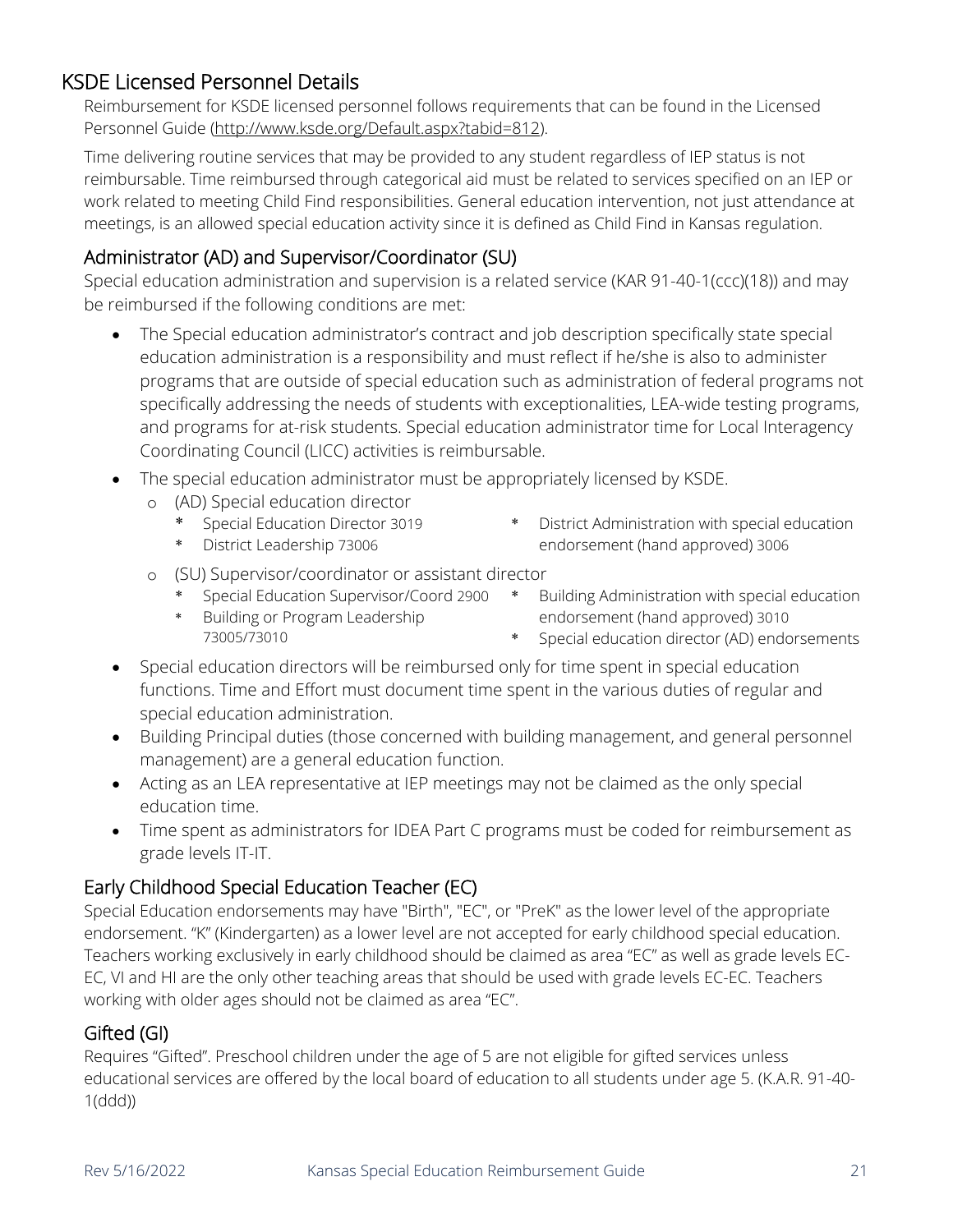## KSDE Licensed Personnel Details

Reimbursement for KSDE licensed personnel follows requirements that can be found in the Licensed Personnel Guide (http://www.ksde.org/Default.aspx?tabid=812).

Time delivering routine services that may be provided to any student regardless of IEP status is not reimbursable. Time reimbursed through categorical aid must be related to services specified on an IEP or work related to meeting Child Find responsibilities. General education intervention, not just attendance at meetings, is an allowed special education activity since it is defined as Child Find in Kansas regulation.

### Administrator (AD) and Supervisor/Coordinator (SU)

Special education administration and supervision is a related service (KAR 91-40-1(ccc)(18)) and may be reimbursed if the following conditions are met:

- The Special education administrator's contract and job description specifically state special education administration is a responsibility and must reflect if he/she is also to administer programs that are outside of special education such as administration of federal programs not specifically addressing the needs of students with exceptionalities, LEA-wide testing programs, and programs for at-risk students. Special education administrator time for Local Interagency Coordinating Council (LICC) activities is reimbursable.
- The special education administrator must be appropriately licensed by KSDE.
  - (AD) Special education director
    - Special Education Director 3019
    - District Leadership 73006
    - District Administration with special education endorsement (hand approved) 3006
  - (SU) Supervisor/coordinator or assistant director
    - Special Education Supervisor/Coord 2900
    - Building or Program Leadership 73005/73010
    - Building Administration with special education endorsement (hand approved) 3010
    - Special education director (AD) endorsements
- Special education directors will be reimbursed only for time spent in special education functions. Time and Effort must document time spent in the various duties of regular and special education administration.
- Building Principal duties (those concerned with building management, and general personnel management) are a general education function.
- Acting as an LEA representative at IEP meetings may not be claimed as the only special education time.
- Time spent as administrators for IDEA Part C programs must be coded for reimbursement as grade levels IT-IT.

### Early Childhood Special Education Teacher (EC)

Special Education endorsements may have "Birth", "EC", or "PreK" as the lower level of the appropriate endorsement. "K" (Kindergarten) as a lower level are not accepted for early childhood special education. Teachers working exclusively in early childhood should be claimed as area "EC" as well as grade levels EC-EC, VI and HI are the only other teaching areas that should be used with grade levels EC-EC. Teachers working with older ages should not be claimed as area "EC".

### Gifted (GI)

Requires "Gifted". Preschool children under the age of 5 are not eligible for gifted services unless educational services are offered by the local board of education to all students under age 5. (K.A.R. 91-40-1(ddd))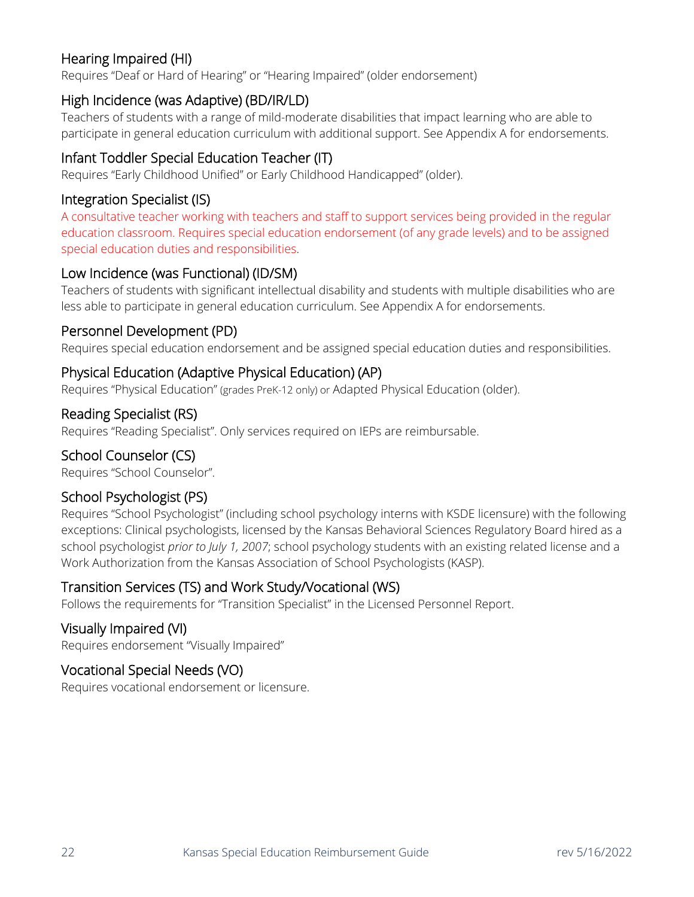### Hearing Impaired (HI)

Requires “Deaf or Hard of Hearing” or “Hearing Impaired” (older endorsement)

### High Incidence (was Adaptive) (BD/IR/LD)

Teachers of students with a range of mild-moderate disabilities that impact learning who are able to participate in general education curriculum with additional support. See Appendix A for endorsements.

### Infant Toddler Special Education Teacher (IT)

Requires “Early Childhood Unified” or Early Childhood Handicapped” (older).

### Integration Specialist (IS)

A consultative teacher working with teachers and staff to support services being provided in the regular education classroom. Requires special education endorsement (of any grade levels) and to be assigned special education duties and responsibilities.

### Low Incidence (was Functional) (ID/SM)

Teachers of students with significant intellectual disability and students with multiple disabilities who are less able to participate in general education curriculum. See Appendix A for endorsements.

### Personnel Development (PD)

Requires special education endorsement and be assigned special education duties and responsibilities.

### Physical Education (Adaptive Physical Education) (AP)

Requires “Physical Education” (grades PreK-12 only) or Adapted Physical Education (older).

### Reading Specialist (RS)

Requires “Reading Specialist”. Only services required on IEPs are reimbursable.

### School Counselor (CS)

Requires “School Counselor”.

### School Psychologist (PS)

Requires “School Psychologist” (including school psychology interns with KSDE licensure) with the following exceptions: Clinical psychologists, licensed by the Kansas Behavioral Sciences Regulatory Board hired as a school psychologist *prior to July 1, 2007*; school psychology students with an existing related license and a Work Authorization from the Kansas Association of School Psychologists (KASP).

### Transition Services (TS) and Work Study/Vocational (WS)

Follows the requirements for “Transition Specialist” in the Licensed Personnel Report.

### Visually Impaired (VI)

Requires endorsement “Visually Impaired”

### Vocational Special Needs (VO)

Requires vocational endorsement or licensure.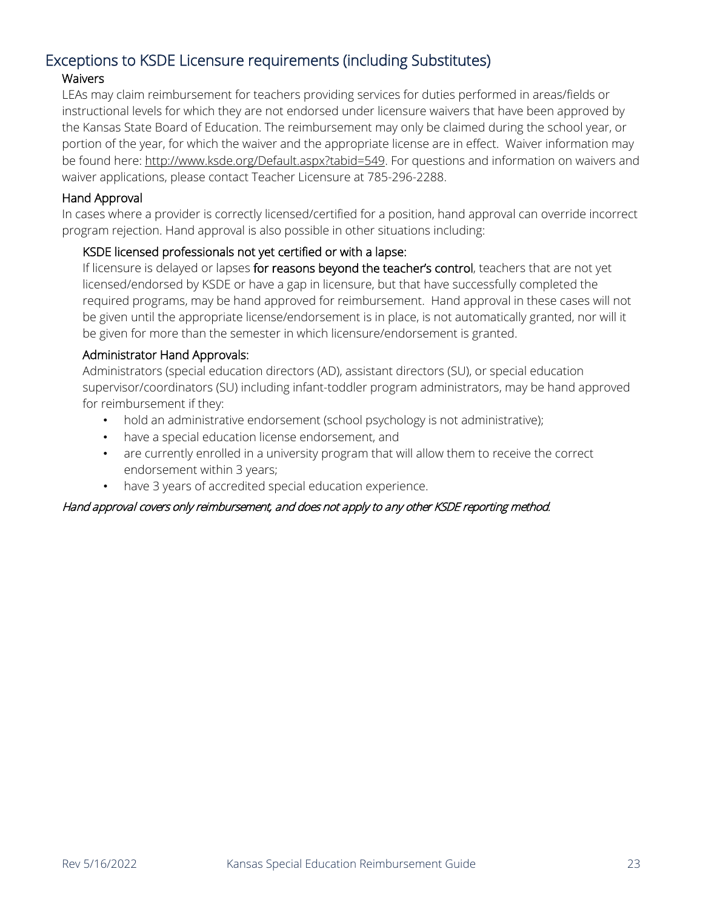## Exceptions to KSDE Licensure requirements (including Substitutes)

### Waivers

LEAs may claim reimbursement for teachers providing services for duties performed in areas/fields or instructional levels for which they are not endorsed under licensure waivers that have been approved by the Kansas State Board of Education. The reimbursement may only be claimed during the school year, or portion of the year, for which the waiver and the appropriate license are in effect. Waiver information may be found here: http://www.ksde.org/Default.aspx?tabid=549. For questions and information on waivers and waiver applications, please contact Teacher Licensure at 785-296-2288.

### Hand Approval

In cases where a provider is correctly licensed/certified for a position, hand approval can override incorrect program rejection. Hand approval is also possible in other situations including:

#### KSDE licensed professionals not yet certified or with a lapse:

If licensure is delayed or lapses **for reasons beyond the teacher's control**, teachers that are not yet licensed/endorsed by KSDE or have a gap in licensure, but that have successfully completed the required programs, may be hand approved for reimbursement. Hand approval in these cases will not be given until the appropriate license/endorsement is in place, is not automatically granted, nor will it be given for more than the semester in which licensure/endorsement is granted.

#### Administrator Hand Approvals:

Administrators (special education directors (AD), assistant directors (SU), or special education supervisor/coordinators (SU) including infant-toddler program administrators, may be hand approved for reimbursement if they:

- hold an administrative endorsement (school psychology is not administrative);
- have a special education license endorsement, and
- are currently enrolled in a university program that will allow them to receive the correct endorsement within 3 years;
- have 3 years of accredited special education experience.

*Hand approval covers only reimbursement, and does not apply to any other KSDE reporting method.*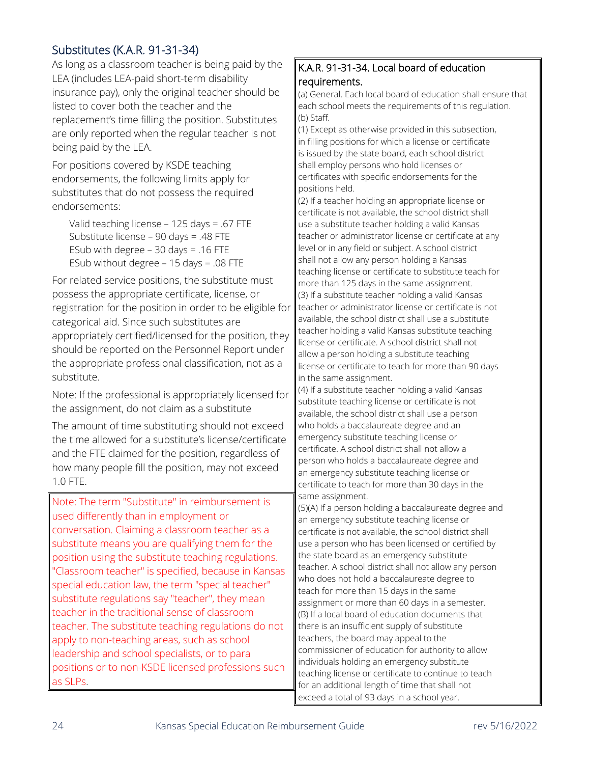## Substitutes (K.A.R. 91-31-34)

As long as a classroom teacher is being paid by the LEA (includes LEA-paid short-term disability insurance pay), only the original teacher should be listed to cover both the teacher and the replacement's time filling the position. Substitutes are only reported when the regular teacher is not being paid by the LEA.

For positions covered by KSDE teaching endorsements, the following limits apply for substitutes that do not possess the required endorsements:

> Valid teaching license – 125 days = .67 FTE
> Substitute license – 90 days = .48 FTE
> ESub with degree – 30 days = .16 FTE
> ESub without degree – 15 days = .08 FTE

For related service positions, the substitute must possess the appropriate certificate, license, or registration for the position in order to be eligible for categorical aid. Since such substitutes are appropriately certified/licensed for the position, they should be reported on the Personnel Report under the appropriate professional classification, not as a substitute.

Note: If the professional is appropriately licensed for the assignment, do not claim as a substitute

The amount of time substituting should not exceed the time allowed for a substitute's license/certificate and the FTE claimed for the position, regardless of how many people fill the position, may not exceed 1.0 FTE.

> Note: The term "Substitute" in reimbursement is used differently than in employment or conversation. Claiming a classroom teacher as a substitute means you are qualifying them for the position using the substitute teaching regulations. "Classroom teacher" is specified, because in Kansas special education law, the term "special teacher" substitute regulations say "teacher", they mean teacher in the traditional sense of classroom teacher. The substitute teaching regulations do not apply to non-teaching areas, such as school leadership and school specialists, or to para positions or to non-KSDE licensed professions such as SLPs.

### K.A.R. 91-31-34. Local board of education requirements.

(a) General. Each local board of education shall ensure that each school meets the requirements of this regulation.

(b) Staff.

(1) Except as otherwise provided in this subsection, in filling positions for which a license or certificate is issued by the state board, each school district shall employ persons who hold licenses or certificates with specific endorsements for the positions held.

(2) If a teacher holding an appropriate license or certificate is not available, the school district shall use a substitute teacher holding a valid Kansas teacher or administrator license or certificate at any level or in any field or subject. A school district shall not allow any person holding a Kansas teaching license or certificate to substitute teach for more than 125 days in the same assignment.

(3) If a substitute teacher holding a valid Kansas teacher or administrator license or certificate is not available, the school district shall use a substitute teacher holding a valid Kansas substitute teaching license or certificate. A school district shall not allow a person holding a substitute teaching license or certificate to teach for more than 90 days in the same assignment.

(4) If a substitute teacher holding a valid Kansas substitute teaching license or certificate is not available, the school district shall use a person who holds a baccalaureate degree and an emergency substitute teaching license or certificate. A school district shall not allow a person who holds a baccalaureate degree and an emergency substitute teaching license or certificate to teach for more than 30 days in the same assignment.

(5)(A) If a person holding a baccalaureate degree and an emergency substitute teaching license or certificate is not available, the school district shall use a person who has been licensed or certified by the state board as an emergency substitute teacher. A school district shall not allow any person who does not hold a baccalaureate degree to teach for more than 15 days in the same assignment or more than 60 days in a semester.

(B) If a local board of education documents that there is an insufficient supply of substitute teachers, the board may appeal to the commissioner of education for authority to allow individuals holding an emergency substitute teaching license or certificate to continue to teach for an additional length of time that shall not exceed a total of 93 days in a school year.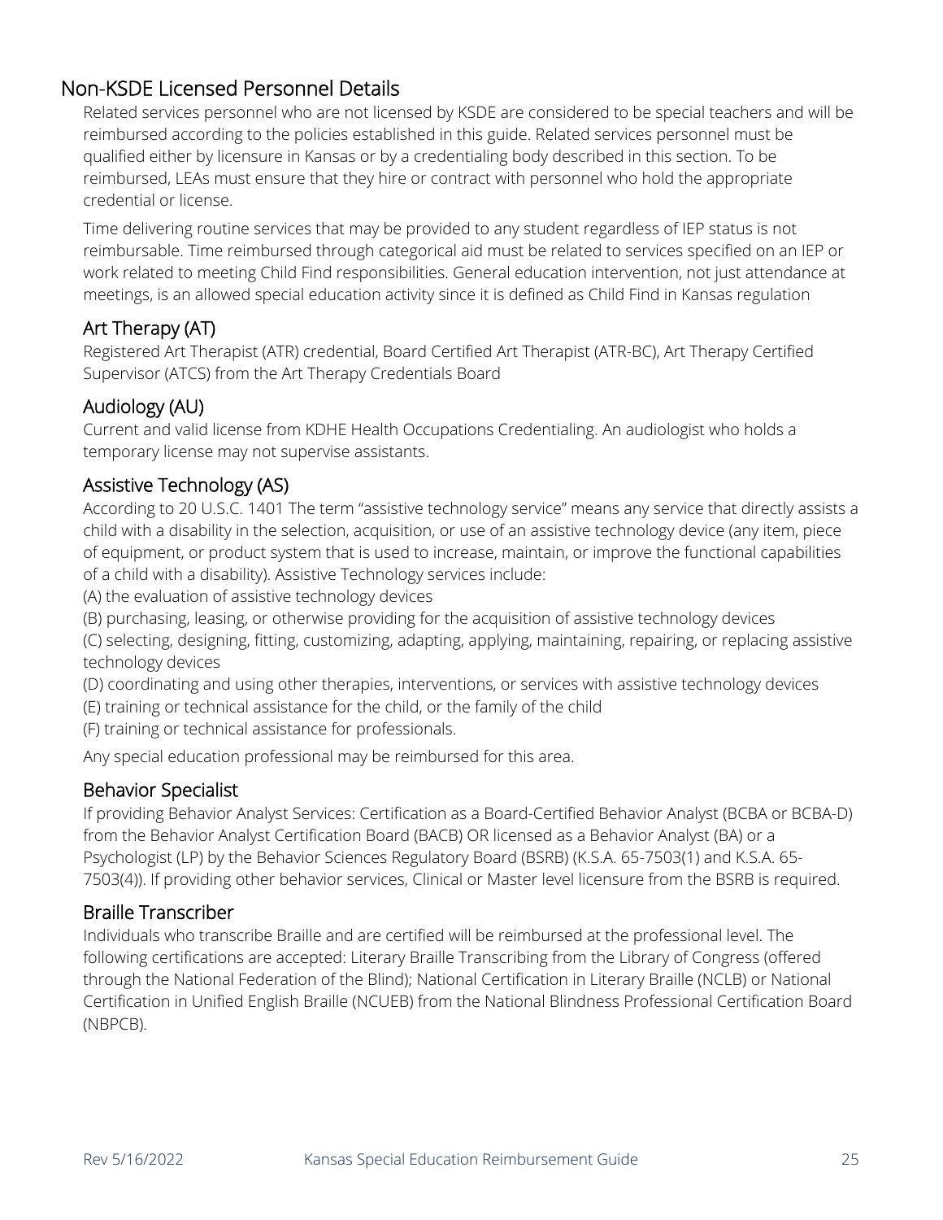## Non-KSDE Licensed Personnel Details

Related services personnel who are not licensed by KSDE are considered to be special teachers and will be reimbursed according to the policies established in this guide. Related services personnel must be qualified either by licensure in Kansas or by a credentialing body described in this section. To be reimbursed, LEAs must ensure that they hire or contract with personnel who hold the appropriate credential or license.

Time delivering routine services that may be provided to any student regardless of IEP status is not reimbursable. Time reimbursed through categorical aid must be related to services specified on an IEP or work related to meeting Child Find responsibilities. General education intervention, not just attendance at meetings, is an allowed special education activity since it is defined as Child Find in Kansas regulation

### Art Therapy (AT)

Registered Art Therapist (ATR) credential, Board Certified Art Therapist (ATR-BC), Art Therapy Certified Supervisor (ATCS) from the Art Therapy Credentials Board

### Audiology (AU)

Current and valid license from KDHE Health Occupations Credentialing. An audiologist who holds a temporary license may not supervise assistants.

### Assistive Technology (AS)

According to 20 U.S.C. 1401 The term "assistive technology service" means any service that directly assists a child with a disability in the selection, acquisition, or use of an assistive technology device (any item, piece of equipment, or product system that is used to increase, maintain, or improve the functional capabilities of a child with a disability). Assistive Technology services include:

(A) the evaluation of assistive technology devices
(B) purchasing, leasing, or otherwise providing for the acquisition of assistive technology devices
(C) selecting, designing, fitting, customizing, adapting, applying, maintaining, repairing, or replacing assistive technology devices
(D) coordinating and using other therapies, interventions, or services with assistive technology devices
(E) training or technical assistance for the child, or the family of the child
(F) training or technical assistance for professionals.

Any special education professional may be reimbursed for this area.

### Behavior Specialist

If providing Behavior Analyst Services: Certification as a Board-Certified Behavior Analyst (BCBA or BCBA-D) from the Behavior Analyst Certification Board (BACB) OR licensed as a Behavior Analyst (BA) or a Psychologist (LP) by the Behavior Sciences Regulatory Board (BSRB) (K.S.A. 65-7503(1) and K.S.A. 65-7503(4)). If providing other behavior services, Clinical or Master level licensure from the BSRB is required.

### Braille Transcriber

Individuals who transcribe Braille and are certified will be reimbursed at the professional level. The following certifications are accepted: Literary Braille Transcribing from the Library of Congress (offered through the National Federation of the Blind); National Certification in Literary Braille (NCLB) or National Certification in Unified English Braille (NCUEB) from the National Blindness Professional Certification Board (NBPCB).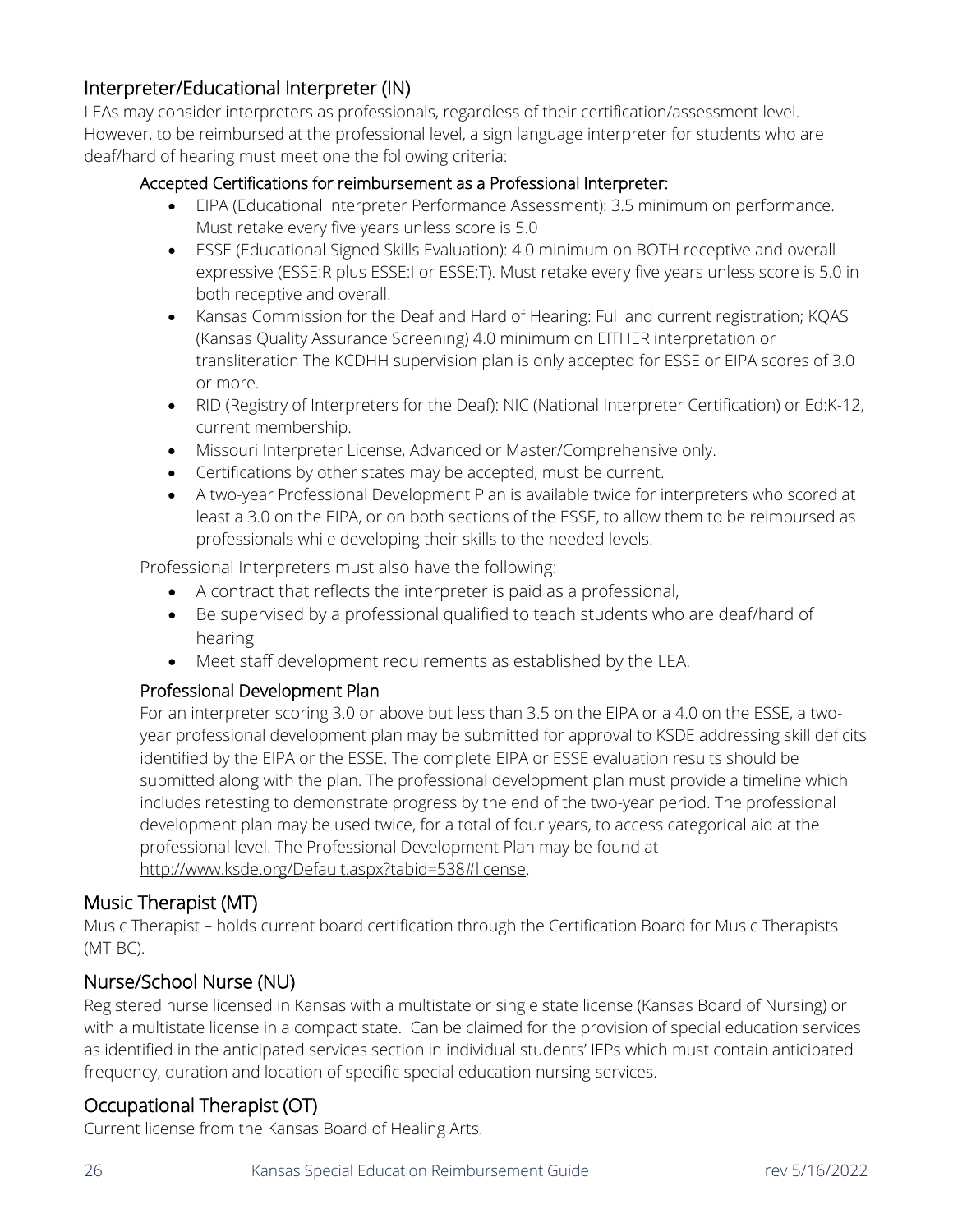## Interpreter/Educational Interpreter (IN)

LEAs may consider interpreters as professionals, regardless of their certification/assessment level. However, to be reimbursed at the professional level, a sign language interpreter for students who are deaf/hard of hearing must meet one the following criteria:

### Accepted Certifications for reimbursement as a Professional Interpreter:

- EIPA (Educational Interpreter Performance Assessment): 3.5 minimum on performance. Must retake every five years unless score is 5.0
- ESSE (Educational Signed Skills Evaluation): 4.0 minimum on BOTH receptive and overall expressive (ESSE:R plus ESSE:I or ESSE:T). Must retake every five years unless score is 5.0 in both receptive and overall.
- Kansas Commission for the Deaf and Hard of Hearing: Full and current registration; KQAS (Kansas Quality Assurance Screening) 4.0 minimum on EITHER interpretation or transliteration The KCDHH supervision plan is only accepted for ESSE or EIPA scores of 3.0 or more.
- RID (Registry of Interpreters for the Deaf): NIC (National Interpreter Certification) or Ed:K-12, current membership.
- Missouri Interpreter License, Advanced or Master/Comprehensive only.
- Certifications by other states may be accepted, must be current.
- A two-year Professional Development Plan is available twice for interpreters who scored at least a 3.0 on the EIPA, or on both sections of the ESSE, to allow them to be reimbursed as professionals while developing their skills to the needed levels.

Professional Interpreters must also have the following:

- A contract that reflects the interpreter is paid as a professional,
- Be supervised by a professional qualified to teach students who are deaf/hard of hearing
- Meet staff development requirements as established by the LEA.

### Professional Development Plan

For an interpreter scoring 3.0 or above but less than 3.5 on the EIPA or a 4.0 on the ESSE, a two-year professional development plan may be submitted for approval to KSDE addressing skill deficits identified by the EIPA or the ESSE. The complete EIPA or ESSE evaluation results should be submitted along with the plan. The professional development plan must provide a timeline which includes retesting to demonstrate progress by the end of the two-year period. The professional development plan may be used twice, for a total of four years, to access categorical aid at the professional level. The Professional Development Plan may be found at http://www.ksde.org/Default.aspx?tabid=538#license.

## Music Therapist (MT)

Music Therapist – holds current board certification through the Certification Board for Music Therapists (MT-BC).

## Nurse/School Nurse (NU)

Registered nurse licensed in Kansas with a multistate or single state license (Kansas Board of Nursing) or with a multistate license in a compact state. Can be claimed for the provision of special education services as identified in the anticipated services section in individual students' IEPs which must contain anticipated frequency, duration and location of specific special education nursing services.

## Occupational Therapist (OT)

Current license from the Kansas Board of Healing Arts.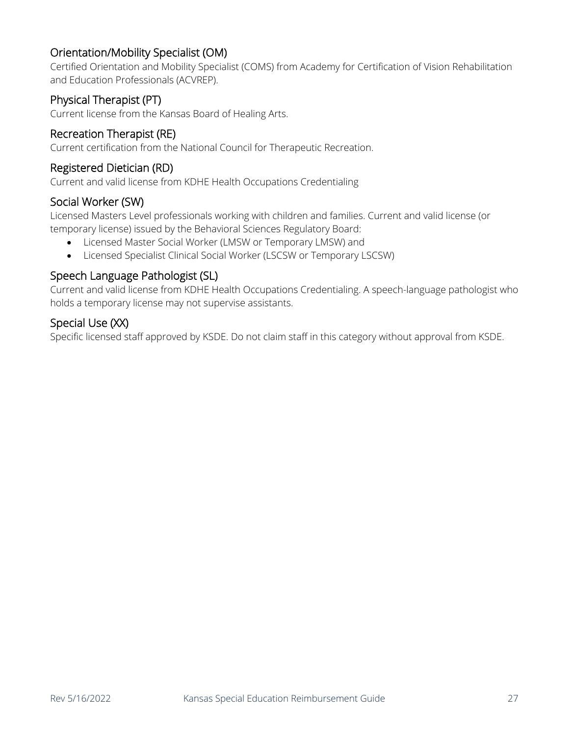### Orientation/Mobility Specialist (OM)

Certified Orientation and Mobility Specialist (COMS) from Academy for Certification of Vision Rehabilitation and Education Professionals (ACVREP).

### Physical Therapist (PT)

Current license from the Kansas Board of Healing Arts.

### Recreation Therapist (RE)

Current certification from the National Council for Therapeutic Recreation.

### Registered Dietician (RD)

Current and valid license from KDHE Health Occupations Credentialing

### Social Worker (SW)

Licensed Masters Level professionals working with children and families. Current and valid license (or temporary license) issued by the Behavioral Sciences Regulatory Board:

- Licensed Master Social Worker (LMSW or Temporary LMSW) and
- Licensed Specialist Clinical Social Worker (LSCSW or Temporary LSCSW)

### Speech Language Pathologist (SL)

Current and valid license from KDHE Health Occupations Credentialing. A speech-language pathologist who holds a temporary license may not supervise assistants.

### Special Use (XX)

Specific licensed staff approved by KSDE. Do not claim staff in this category without approval from KSDE.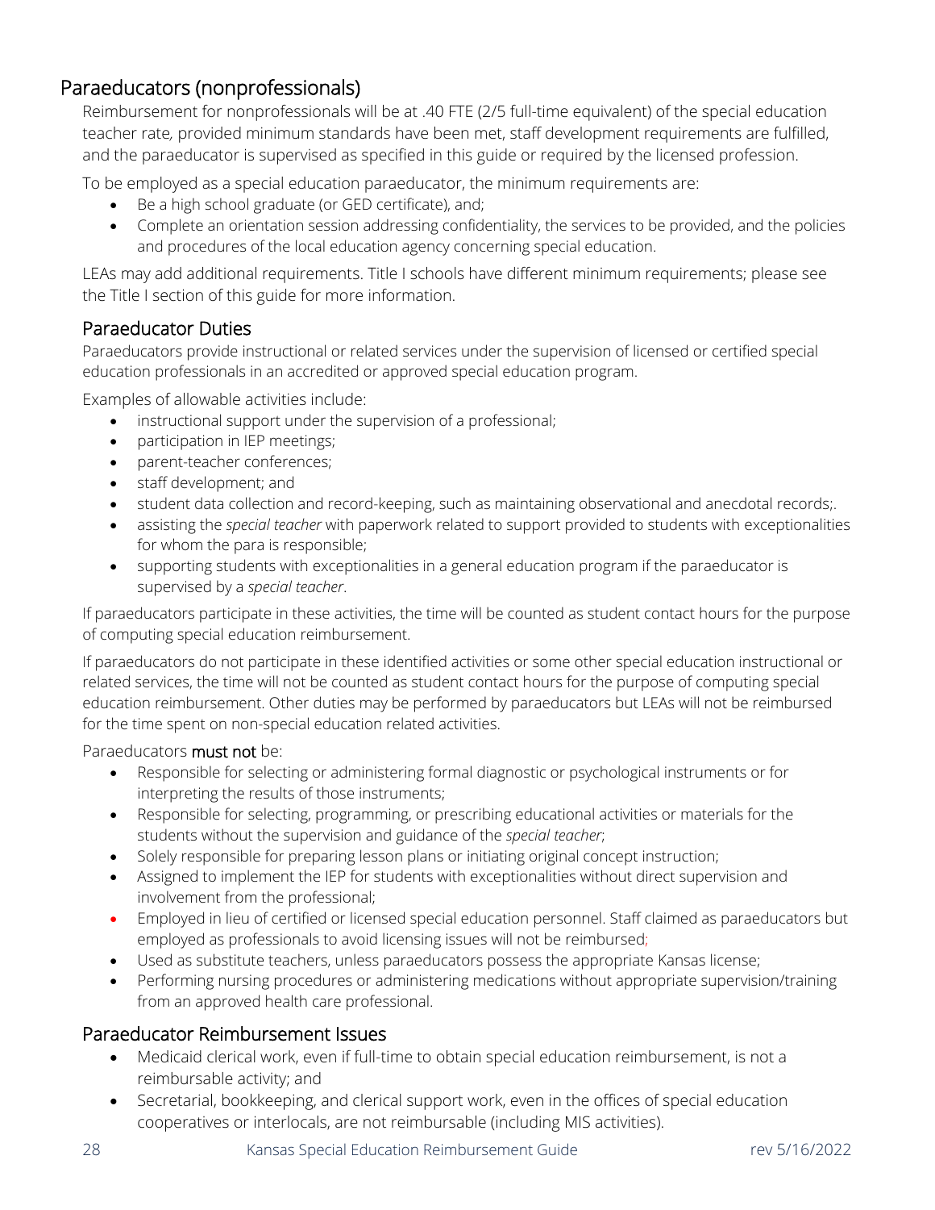## Paraeducators (nonprofessionals)

Reimbursement for nonprofessionals will be at .40 FTE (2/5 full-time equivalent) of the special education teacher rate, provided minimum standards have been met, staff development requirements are fulfilled, and the paraeducator is supervised as specified in this guide or required by the licensed profession.

To be employed as a special education paraeducator, the minimum requirements are:

- Be a high school graduate (or GED certificate), and;
- Complete an orientation session addressing confidentiality, the services to be provided, and the policies and procedures of the local education agency concerning special education.

LEAs may add additional requirements. Title I schools have different minimum requirements; please see the Title I section of this guide for more information.

### Paraeducator Duties

Paraeducators provide instructional or related services under the supervision of licensed or certified special education professionals in an accredited or approved special education program.

Examples of allowable activities include:

- instructional support under the supervision of a professional;
- participation in IEP meetings;
- parent-teacher conferences;
- staff development; and
- student data collection and record-keeping, such as maintaining observational and anecdotal records;.
- assisting the *special teacher* with paperwork related to support provided to students with exceptionalities for whom the para is responsible;
- supporting students with exceptionalities in a general education program if the paraeducator is supervised by a *special teacher*.

If paraeducators participate in these activities, the time will be counted as student contact hours for the purpose of computing special education reimbursement.

If paraeducators do not participate in these identified activities or some other special education instructional or related services, the time will not be counted as student contact hours for the purpose of computing special education reimbursement. Other duties may be performed by paraeducators but LEAs will not be reimbursed for the time spent on non-special education related activities.

Paraeducators **must not** be:

- Responsible for selecting or administering formal diagnostic or psychological instruments or for interpreting the results of those instruments;
- Responsible for selecting, programming, or prescribing educational activities or materials for the students without the supervision and guidance of the *special teacher*;
- Solely responsible for preparing lesson plans or initiating original concept instruction;
- Assigned to implement the IEP for students with exceptionalities without direct supervision and involvement from the professional;
- Employed in lieu of certified or licensed special education personnel. Staff claimed as paraeducators but employed as professionals to avoid licensing issues will not be reimbursed;
- Used as substitute teachers, unless paraeducators possess the appropriate Kansas license;
- Performing nursing procedures or administering medications without appropriate supervision/training from an approved health care professional.

### Paraeducator Reimbursement Issues

- Medicaid clerical work, even if full-time to obtain special education reimbursement, is not a reimbursable activity; and
- Secretarial, bookkeeping, and clerical support work, even in the offices of special education cooperatives or interlocals, are not reimbursable (including MIS activities).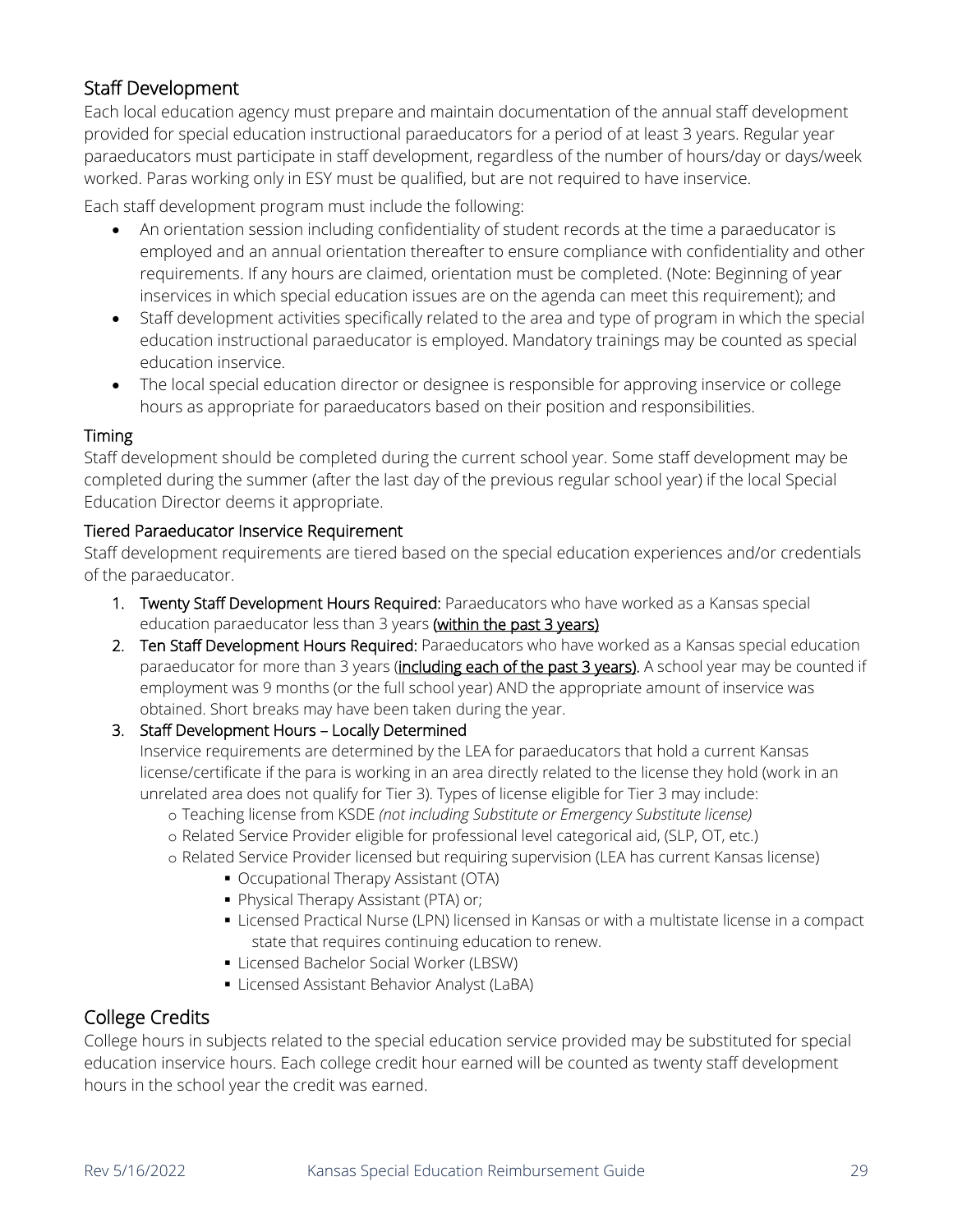## Staff Development

Each local education agency must prepare and maintain documentation of the annual staff development provided for special education instructional paraeducators for a period of at least 3 years. Regular year paraeducators must participate in staff development, regardless of the number of hours/day or days/week worked. Paras working only in ESY must be qualified, but are not required to have inservice.

Each staff development program must include the following:

- An orientation session including confidentiality of student records at the time a paraeducator is employed and an annual orientation thereafter to ensure compliance with confidentiality and other requirements. If any hours are claimed, orientation must be completed. (Note: Beginning of year inservices in which special education issues are on the agenda can meet this requirement); and
- Staff development activities specifically related to the area and type of program in which the special education instructional paraeducator is employed. Mandatory trainings may be counted as special education inservice.
- The local special education director or designee is responsible for approving inservice or college hours as appropriate for paraeducators based on their position and responsibilities.

### Timing

Staff development should be completed during the current school year. Some staff development may be completed during the summer (after the last day of the previous regular school year) if the local Special Education Director deems it appropriate.

### Tiered Paraeducator Inservice Requirement

Staff development requirements are tiered based on the special education experiences and/or credentials of the paraeducator.

1. **Twenty Staff Development Hours Required:** Paraeducators who have worked as a Kansas special education paraeducator less than 3 years **(within the past 3 years)**
2. **Ten Staff Development Hours Required:** Paraeducators who have worked as a Kansas special education paraeducator for more than 3 years (**including each of the past 3 years)**. A school year may be counted if employment was 9 months (or the full school year) AND the appropriate amount of inservice was obtained. Short breaks may have been taken during the year.
3. **Staff Development Hours – Locally Determined**

   Inservice requirements are determined by the LEA for paraeducators that hold a current Kansas license/certificate if the para is working in an area directly related to the license they hold (work in an unrelated area does not qualify for Tier 3). Types of license eligible for Tier 3 may include:
   - Teaching license from KSDE *(not including Substitute or Emergency Substitute license)*
   - Related Service Provider eligible for professional level categorical aid, (SLP, OT, etc.)
   - Related Service Provider licensed but requiring supervision (LEA has current Kansas license)
     - Occupational Therapy Assistant (OTA)
     - Physical Therapy Assistant (PTA) or;
     - Licensed Practical Nurse (LPN) licensed in Kansas or with a multistate license in a compact state that requires continuing education to renew.
     - Licensed Bachelor Social Worker (LBSW)
     - Licensed Assistant Behavior Analyst (LaBA)

## College Credits

College hours in subjects related to the special education service provided may be substituted for special education inservice hours. Each college credit hour earned will be counted as twenty staff development hours in the school year the credit was earned.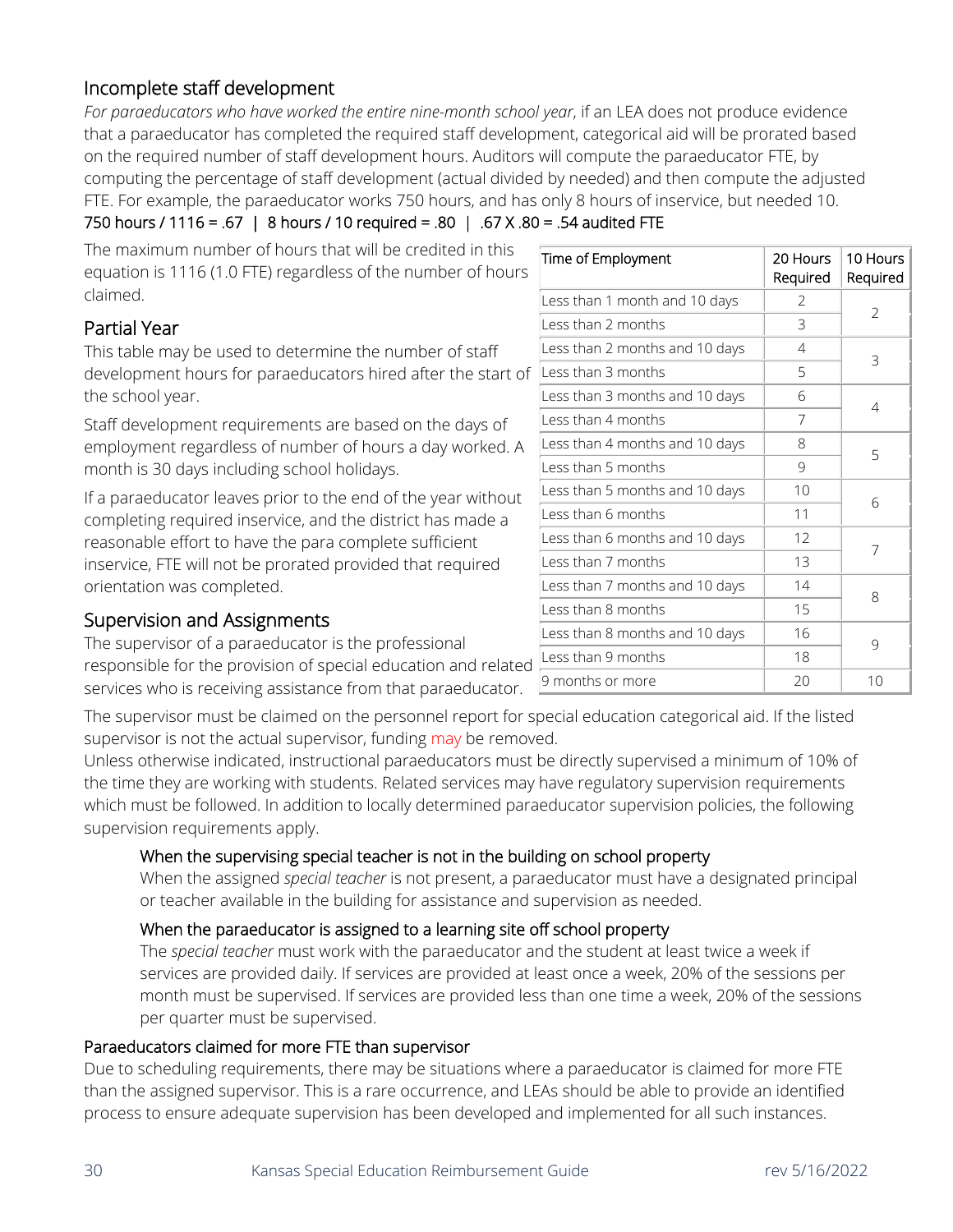## Incomplete staff development

*For paraeducators who have worked the entire nine-month school year*, if an LEA does not produce evidence that a paraeducator has completed the required staff development, categorical aid will be prorated based on the required number of staff development hours. Auditors will compute the paraeducator FTE, by computing the percentage of staff development (actual divided by needed) and then compute the adjusted FTE. For example, the paraeducator works 750 hours, and has only 8 hours of inservice, but needed 10.

750 hours / 1116 = .67 | 8 hours / 10 required = .80 | .67 X .80 = .54 audited FTE

The maximum number of hours that will be credited in this equation is 1116 (1.0 FTE) regardless of the number of hours claimed.

## Partial Year

This table may be used to determine the number of staff development hours for paraeducators hired after the start of the school year.

Staff development requirements are based on the days of employment regardless of number of hours a day worked. A month is 30 days including school holidays.

If a paraeducator leaves prior to the end of the year without completing required inservice, and the district has made a reasonable effort to have the para complete sufficient inservice, FTE will not be prorated provided that required orientation was completed.

| Time of Employment | 20 Hours Required | 10 Hours Required |
|---|---|---|
| Less than 1 month and 10 days | 2 | 2 |
| Less than 2 months | 3 | |
| Less than 2 months and 10 days | 4 | 3 |
| Less than 3 months | 5 | |
| Less than 3 months and 10 days | 6 | 4 |
| Less than 4 months | 7 | |
| Less than 4 months and 10 days | 8 | 5 |
| Less than 5 months | 9 | |
| Less than 5 months and 10 days | 10 | 6 |
| Less than 6 months | 11 | |
| Less than 6 months and 10 days | 12 | 7 |
| Less than 7 months | 13 | |
| Less than 7 months and 10 days | 14 | 8 |
| Less than 8 months | 15 | |
| Less than 8 months and 10 days | 16 | 9 |
| Less than 9 months | 18 | |
| 9 months or more | 20 | 10 |

## Supervision and Assignments

The supervisor of a paraeducator is the professional responsible for the provision of special education and related services who is receiving assistance from that paraeducator. The supervisor must be claimed on the personnel report for special education categorical aid. If the listed supervisor is not the actual supervisor, funding may be removed.

Unless otherwise indicated, instructional paraeducators must be directly supervised a minimum of 10% of the time they are working with students. Related services may have regulatory supervision requirements which must be followed. In addition to locally determined paraeducator supervision policies, the following supervision requirements apply.

### When the supervising special teacher is not in the building on school property

When the assigned *special teacher* is not present, a paraeducator must have a designated principal or teacher available in the building for assistance and supervision as needed.

### When the paraeducator is assigned to a learning site off school property

The *special teacher* must work with the paraeducator and the student at least twice a week if services are provided daily. If services are provided at least once a week, 20% of the sessions per month must be supervised. If services are provided less than one time a week, 20% of the sessions per quarter must be supervised.

## Paraeducators claimed for more FTE than supervisor

Due to scheduling requirements, there may be situations where a paraeducator is claimed for more FTE than the assigned supervisor. This is a rare occurrence, and LEAs should be able to provide an identified process to ensure adequate supervision has been developed and implemented for all such instances.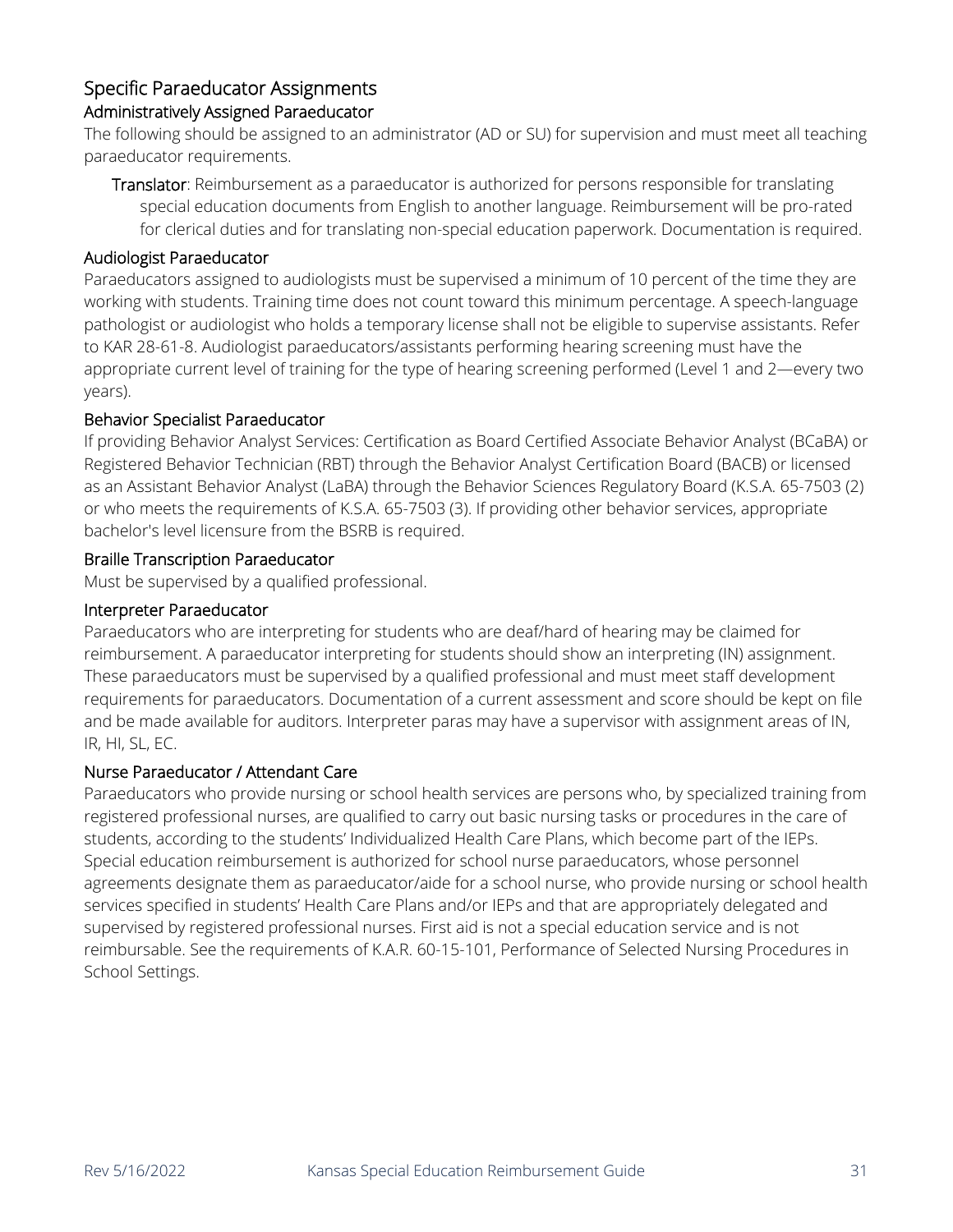## Specific Paraeducator Assignments

### Administratively Assigned Paraeducator

The following should be assigned to an administrator (AD or SU) for supervision and must meet all teaching paraeducator requirements.

**Translator**: Reimbursement as a paraeducator is authorized for persons responsible for translating special education documents from English to another language. Reimbursement will be pro-rated for clerical duties and for translating non-special education paperwork. Documentation is required.

### Audiologist Paraeducator

Paraeducators assigned to audiologists must be supervised a minimum of 10 percent of the time they are working with students. Training time does not count toward this minimum percentage. A speech-language pathologist or audiologist who holds a temporary license shall not be eligible to supervise assistants. Refer to KAR 28-61-8. Audiologist paraeducators/assistants performing hearing screening must have the appropriate current level of training for the type of hearing screening performed (Level 1 and 2—every two years).

### Behavior Specialist Paraeducator

If providing Behavior Analyst Services: Certification as Board Certified Associate Behavior Analyst (BCaBA) or Registered Behavior Technician (RBT) through the Behavior Analyst Certification Board (BACB) or licensed as an Assistant Behavior Analyst (LaBA) through the Behavior Sciences Regulatory Board (K.S.A. 65-7503 (2) or who meets the requirements of K.S.A. 65-7503 (3). If providing other behavior services, appropriate bachelor's level licensure from the BSRB is required.

### Braille Transcription Paraeducator

Must be supervised by a qualified professional.

### Interpreter Paraeducator

Paraeducators who are interpreting for students who are deaf/hard of hearing may be claimed for reimbursement. A paraeducator interpreting for students should show an interpreting (IN) assignment. These paraeducators must be supervised by a qualified professional and must meet staff development requirements for paraeducators. Documentation of a current assessment and score should be kept on file and be made available for auditors. Interpreter paras may have a supervisor with assignment areas of IN, IR, HI, SL, EC.

### Nurse Paraeducator / Attendant Care

Paraeducators who provide nursing or school health services are persons who, by specialized training from registered professional nurses, are qualified to carry out basic nursing tasks or procedures in the care of students, according to the students' Individualized Health Care Plans, which become part of the IEPs. Special education reimbursement is authorized for school nurse paraeducators, whose personnel agreements designate them as paraeducator/aide for a school nurse, who provide nursing or school health services specified in students' Health Care Plans and/or IEPs and that are appropriately delegated and supervised by registered professional nurses. First aid is not a special education service and is not reimbursable. See the requirements of K.A.R. 60-15-101, Performance of Selected Nursing Procedures in School Settings.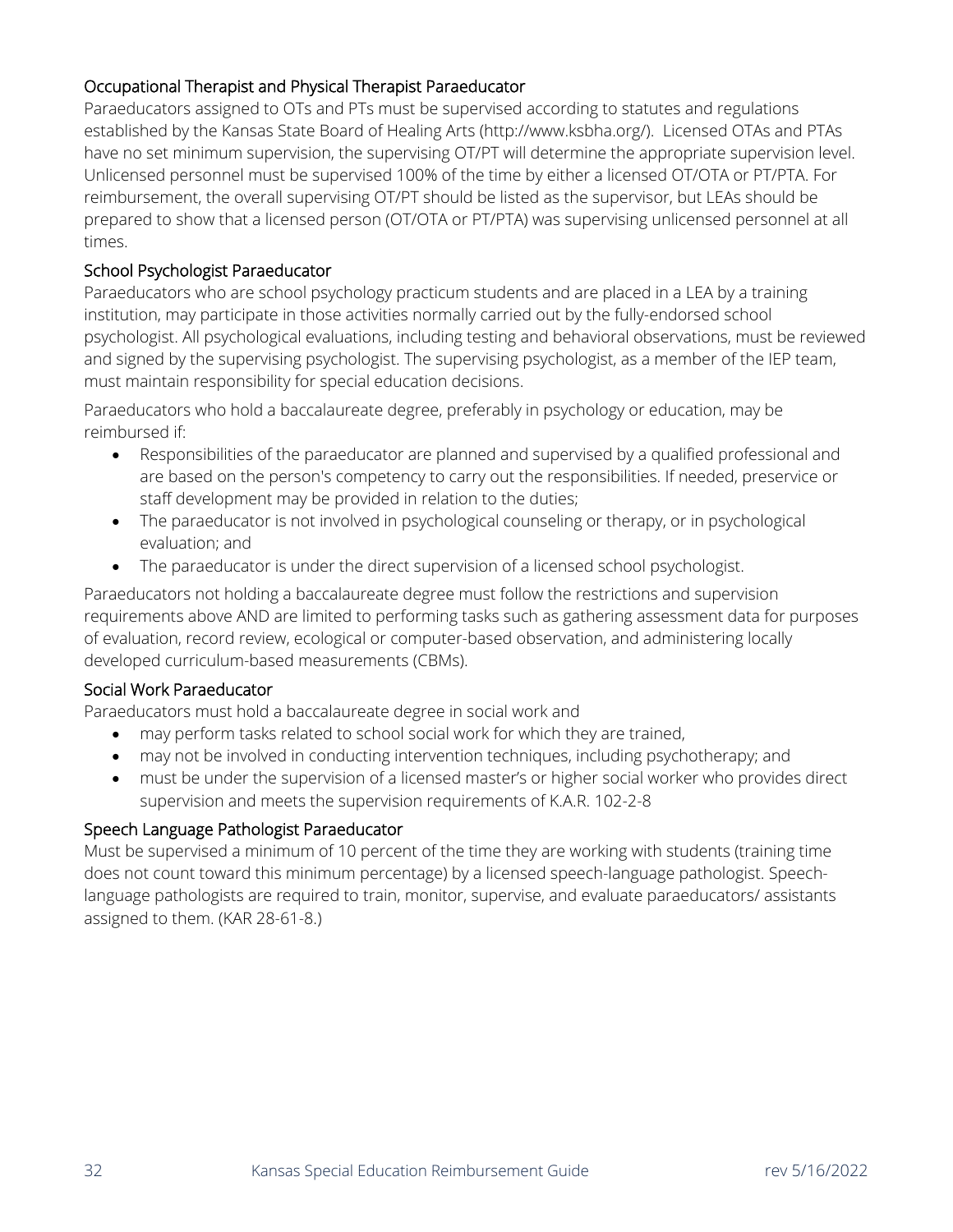### Occupational Therapist and Physical Therapist Paraeducator

Paraeducators assigned to OTs and PTs must be supervised according to statutes and regulations established by the Kansas State Board of Healing Arts (http://www.ksbha.org/). Licensed OTAs and PTAs have no set minimum supervision, the supervising OT/PT will determine the appropriate supervision level. Unlicensed personnel must be supervised 100% of the time by either a licensed OT/OTA or PT/PTA. For reimbursement, the overall supervising OT/PT should be listed as the supervisor, but LEAs should be prepared to show that a licensed person (OT/OTA or PT/PTA) was supervising unlicensed personnel at all times.

### School Psychologist Paraeducator

Paraeducators who are school psychology practicum students and are placed in a LEA by a training institution, may participate in those activities normally carried out by the fully-endorsed school psychologist. All psychological evaluations, including testing and behavioral observations, must be reviewed and signed by the supervising psychologist. The supervising psychologist, as a member of the IEP team, must maintain responsibility for special education decisions.

Paraeducators who hold a baccalaureate degree, preferably in psychology or education, may be reimbursed if:

- Responsibilities of the paraeducator are planned and supervised by a qualified professional and are based on the person's competency to carry out the responsibilities. If needed, preservice or staff development may be provided in relation to the duties;
- The paraeducator is not involved in psychological counseling or therapy, or in psychological evaluation; and
- The paraeducator is under the direct supervision of a licensed school psychologist.

Paraeducators not holding a baccalaureate degree must follow the restrictions and supervision requirements above AND are limited to performing tasks such as gathering assessment data for purposes of evaluation, record review, ecological or computer-based observation, and administering locally developed curriculum-based measurements (CBMs).

### Social Work Paraeducator

Paraeducators must hold a baccalaureate degree in social work and

- may perform tasks related to school social work for which they are trained,
- may not be involved in conducting intervention techniques, including psychotherapy; and
- must be under the supervision of a licensed master's or higher social worker who provides direct supervision and meets the supervision requirements of K.A.R. 102-2-8

### Speech Language Pathologist Paraeducator

Must be supervised a minimum of 10 percent of the time they are working with students (training time does not count toward this minimum percentage) by a licensed speech-language pathologist. Speech-language pathologists are required to train, monitor, supervise, and evaluate paraeducators/ assistants assigned to them. (KAR 28-61-8.)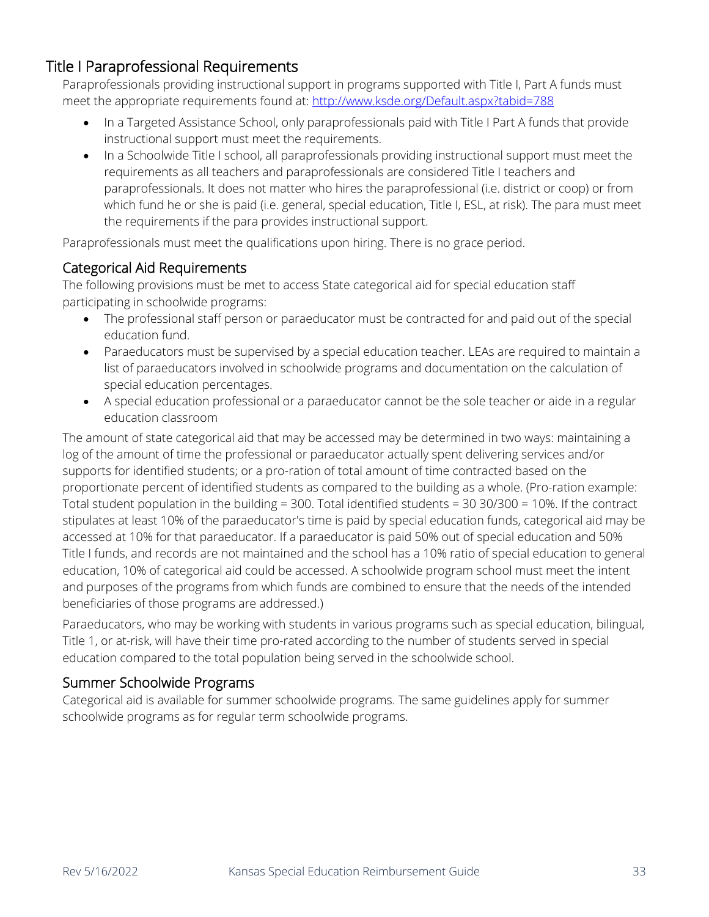## Title I Paraprofessional Requirements

Paraprofessionals providing instructional support in programs supported with Title I, Part A funds must meet the appropriate requirements found at: http://www.ksde.org/Default.aspx?tabid=788

- In a Targeted Assistance School, only paraprofessionals paid with Title I Part A funds that provide instructional support must meet the requirements.
- In a Schoolwide Title I school, all paraprofessionals providing instructional support must meet the requirements as all teachers and paraprofessionals are considered Title I teachers and paraprofessionals. It does not matter who hires the paraprofessional (i.e. district or coop) or from which fund he or she is paid (i.e. general, special education, Title I, ESL, at risk). The para must meet the requirements if the para provides instructional support.

Paraprofessionals must meet the qualifications upon hiring. There is no grace period.

### Categorical Aid Requirements

The following provisions must be met to access State categorical aid for special education staff participating in schoolwide programs:

- The professional staff person or paraeducator must be contracted for and paid out of the special education fund.
- Paraeducators must be supervised by a special education teacher. LEAs are required to maintain a list of paraeducators involved in schoolwide programs and documentation on the calculation of special education percentages.
- A special education professional or a paraeducator cannot be the sole teacher or aide in a regular education classroom

The amount of state categorical aid that may be accessed may be determined in two ways: maintaining a log of the amount of time the professional or paraeducator actually spent delivering services and/or supports for identified students; or a pro-ration of total amount of time contracted based on the proportionate percent of identified students as compared to the building as a whole. (Pro-ration example: Total student population in the building = 300. Total identified students = 30 30/300 = 10%. If the contract stipulates at least 10% of the paraeducator's time is paid by special education funds, categorical aid may be accessed at 10% for that paraeducator. If a paraeducator is paid 50% out of special education and 50% Title I funds, and records are not maintained and the school has a 10% ratio of special education to general education, 10% of categorical aid could be accessed. A schoolwide program school must meet the intent and purposes of the programs from which funds are combined to ensure that the needs of the intended beneficiaries of those programs are addressed.)

Paraeducators, who may be working with students in various programs such as special education, bilingual, Title 1, or at-risk, will have their time pro-rated according to the number of students served in special education compared to the total population being served in the schoolwide school.

### Summer Schoolwide Programs

Categorical aid is available for summer schoolwide programs. The same guidelines apply for summer schoolwide programs as for regular term schoolwide programs.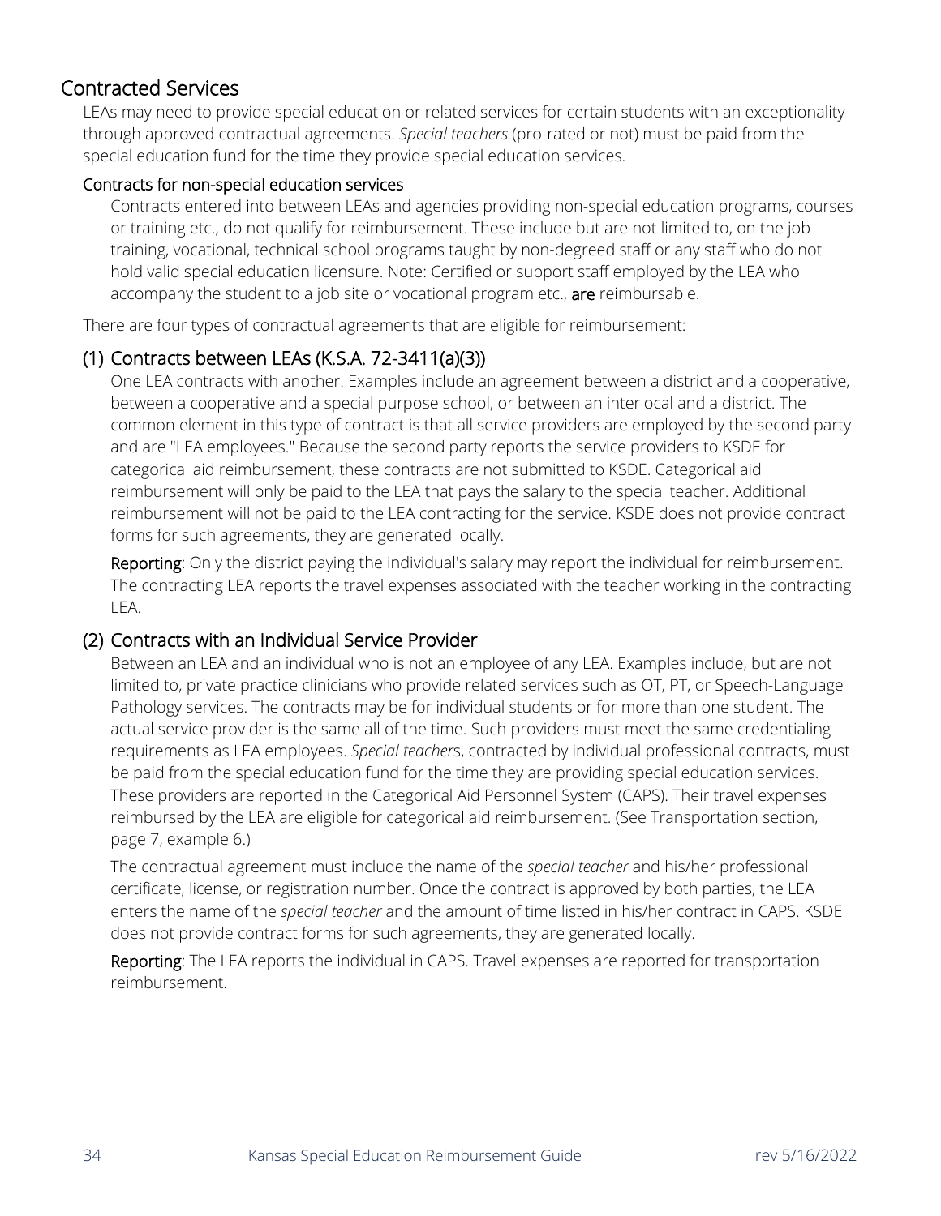## Contracted Services

LEAs may need to provide special education or related services for certain students with an exceptionality through approved contractual agreements. *Special teachers* (pro-rated or not) must be paid from the special education fund for the time they provide special education services.

### Contracts for non-special education services

Contracts entered into between LEAs and agencies providing non-special education programs, courses or training etc., do not qualify for reimbursement. These include but are not limited to, on the job training, vocational, technical school programs taught by non-degreed staff or any staff who do not hold valid special education licensure. Note: Certified or support staff employed by the LEA who accompany the student to a job site or vocational program etc., **are** reimbursable.

There are four types of contractual agreements that are eligible for reimbursement:

### (1) Contracts between LEAs (K.S.A. 72-3411(a)(3))

One LEA contracts with another. Examples include an agreement between a district and a cooperative, between a cooperative and a special purpose school, or between an interlocal and a district. The common element in this type of contract is that all service providers are employed by the second party and are "LEA employees." Because the second party reports the service providers to KSDE for categorical aid reimbursement, these contracts are not submitted to KSDE. Categorical aid reimbursement will only be paid to the LEA that pays the salary to the special teacher. Additional reimbursement will not be paid to the LEA contracting for the service. KSDE does not provide contract forms for such agreements, they are generated locally.

**Reporting**: Only the district paying the individual's salary may report the individual for reimbursement. The contracting LEA reports the travel expenses associated with the teacher working in the contracting LEA.

### (2) Contracts with an Individual Service Provider

Between an LEA and an individual who is not an employee of any LEA. Examples include, but are not limited to, private practice clinicians who provide related services such as OT, PT, or Speech-Language Pathology services. The contracts may be for individual students or for more than one student. The actual service provider is the same all of the time. Such providers must meet the same credentialing requirements as LEA employees. *Special teacher*s, contracted by individual professional contracts, must be paid from the special education fund for the time they are providing special education services. These providers are reported in the Categorical Aid Personnel System (CAPS). Their travel expenses reimbursed by the LEA are eligible for categorical aid reimbursement. (See Transportation section, page 7, example 6.)

The contractual agreement must include the name of the *special teacher* and his/her professional certificate, license, or registration number. Once the contract is approved by both parties, the LEA enters the name of the *special teacher* and the amount of time listed in his/her contract in CAPS. KSDE does not provide contract forms for such agreements, they are generated locally.

**Reporting**: The LEA reports the individual in CAPS. Travel expenses are reported for transportation reimbursement.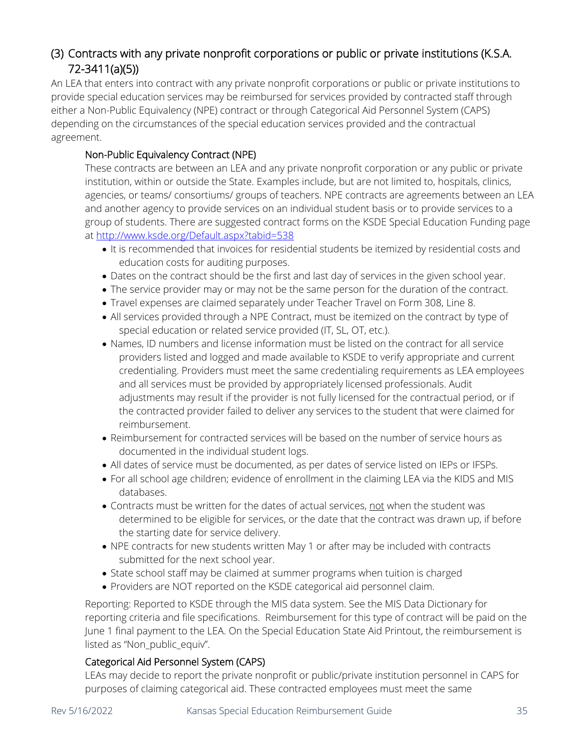## (3) Contracts with any private nonprofit corporations or public or private institutions (K.S.A. 72-3411(a)(5))

An LEA that enters into contract with any private nonprofit corporations or public or private institutions to provide special education services may be reimbursed for services provided by contracted staff through either a Non-Public Equivalency (NPE) contract or through Categorical Aid Personnel System (CAPS) depending on the circumstances of the special education services provided and the contractual agreement.

### Non-Public Equivalency Contract (NPE)

These contracts are between an LEA and any private nonprofit corporation or any public or private institution, within or outside the State. Examples include, but are not limited to, hospitals, clinics, agencies, or teams/ consortiums/ groups of teachers. NPE contracts are agreements between an LEA and another agency to provide services on an individual student basis or to provide services to a group of students. There are suggested contract forms on the KSDE Special Education Funding page at [http://www.ksde.org/Default.aspx?tabid=538](http://www.ksde.org/Default.aspx?tabid=538)

- It is recommended that invoices for residential students be itemized by residential costs and education costs for auditing purposes.
- Dates on the contract should be the first and last day of services in the given school year.
- The service provider may or may not be the same person for the duration of the contract.
- Travel expenses are claimed separately under Teacher Travel on Form 308, Line 8.
- All services provided through a NPE Contract, must be itemized on the contract by type of special education or related service provided (IT, SL, OT, etc.).
- Names, ID numbers and license information must be listed on the contract for all service providers listed and logged and made available to KSDE to verify appropriate and current credentialing. Providers must meet the same credentialing requirements as LEA employees and all services must be provided by appropriately licensed professionals. Audit adjustments may result if the provider is not fully licensed for the contractual period, or if the contracted provider failed to deliver any services to the student that were claimed for reimbursement.
- Reimbursement for contracted services will be based on the number of service hours as documented in the individual student logs.
- All dates of service must be documented, as per dates of service listed on IEPs or IFSPs.
- For all school age children; evidence of enrollment in the claiming LEA via the KIDS and MIS databases.
- Contracts must be written for the dates of actual services, <u>not</u> when the student was determined to be eligible for services, or the date that the contract was drawn up, if before the starting date for service delivery.
- NPE contracts for new students written May 1 or after may be included with contracts submitted for the next school year.
- State school staff may be claimed at summer programs when tuition is charged
- Providers are NOT reported on the KSDE categorical aid personnel claim.

Reporting: Reported to KSDE through the MIS data system. See the MIS Data Dictionary for reporting criteria and file specifications. Reimbursement for this type of contract will be paid on the June 1 final payment to the LEA. On the Special Education State Aid Printout, the reimbursement is listed as "Non_public_equiv".

### Categorical Aid Personnel System (CAPS)

LEAs may decide to report the private nonprofit or public/private institution personnel in CAPS for purposes of claiming categorical aid. These contracted employees must meet the same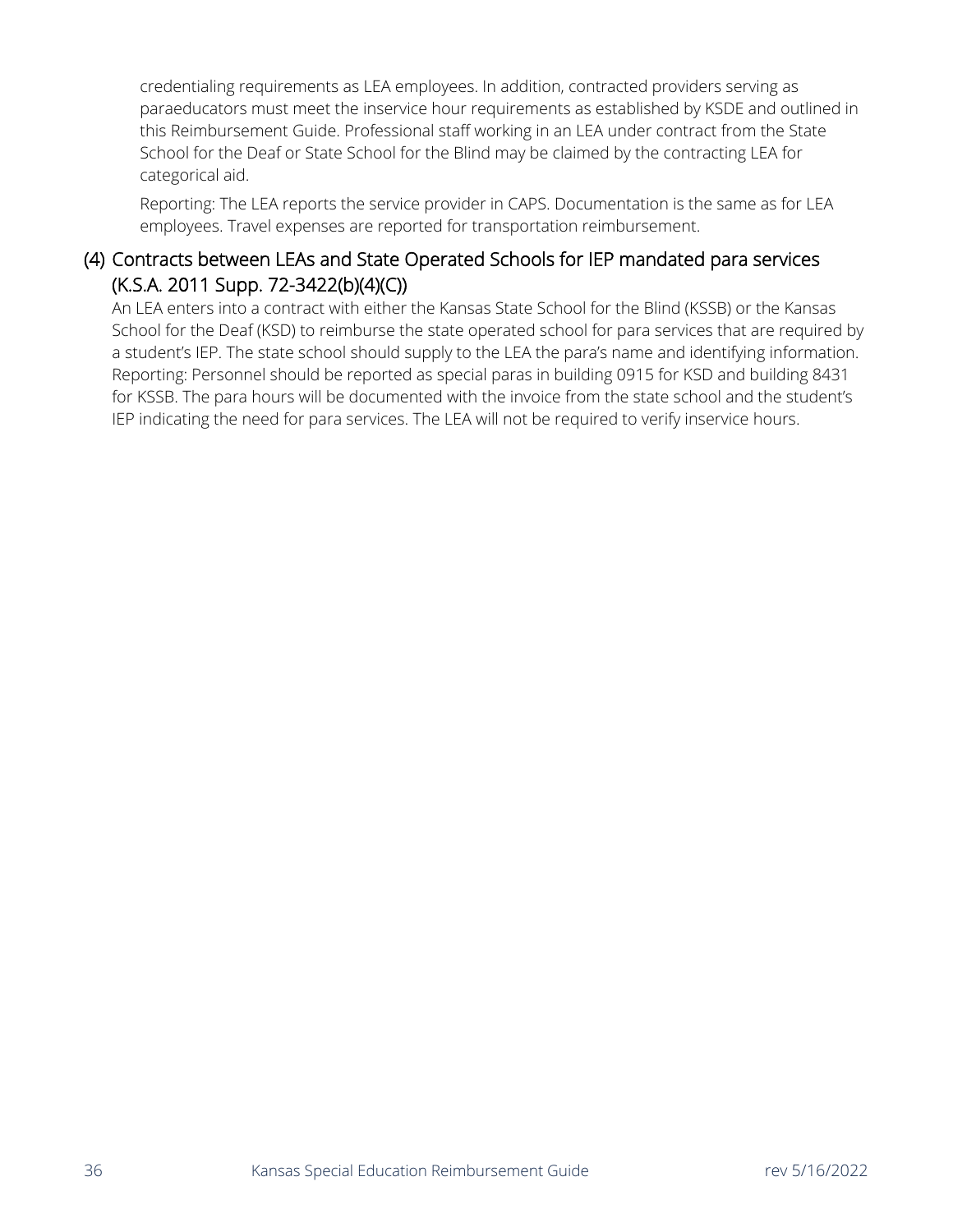credentialing requirements as LEA employees. In addition, contracted providers serving as paraeducators must meet the inservice hour requirements as established by KSDE and outlined in this Reimbursement Guide. Professional staff working in an LEA under contract from the State School for the Deaf or State School for the Blind may be claimed by the contracting LEA for categorical aid.

Reporting: The LEA reports the service provider in CAPS. Documentation is the same as for LEA employees. Travel expenses are reported for transportation reimbursement.

### (4) Contracts between LEAs and State Operated Schools for IEP mandated para services (K.S.A. 2011 Supp. 72-3422(b)(4)(C))

An LEA enters into a contract with either the Kansas State School for the Blind (KSSB) or the Kansas School for the Deaf (KSD) to reimburse the state operated school for para services that are required by a student's IEP. The state school should supply to the LEA the para's name and identifying information. Reporting: Personnel should be reported as special paras in building 0915 for KSD and building 8431 for KSSB. The para hours will be documented with the invoice from the state school and the student's IEP indicating the need for para services. The LEA will not be required to verify inservice hours.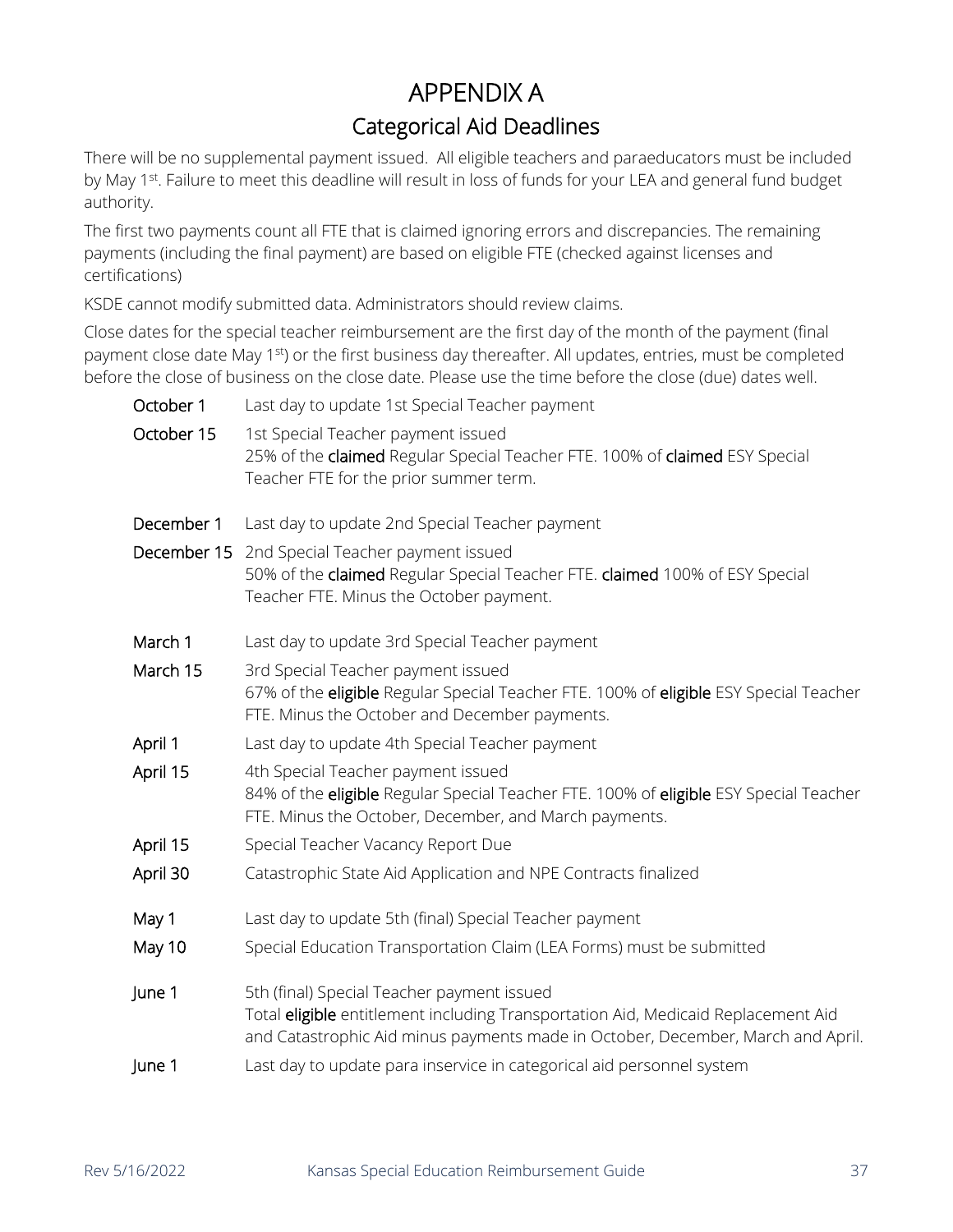# APPENDIX A

## Categorical Aid Deadlines

There will be no supplemental payment issued. All eligible teachers and paraeducators must be included by May 1st. Failure to meet this deadline will result in loss of funds for your LEA and general fund budget authority.

The first two payments count all FTE that is claimed ignoring errors and discrepancies. The remaining payments (including the final payment) are based on eligible FTE (checked against licenses and certifications)

KSDE cannot modify submitted data. Administrators should review claims.

Close dates for the special teacher reimbursement are the first day of the month of the payment (final payment close date May 1st) or the first business day thereafter. All updates, entries, must be completed before the close of business on the close date. Please use the time before the close (due) dates well.

| | |
|---|---|
| October 1 | Last day to update 1st Special Teacher payment |
| October 15 | 1st Special Teacher payment issued<br>25% of the **claimed** Regular Special Teacher FTE. 100% of **claimed** ESY Special Teacher FTE for the prior summer term. |
| December 1 | Last day to update 2nd Special Teacher payment |
| December 15 | 2nd Special Teacher payment issued<br>50% of the **claimed** Regular Special Teacher FTE. **claimed** 100% of ESY Special Teacher FTE. Minus the October payment. |
| March 1 | Last day to update 3rd Special Teacher payment |
| March 15 | 3rd Special Teacher payment issued<br>67% of the **eligible** Regular Special Teacher FTE. 100% of **eligible** ESY Special Teacher FTE. Minus the October and December payments. |
| April 1 | Last day to update 4th Special Teacher payment |
| April 15 | 4th Special Teacher payment issued<br>84% of the **eligible** Regular Special Teacher FTE. 100% of **eligible** ESY Special Teacher FTE. Minus the October, December, and March payments. |
| April 15 | Special Teacher Vacancy Report Due |
| April 30 | Catastrophic State Aid Application and NPE Contracts finalized |
| May 1 | Last day to update 5th (final) Special Teacher payment |
| May 10 | Special Education Transportation Claim (LEA Forms) must be submitted |
| June 1 | 5th (final) Special Teacher payment issued<br>Total **eligible** entitlement including Transportation Aid, Medicaid Replacement Aid and Catastrophic Aid minus payments made in October, December, March and April. |
| June 1 | Last day to update para inservice in categorical aid personnel system |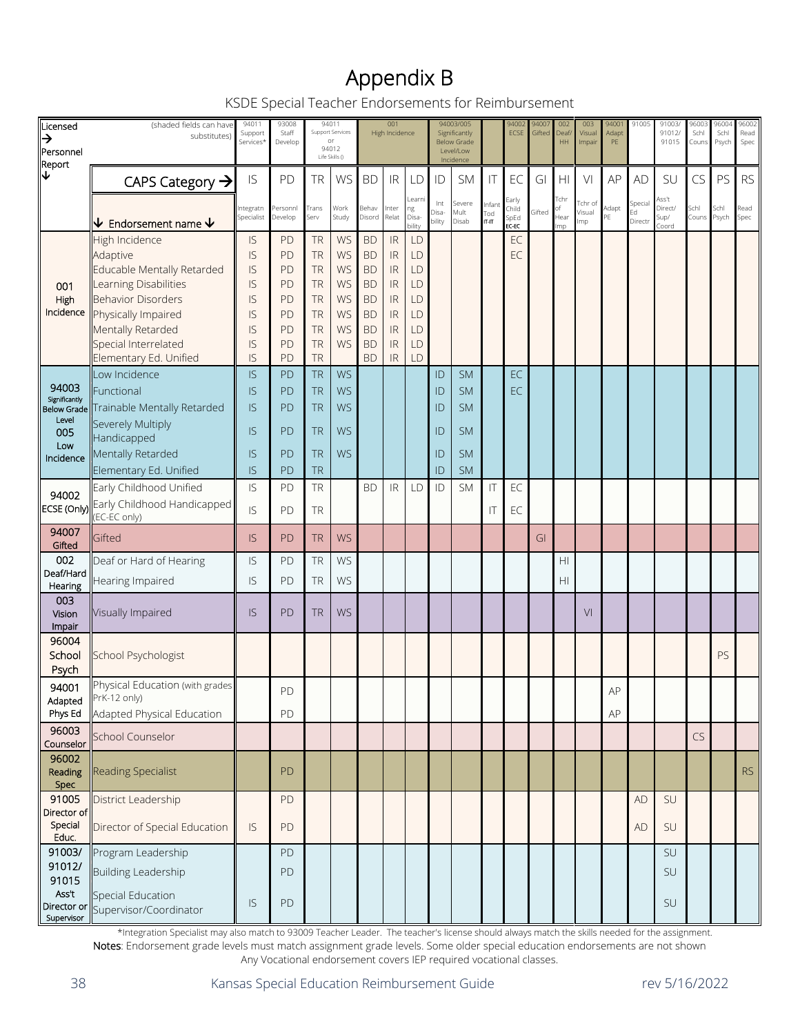# Appendix B

KSDE Special Teacher Endorsements for Reimbursement

| Licensed → Personnel Report ↓ | (shaded fields can have substitutes) | 94011 Support Services* | 93008 Staff Develop | 94011 Support Services or 94012 Life Skills () | | 001 High Incidence | | | 94003/005 Significantly Below Grade Level/Low Incidence | | | 94002 ECSE | 94007 Gifted | 002 Deaf/HH | 003 Visual Impair | 94001 Adapt PE | 91005 | 91003/ 91012/ 91015 | 96003 Schl Couns | 96004 Schl Psych | 96002 Read Spec |
|---|---|---|---|---|---|---|---|---|---|---|---|---|---|---|---|---|---|---|---|---|---|
| | CAPS Category → | IS | PD | TR | WS | BD | IR | LD | ID | SM | IT | EC | GI | HI | VI | AP | AD | SU | CS | PS | RS |
| | ↓ Endorsement name ↓ | Integratn Specialist | Personnl Develop | Trans Serv | Work Study | Behav Disord | Inter Relat | Learning Disa-bility | Int Disa-bility | Severe Mult Disab | Infant Tod IT-IT | Early Child SpEd EC-EC | Gifted | Tchr of Hear Imp | Tchr of Visual Imp | Adapt PE | Special Ed Directr | Ass't Direct/ Sup/ Coord | Schl Couns | Schl Psych | Read Spec |
| 001 High Incidence | High Incidence | IS | PD | TR | WS | BD | IR | LD | | | | EC | | | | | | | | | |
| | Adaptive | IS | PD | TR | WS | BD | IR | LD | | | | EC | | | | | | | | | |
| | Educable Mentally Retarded | IS | PD | TR | WS | BD | IR | LD | | | | | | | | | | | | | |
| | Learning Disabilities | IS | PD | TR | WS | BD | IR | LD | | | | | | | | | | | | | |
| | Behavior Disorders | IS | PD | TR | WS | BD | IR | LD | | | | | | | | | | | | | |
| | Physically Impaired | IS | PD | TR | WS | BD | IR | LD | | | | | | | | | | | | | |
| | Mentally Retarded | IS | PD | TR | WS | BD | IR | LD | | | | | | | | | | | | | |
| | Special Interrelated | IS | PD | TR | WS | BD | IR | LD | | | | | | | | | | | | | |
| | Elementary Ed. Unified | IS | PD | TR | | BD | IR | LD | | | | | | | | | | | | | |
| 94003 Significantly Below Grade Level 005 Low Incidence | Low Incidence | IS | PD | TR | WS | | | | ID | SM | | EC | | | | | | | | | |
| | Functional | IS | PD | TR | WS | | | | ID | SM | | EC | | | | | | | | | |
| | Trainable Mentally Retarded | IS | PD | TR | WS | | | | ID | SM | | | | | | | | | | | |
| | Severely Multiply Handicapped | IS | PD | TR | WS | | | | ID | SM | | | | | | | | | | | |
| | Mentally Retarded | IS | PD | TR | WS | | | | ID | SM | | | | | | | | | | | |
| | Elementary Ed. Unified | IS | PD | TR | | | | | ID | SM | | | | | | | | | | | |
| 94002 ECSE (Only) | Early Childhood Unified | IS | PD | TR | | BD | IR | LD | ID | SM | IT | EC | | | | | | | | | |
| | Early Childhood Handicapped (EC-EC only) | IS | PD | TR | | | | | | | IT | EC | | | | | | | | | |
| 94007 Gifted | Gifted | IS | PD | TR | WS | | | | | | | | GI | | | | | | | | |
| 002 Deaf/Hard Hearing | Deaf or Hard of Hearing | IS | PD | TR | WS | | | | | | | | | HI | | | | | | | |
| | Hearing Impaired | IS | PD | TR | WS | | | | | | | | | HI | | | | | | | |
| 003 Vision Impair | Visually Impaired | IS | PD | TR | WS | | | | | | | | | | VI | | | | | | |
| 96004 School Psych | School Psychologist | | | | | | | | | | | | | | | | | | | PS | |
| 94001 Adapted Phys Ed | Physical Education (with grades PrK-12 only) | | PD | | | | | | | | | | | | | AP | | | | | |
| | Adapted Physical Education | | PD | | | | | | | | | | | | | AP | | | | | |
| 96003 Counselor | School Counselor | | | | | | | | | | | | | | | | | | CS | | |
| 96002 Reading Spec | Reading Specialist | | PD | | | | | | | | | | | | | | | | | | RS |
| 91005 Director of Special Educ. | District Leadership | | PD | | | | | | | | | | | | | | AD | SU | | | |
| | Director of Special Education | IS | PD | | | | | | | | | | | | | | AD | SU | | | |
| 91003/ 91012/ 91015 Ass't Director or Supervisor | Program Leadership | | PD | | | | | | | | | | | | | | | SU | | | |
| | Building Leadership | | PD | | | | | | | | | | | | | | | SU | | | |
| | Special Education Supervisor/Coordinator | IS | PD | | | | | | | | | | | | | | | SU | | | |

*Integration Specialist may also match to 93009 Teacher Leader. The teacher's license should always match the skills needed for the assignment.

**Notes**: Endorsement grade levels must match assignment grade levels. Some older special education endorsements are not shown Any Vocational endorsement covers IEP required vocational classes.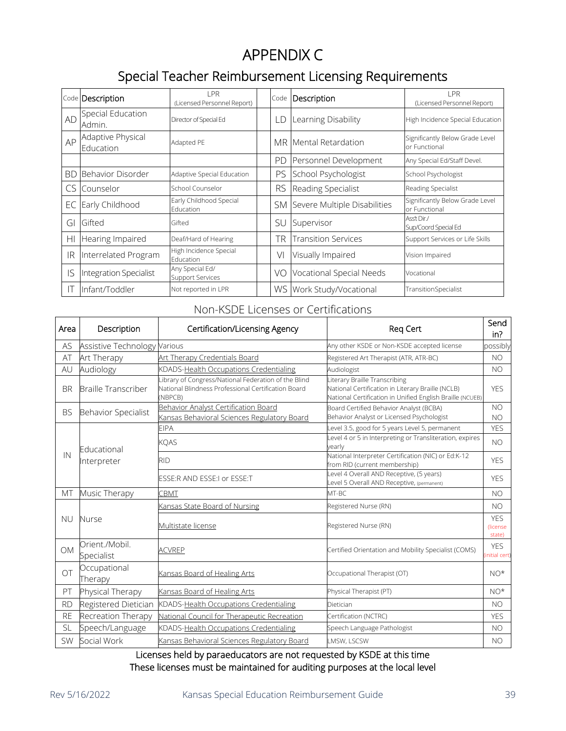# APPENDIX C

## Special Teacher Reimbursement Licensing Requirements

| Code | Description | LPR (Licensed Personnel Report) | | Code | Description | LPR (Licensed Personnel Report) |
|---|---|---|---|---|---|---|
| AD | Special Education Admin. | Director of Special Ed | | LD | Learning Disability | High Incidence Special Education |
| AP | Adaptive Physical Education | Adapted PE | | MR | Mental Retardation | Significantly Below Grade Level or Functional |
| | | | | PD | Personnel Development | Any Special Ed/Staff Devel. |
| BD | Behavior Disorder | Adaptive Special Education | | PS | School Psychologist | School Psychologist |
| CS | Counselor | School Counselor | | RS | Reading Specialist | Reading Specialist |
| EC | Early Childhood | Early Childhood Special Education | | SM | Severe Multiple Disabilities | Significantly Below Grade Level or Functional |
| GI | Gifted | Gifted | | SU | Supervisor | Ass't Dir./ Sup/Coord Special Ed |
| HI | Hearing Impaired | Deaf/Hard of Hearing | | TR | Transition Services | Support Services or Life Skills |
| IR | Interrelated Program | High Incidence Special Education | | VI | Visually Impaired | Vision Impaired |
| IS | Integration Specialist | Any Special Ed/ Support Services | | VO | Vocational Special Needs | Vocational |
| IT | Infant/Toddler | Not reported in LPR | | WS | Work Study/Vocational | TransitionSpecialist |

### Non-KSDE Licenses or Certifications

| Area | Description | Certification/Licensing Agency | Req Cert | Send in? |
|---|---|---|---|---|
| AS | Assistive Technology | Various | Any other KSDE or Non-KSDE accepted license | possibly |
| AT | Art Therapy | Art Therapy Credentials Board | Registered Art Therapist (ATR, ATR-BC) | NO |
| AU | Audiology | KDADS-Health Occupations Credentialing | Audiologist | NO |
| BR | Braille Transcriber | Library of Congress/National Federation of the Blind National Blindness Professional Certification Board (NBPCB) | Literary Braille Transcribing National Certification in Literary Braille (NCLB) National Certification in Unified English Braille (NCUEB) | YES |
| BS | Behavior Specialist | Behavior Analyst Certification Board | Board Certified Behavior Analyst (BCBA) | NO |
| | | Kansas Behavioral Sciences Regulatory Board | Behavior Analyst or Licensed Psychologist | NO |
| IN | Educational Interpreter | EIPA | Level 3.5, good for 5 years Level 5, permanent | YES |
| | | KQAS | Level 4 or 5 in Interpreting or Transliteration, expires yearly | NO |
| | | RID | National Interpreter Certification (NIC) or Ed:K-12 from RID (current membership) | YES |
| | | ESSE:R AND ESSE:I or ESSE:T | Level 4 Overall AND Receptive, (5 years) Level 5 Overall AND Receptive, (permanent) | YES |
| MT | Music Therapy | CBMT | MT-BC | NO |
| NU | Nurse | Kansas State Board of Nursing | Registered Nurse (RN) | NO |
| | | Multistate license | Registered Nurse (RN) | YES (license state) |
| OM | Orient./Mobil. Specialist | ACVREP | Certified Orientation and Mobility Specialist (COMS) | YES (initial cert) |
| OT | Occupational Therapy | Kansas Board of Healing Arts | Occupational Therapist (OT) | NO* |
| PT | Physical Therapy | Kansas Board of Healing Arts | Physical Therapist (PT) | NO* |
| RD | Registered Dietician | KDADS-Health Occupations Credentialing | Dietician | NO |
| RE | Recreation Therapy | National Council for Therapeutic Recreation | Certification (NCTRC) | YES |
| SL | Speech/Language | KDADS-Health Occupations Credentialing | Speech Language Pathologist | NO |
| SW | Social Work | Kansas Behavioral Sciences Regulatory Board | LMSW, LSCSW | NO |

Licenses held by paraeducators are not requested by KSDE at this time
These licenses must be maintained for auditing purposes at the local level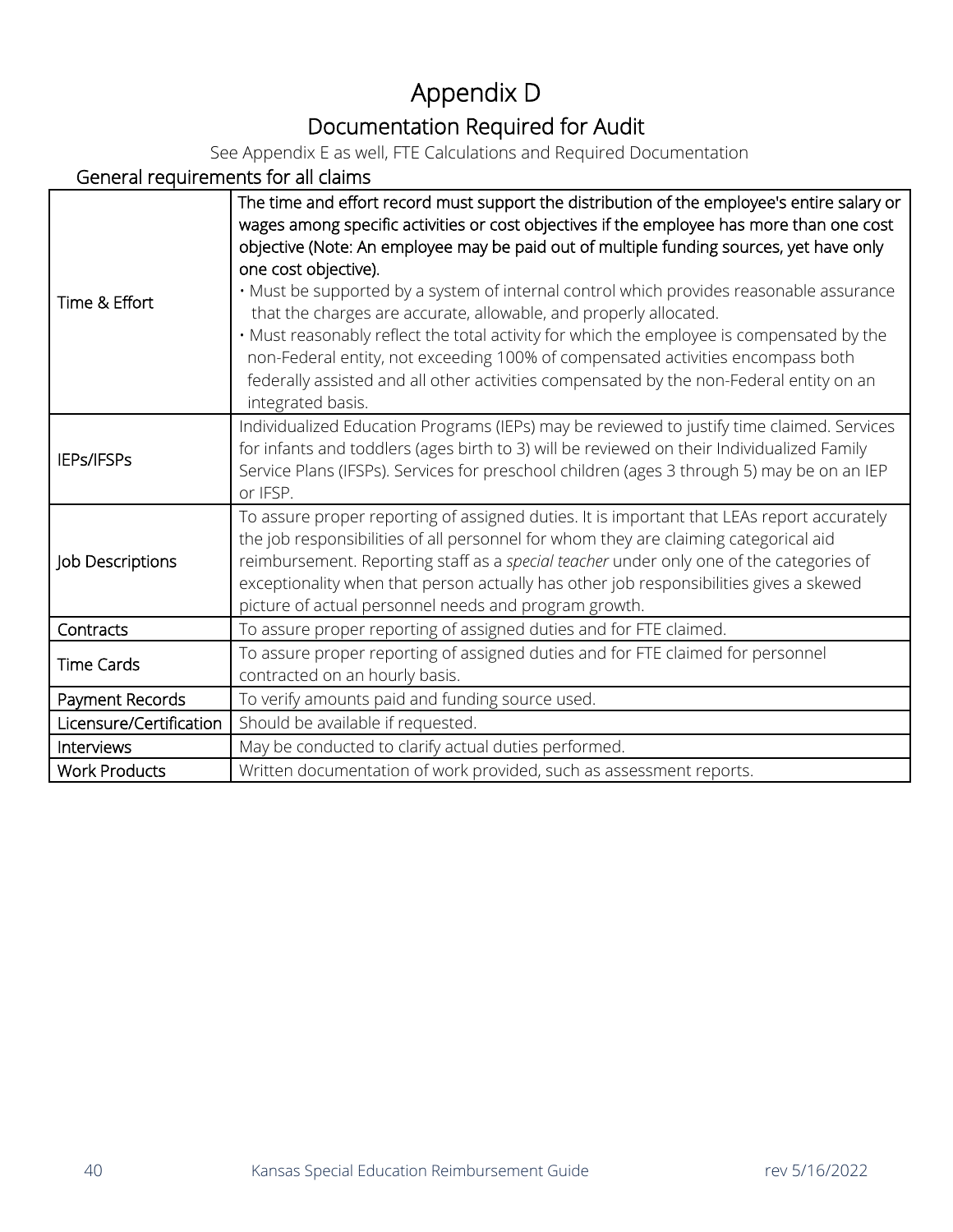# Appendix D

## Documentation Required for Audit

See Appendix E as well, FTE Calculations and Required Documentation

### General requirements for all claims

| | |
|---|---|
| Time & Effort | The time and effort record must support the distribution of the employee's entire salary or wages among specific activities or cost objectives if the employee has more than one cost objective (Note: An employee may be paid out of multiple funding sources, yet have only one cost objective).<br>• Must be supported by a system of internal control which provides reasonable assurance that the charges are accurate, allowable, and properly allocated.<br>• Must reasonably reflect the total activity for which the employee is compensated by the non-Federal entity, not exceeding 100% of compensated activities encompass both federally assisted and all other activities compensated by the non-Federal entity on an integrated basis. |
| IEPs/IFSPs | Individualized Education Programs (IEPs) may be reviewed to justify time claimed. Services for infants and toddlers (ages birth to 3) will be reviewed on their Individualized Family Service Plans (IFSPs). Services for preschool children (ages 3 through 5) may be on an IEP or IFSP. |
| Job Descriptions | To assure proper reporting of assigned duties. It is important that LEAs report accurately the job responsibilities of all personnel for whom they are claiming categorical aid reimbursement. Reporting staff as a *special teacher* under only one of the categories of exceptionality when that person actually has other job responsibilities gives a skewed picture of actual personnel needs and program growth. |
| Contracts | To assure proper reporting of assigned duties and for FTE claimed. |
| Time Cards | To assure proper reporting of assigned duties and for FTE claimed for personnel contracted on an hourly basis. |
| Payment Records | To verify amounts paid and funding source used. |
| Licensure/Certification | Should be available if requested. |
| Interviews | May be conducted to clarify actual duties performed. |
| Work Products | Written documentation of work provided, such as assessment reports. |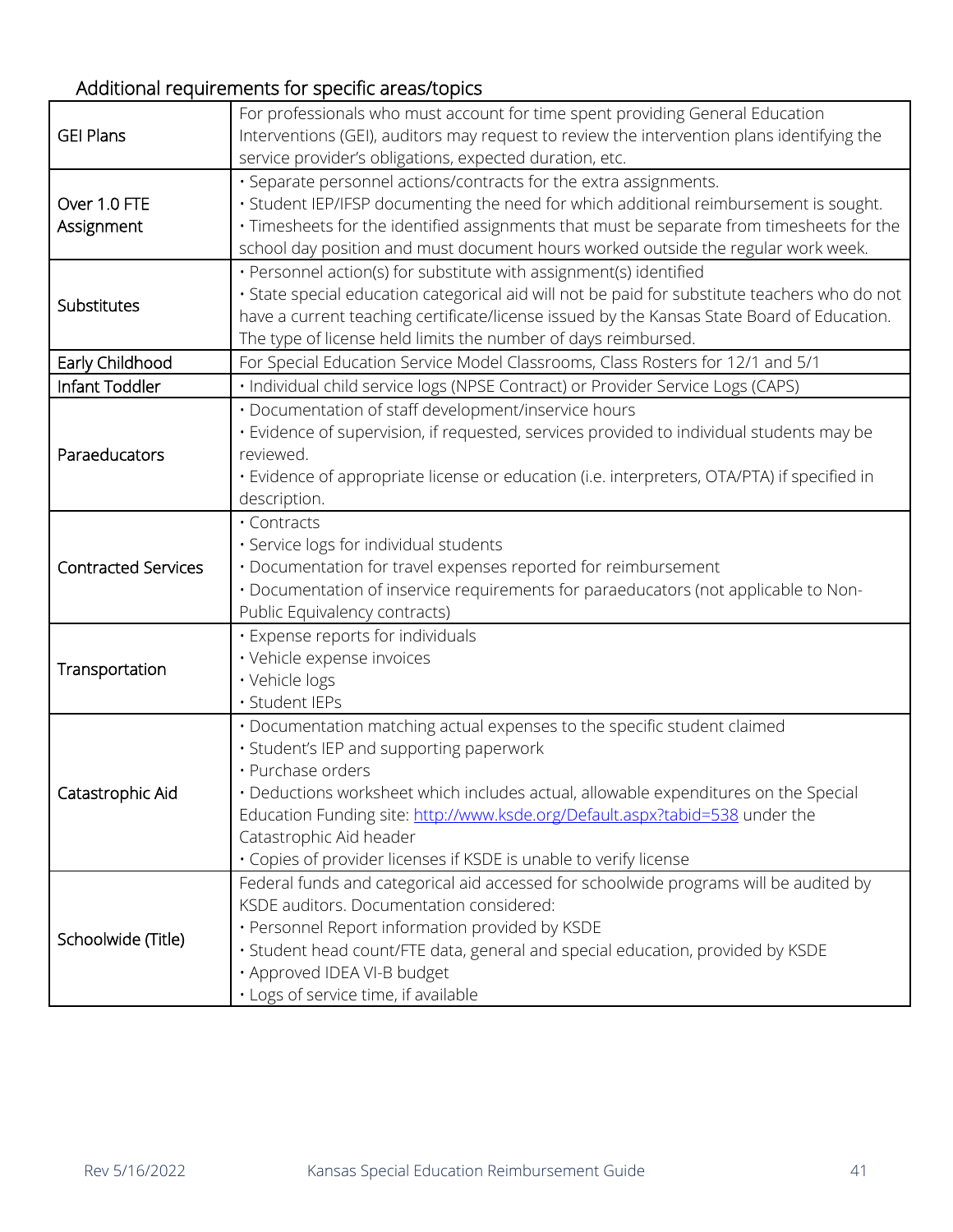## Additional requirements for specific areas/topics

| | |
|---|---|
| GEI Plans | For professionals who must account for time spent providing General Education Interventions (GEI), auditors may request to review the intervention plans identifying the service provider's obligations, expected duration, etc. |
| Over 1.0 FTE Assignment | • Separate personnel actions/contracts for the extra assignments.<br>• Student IEP/IFSP documenting the need for which additional reimbursement is sought.<br>• Timesheets for the identified assignments that must be separate from timesheets for the school day position and must document hours worked outside the regular work week. |
| Substitutes | • Personnel action(s) for substitute with assignment(s) identified<br>• State special education categorical aid will not be paid for substitute teachers who do not have a current teaching certificate/license issued by the Kansas State Board of Education. The type of license held limits the number of days reimbursed. |
| Early Childhood | For Special Education Service Model Classrooms, Class Rosters for 12/1 and 5/1 |
| Infant Toddler | • Individual child service logs (NPSE Contract) or Provider Service Logs (CAPS) |
| Paraeducators | • Documentation of staff development/inservice hours<br>• Evidence of supervision, if requested, services provided to individual students may be reviewed.<br>• Evidence of appropriate license or education (i.e. interpreters, OTA/PTA) if specified in description. |
| Contracted Services | • Contracts<br>• Service logs for individual students<br>• Documentation for travel expenses reported for reimbursement<br>• Documentation of inservice requirements for paraeducators (not applicable to Non-Public Equivalency contracts) |
| Transportation | • Expense reports for individuals<br>• Vehicle expense invoices<br>• Vehicle logs<br>• Student IEPs |
| Catastrophic Aid | • Documentation matching actual expenses to the specific student claimed<br>• Student's IEP and supporting paperwork<br>• Purchase orders<br>• Deductions worksheet which includes actual, allowable expenditures on the Special Education Funding site: http://www.ksde.org/Default.aspx?tabid=538 under the Catastrophic Aid header<br>• Copies of provider licenses if KSDE is unable to verify license |
| Schoolwide (Title) | Federal funds and categorical aid accessed for schoolwide programs will be audited by KSDE auditors. Documentation considered:<br>• Personnel Report information provided by KSDE<br>• Student head count/FTE data, general and special education, provided by KSDE<br>• Approved IDEA VI-B budget<br>• Logs of service time, if available |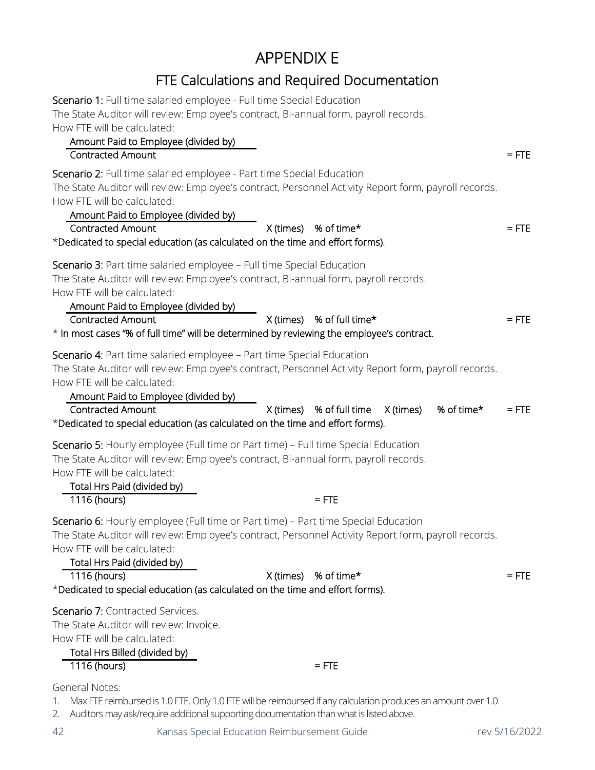# APPENDIX E

## FTE Calculations and Required Documentation

**Scenario 1:** Full time salaried employee - Full time Special Education
The State Auditor will review: Employee's contract, Bi-annual form, payroll records.
How FTE will be calculated:

$$\frac{\text{Amount Paid to Employee (divided by)}}{\text{Contracted Amount}} = \text{FTE}$$

**Scenario 2:** Full time salaried employee - Part time Special Education
The State Auditor will review: Employee's contract, Personnel Activity Report form, payroll records.
How FTE will be calculated:

$$\frac{\text{Amount Paid to Employee (divided by)}}{\text{Contracted Amount}} \text{ X (times) } \% \text{ of time*} = \text{FTE}$$

*Dedicated to special education (as calculated on the time and effort forms).

**Scenario 3:** Part time salaried employee – Full time Special Education
The State Auditor will review: Employee's contract, Bi-annual form, payroll records.
How FTE will be calculated:

$$\frac{\text{Amount Paid to Employee (divided by)}}{\text{Contracted Amount}} \text{ X (times) } \% \text{ of full time*} = \text{FTE}$$

* In most cases "% of full time" will be determined by reviewing the employee's contract.

**Scenario 4:** Part time salaried employee – Part time Special Education
The State Auditor will review: Employee's contract, Personnel Activity Report form, payroll records.
How FTE will be calculated:

$$\frac{\text{Amount Paid to Employee (divided by)}}{\text{Contracted Amount}} \text{ X (times) } \% \text{ of full time X (times) } \% \text{ of time*} = \text{FTE}$$

*Dedicated to special education (as calculated on the time and effort forms).

**Scenario 5:** Hourly employee (Full time or Part time) – Full time Special Education
The State Auditor will review: Employee's contract, Bi-annual form, payroll records.
How FTE will be calculated:

$$\frac{\text{Total Hrs Paid (divided by)}}{\text{1116 (hours)}} = \text{FTE}$$

**Scenario 6:** Hourly employee (Full time or Part time) – Part time Special Education
The State Auditor will review: Employee's contract, Personnel Activity Report form, payroll records.
How FTE will be calculated:

$$\frac{\text{Total Hrs Paid (divided by)}}{\text{1116 (hours)}} \text{ X (times) } \% \text{ of time*} = \text{FTE}$$

*Dedicated to special education (as calculated on the time and effort forms).

**Scenario 7:** Contracted Services.
The State Auditor will review: Invoice.
How FTE will be calculated:

$$\frac{\text{Total Hrs Billed (divided by)}}{\text{1116 (hours)}} = \text{FTE}$$

General Notes:

1. Max FTE reimbursed is 1.0 FTE. Only 1.0 FTE will be reimbursed If any calculation produces an amount over 1.0.
2. Auditors may ask/require additional supporting documentation than what is listed above.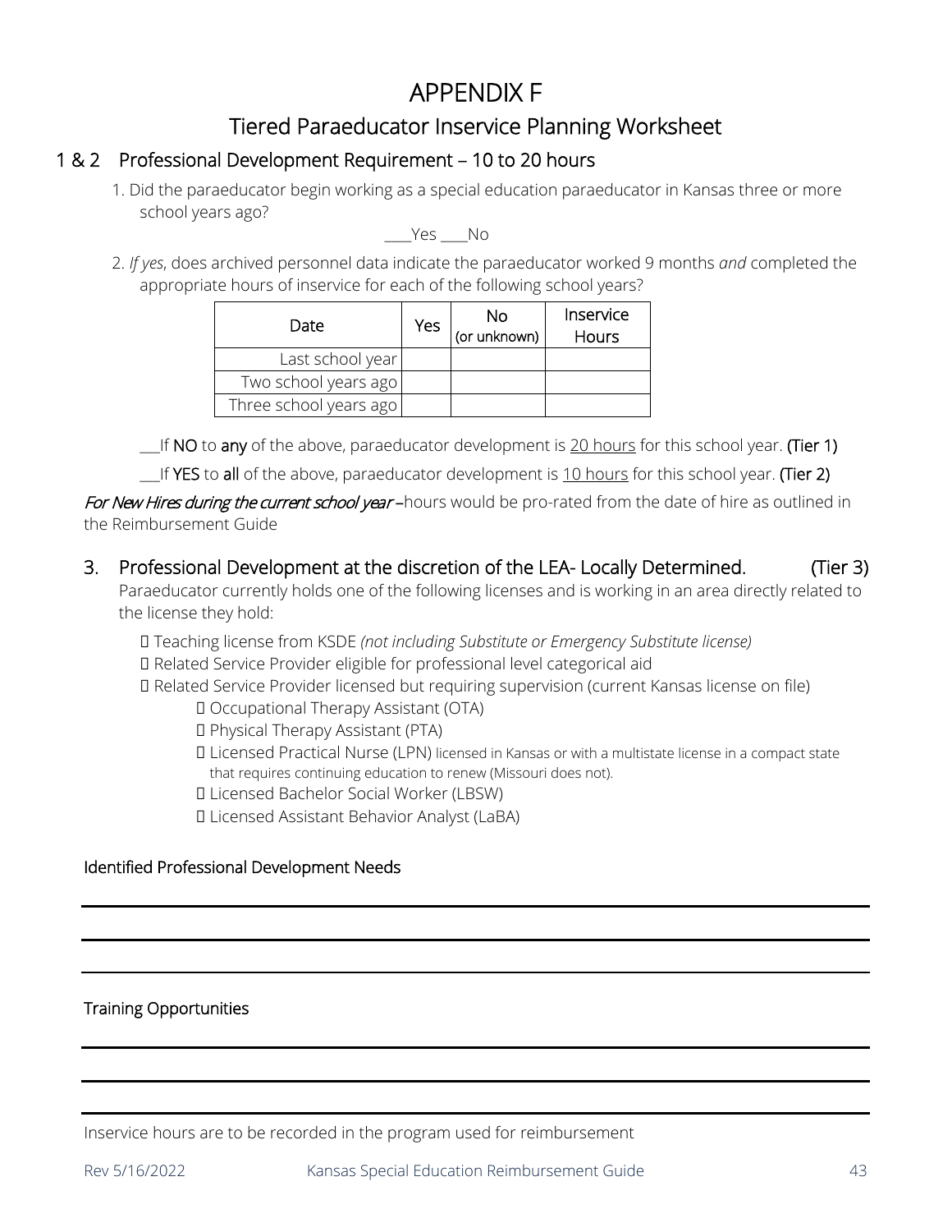# APPENDIX F

## Tiered Paraeducator Inservice Planning Worksheet

### 1 & 2 Professional Development Requirement – 10 to 20 hours

1. Did the paraeducator begin working as a special education paraeducator in Kansas three or more school years ago?

   ____Yes ____No

2. *If yes*, does archived personnel data indicate the paraeducator worked 9 months *and* completed the appropriate hours of inservice for each of the following school years?

| Date | Yes | No (or unknown) | Inservice Hours |
|---|---|---|---|
| Last school year | | | |
| Two school years ago | | | |
| Three school years ago | | | |

___If **NO** to **any** of the above, paraeducator development is 20 hours for this school year. **(Tier 1)**

___If **YES** to **all** of the above, paraeducator development is 10 hours for this school year. **(Tier 2)**

*For New Hires during the current school year* –hours would be pro-rated from the date of hire as outlined in the Reimbursement Guide

### 3. Professional Development at the discretion of the LEA- Locally Determined. (Tier 3)

Paraeducator currently holds one of the following licenses and is working in an area directly related to the license they hold:

- Teaching license from KSDE *(not including Substitute or Emergency Substitute license)*
- Related Service Provider eligible for professional level categorical aid
- Related Service Provider licensed but requiring supervision (current Kansas license on file)
  - Occupational Therapy Assistant (OTA)
  - Physical Therapy Assistant (PTA)
  - Licensed Practical Nurse (LPN) licensed in Kansas or with a multistate license in a compact state that requires continuing education to renew (Missouri does not).
  - Licensed Bachelor Social Worker (LBSW)
  - Licensed Assistant Behavior Analyst (LaBA)

Identified Professional Development Needs

______________________________________________

______________________________________________

______________________________________________

Training Opportunities

______________________________________________

______________________________________________

______________________________________________

Inservice hours are to be recorded in the program used for reimbursement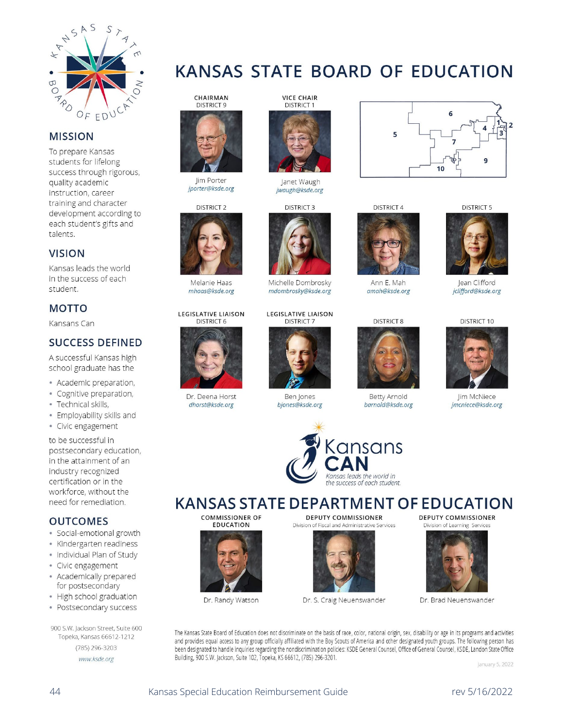## MISSION

To prepare Kansas students for lifelong success through rigorous, quality academic instruction, career training and character development according to each student's gifts and talents.

## VISION

Kansas leads the world in the success of each student.

## MOTTO

Kansans Can

## SUCCESS DEFINED

A successful Kansas high school graduate has the

- Academic preparation,
- Cognitive preparation,
- Technical skills,
- Employability skills and
- Civic engagement

to be successful in postsecondary education, in the attainment of an industry recognized certification or in the workforce, without the need for remediation.

## OUTCOMES

- Social-emotional growth
- Kindergarten readiness
- Individual Plan of Study
- Civic engagement
- Academically prepared for postsecondary
- High school graduation
- Postsecondary success

900 S.W. Jackson Street, Suite 600
Topeka, Kansas 66612-1212
(785) 296-3203
www.ksde.org

# KANSAS STATE BOARD OF EDUCATION

**CHAIRMAN**
DISTRICT 9
Jim Porter
*jporter@ksde.org*

**VICE CHAIR**
DISTRICT 1
Janet Waugh
*jwaugh@ksde.org*

5 6 7 4 1 2 3 9 10

DISTRICT 2
Melanie Haas
*mhaas@ksde.org*

DISTRICT 3
Michelle Dombrosky
*mdombrosky@ksde.org*

DISTRICT 4
Ann E. Mah
*amah@ksde.org*

DISTRICT 5
Jean Clifford
*jclifford@ksde.org*

**LEGISLATIVE LIAISON**
DISTRICT 6
Dr. Deena Horst
*dhorst@ksde.org*

**LEGISLATIVE LIAISON**
DISTRICT 7
Ben Jones
*bjones@ksde.org*

DISTRICT 8
Betty Arnold
*barnold@ksde.org*

DISTRICT 10
Jim McNiece
*jmcniece@ksde.org*

Kansans CAN
*Kansas leads the world in the success of each student.*

# KANSAS STATE DEPARTMENT OF EDUCATION

**COMMISSIONER OF EDUCATION**
Dr. Randy Watson

**DEPUTY COMMISSIONER**
Division of Fiscal and Administrative Services
Dr. S. Craig Neuenswander

**DEPUTY COMMISSIONER**
Division of Learning Services
Dr. Brad Neuenswander

The Kansas State Board of Education does not discriminate on the basis of race, color, national origin, sex, disability or age in its programs and activities and provides equal access to any group officially affiliated with the Boy Scouts of America and other designated youth groups. The following person has been designated to handle inquiries regarding the nondiscrimination policies: KSDE General Counsel, Office of General Counsel, KSDE, Landon State Office Building, 900 S.W. Jackson, Suite 102, Topeka, KS 66612, (785) 296-3201.

January 5, 2022